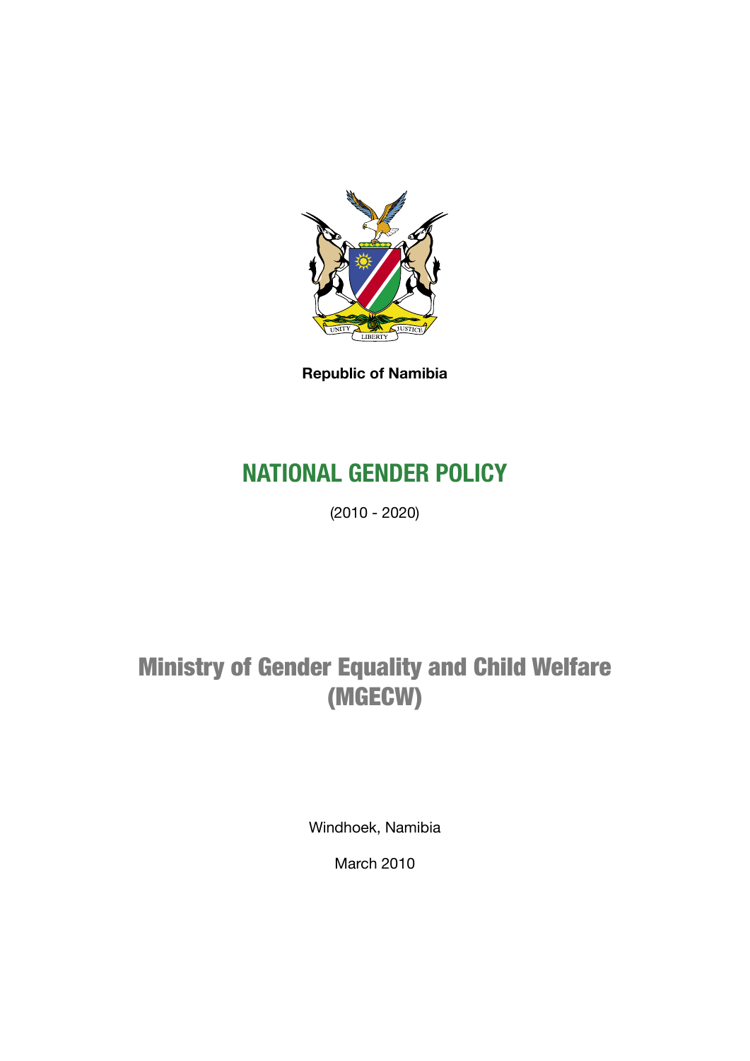**Republic of Namibia**

# NATIONAL GENDER POLICY

(2010 - 2020)

## Ministry of Gender Equality and Child Welfare (MGECW)

Windhoek, Namibia

March 2010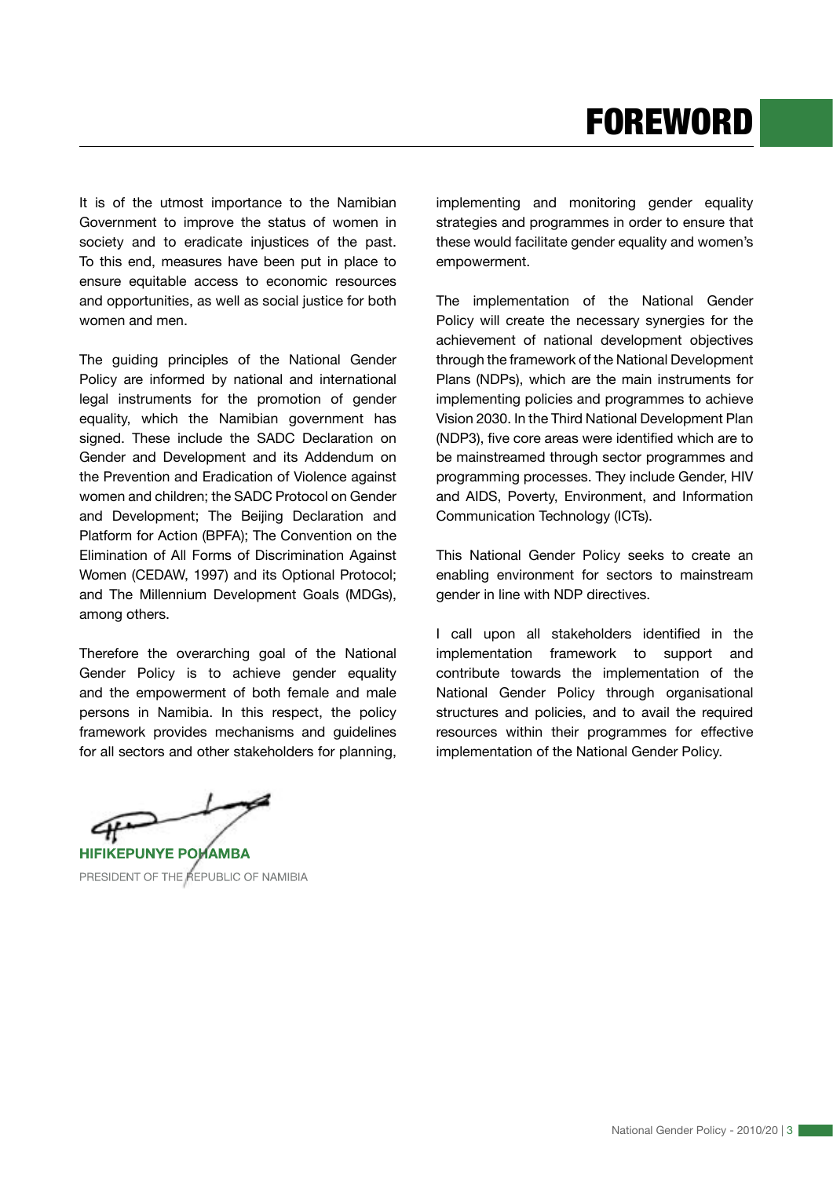# FOREWORD

It is of the utmost importance to the Namibian Government to improve the status of women in society and to eradicate injustices of the past. To this end, measures have been put in place to ensure equitable access to economic resources and opportunities, as well as social justice for both women and men.

The guiding principles of the National Gender Policy are informed by national and international legal instruments for the promotion of gender equality, which the Namibian government has signed. These include the SADC Declaration on Gender and Development and its Addendum on the Prevention and Eradication of Violence against women and children; the SADC Protocol on Gender and Development; The Beijing Declaration and Platform for Action (BPFA); The Convention on the Elimination of All Forms of Discrimination Against Women (CEDAW, 1997) and its Optional Protocol; and The Millennium Development Goals (MDGs), among others.

Therefore the overarching goal of the National Gender Policy is to achieve gender equality and the empowerment of both female and male persons in Namibia. In this respect, the policy framework provides mechanisms and guidelines for all sectors and other stakeholders for planning, implementing and monitoring gender equality strategies and programmes in order to ensure that these would facilitate gender equality and women's empowerment.

The implementation of the National Gender Policy will create the necessary synergies for the achievement of national development objectives through the framework of the National Development Plans (NDPs), which are the main instruments for implementing policies and programmes to achieve Vision 2030. In the Third National Development Plan (NDP3), five core areas were identified which are to be mainstreamed through sector programmes and programming processes. They include Gender, HIV and AIDS, Poverty, Environment, and Information Communication Technology (ICTs).

This National Gender Policy seeks to create an enabling environment for sectors to mainstream gender in line with NDP directives.

I call upon all stakeholders identified in the implementation framework to support and contribute towards the implementation of the National Gender Policy through organisational structures and policies, and to avail the required resources within their programmes for effective implementation of the National Gender Policy.

**HIFIKEPUNYE POHAMBA**
PRESIDENT OF THE REPUBLIC OF NAMIBIA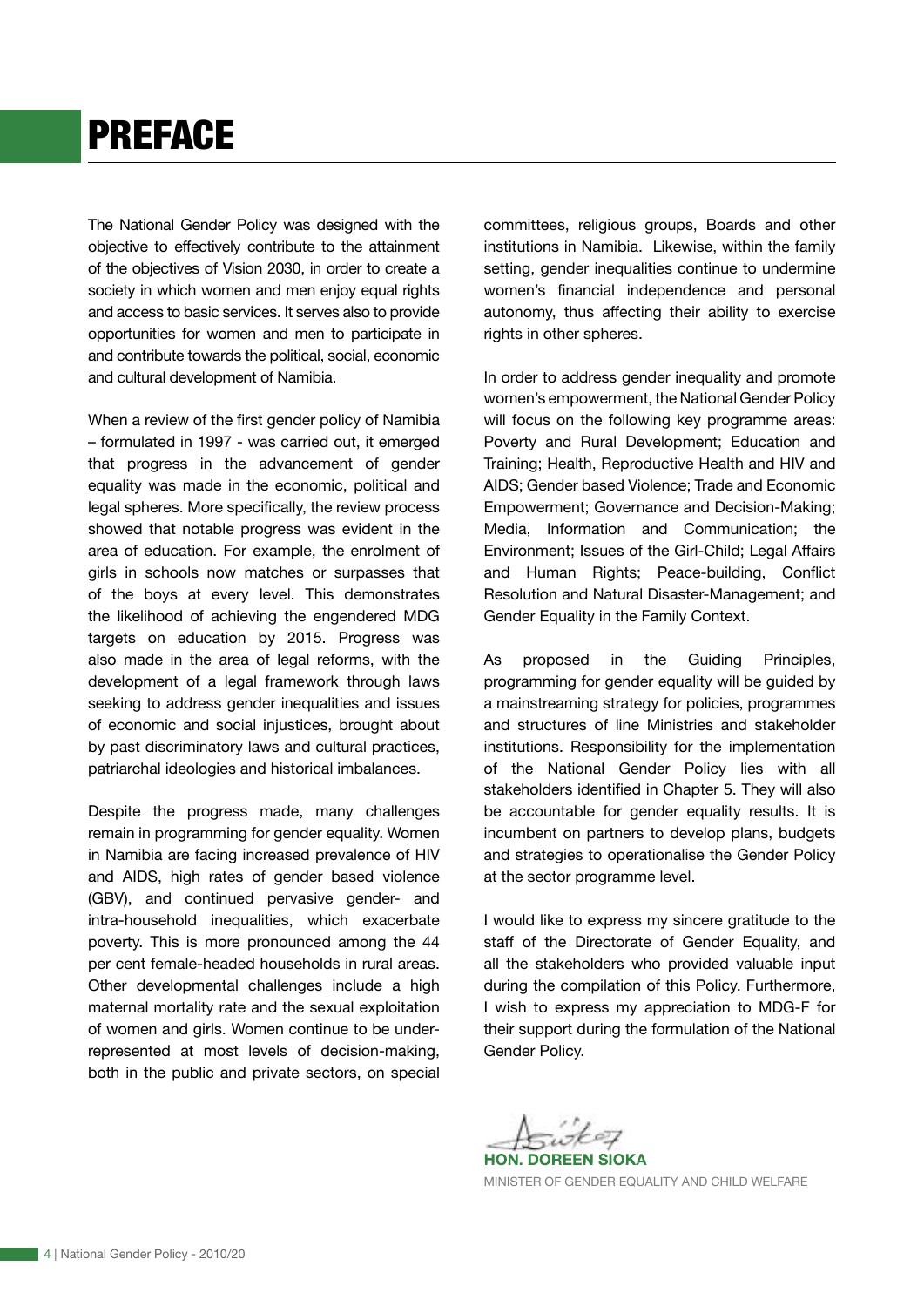# PREFACE

The National Gender Policy was designed with the objective to effectively contribute to the attainment of the objectives of Vision 2030, in order to create a society in which women and men enjoy equal rights and access to basic services. It serves also to provide opportunities for women and men to participate in and contribute towards the political, social, economic and cultural development of Namibia.

When a review of the first gender policy of Namibia – formulated in 1997 - was carried out, it emerged that progress in the advancement of gender equality was made in the economic, political and legal spheres. More specifically, the review process showed that notable progress was evident in the area of education. For example, the enrolment of girls in schools now matches or surpasses that of the boys at every level. This demonstrates the likelihood of achieving the engendered MDG targets on education by 2015. Progress was also made in the area of legal reforms, with the development of a legal framework through laws seeking to address gender inequalities and issues of economic and social injustices, brought about by past discriminatory laws and cultural practices, patriarchal ideologies and historical imbalances.

Despite the progress made, many challenges remain in programming for gender equality. Women in Namibia are facing increased prevalence of HIV and AIDS, high rates of gender based violence (GBV), and continued pervasive gender- and intra-household inequalities, which exacerbate poverty. This is more pronounced among the 44 per cent female-headed households in rural areas. Other developmental challenges include a high maternal mortality rate and the sexual exploitation of women and girls. Women continue to be under-represented at most levels of decision-making, both in the public and private sectors, on special committees, religious groups, Boards and other institutions in Namibia. Likewise, within the family setting, gender inequalities continue to undermine women's financial independence and personal autonomy, thus affecting their ability to exercise rights in other spheres.

In order to address gender inequality and promote women's empowerment, the National Gender Policy will focus on the following key programme areas: Poverty and Rural Development; Education and Training; Health, Reproductive Health and HIV and AIDS; Gender based Violence; Trade and Economic Empowerment; Governance and Decision-Making; Media, Information and Communication; the Environment; Issues of the Girl-Child; Legal Affairs and Human Rights; Peace-building, Conflict Resolution and Natural Disaster-Management; and Gender Equality in the Family Context.

As proposed in the Guiding Principles, programming for gender equality will be guided by a mainstreaming strategy for policies, programmes and structures of line Ministries and stakeholder institutions. Responsibility for the implementation of the National Gender Policy lies with all stakeholders identified in Chapter 5. They will also be accountable for gender equality results. It is incumbent on partners to develop plans, budgets and strategies to operationalise the Gender Policy at the sector programme level.

I would like to express my sincere gratitude to the staff of the Directorate of Gender Equality, and all the stakeholders who provided valuable input during the compilation of this Policy. Furthermore, I wish to express my appreciation to MDG-F for their support during the formulation of the National Gender Policy.

**HON. DOREEN SIOKA**
MINISTER OF GENDER EQUALITY AND CHILD WELFARE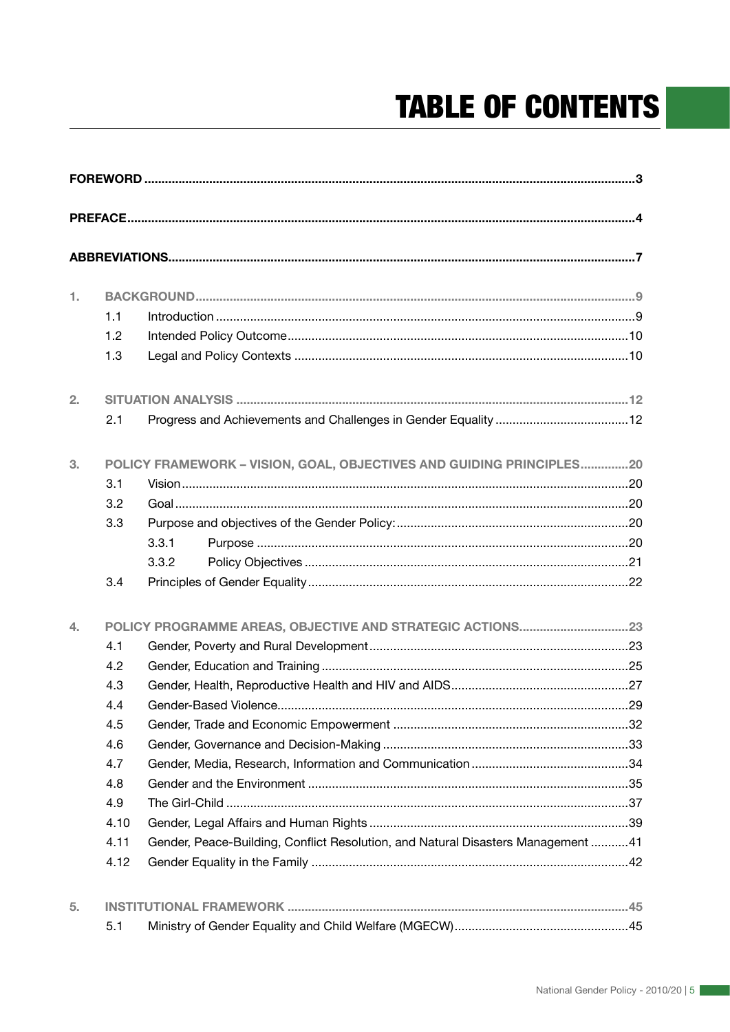# TABLE OF CONTENTS

**FOREWORD** ........................................ 3

**PREFACE** ........................................ 4

**ABBREVIATIONS** ........................................ 7

1. **BACKGROUND** ........................................ 9
   - 1.1 Introduction ........................................ 9
   - 1.2 Intended Policy Outcome ........................................ 10
   - 1.3 Legal and Policy Contexts ........................................ 10

2. **SITUATION ANALYSIS** ........................................ 12
   - 2.1 Progress and Achievements and Challenges in Gender Equality ........................................ 12

3. **POLICY FRAMEWORK – VISION, GOAL, OBJECTIVES AND GUIDING PRINCIPLES** ........................................ 20
   - 3.1 Vision ........................................ 20
   - 3.2 Goal ........................................ 20
   - 3.3 Purpose and objectives of the Gender Policy: ........................................ 20
     - 3.3.1 Purpose ........................................ 20
     - 3.3.2 Policy Objectives ........................................ 21
   - 3.4 Principles of Gender Equality ........................................ 22

4. **POLICY PROGRAMME AREAS, OBJECTIVE AND STRATEGIC ACTIONS** ........................................ 23
   - 4.1 Gender, Poverty and Rural Development ........................................ 23
   - 4.2 Gender, Education and Training ........................................ 25
   - 4.3 Gender, Health, Reproductive Health and HIV and AIDS ........................................ 27
   - 4.4 Gender-Based Violence ........................................ 29
   - 4.5 Gender, Trade and Economic Empowerment ........................................ 32
   - 4.6 Gender, Governance and Decision-Making ........................................ 33
   - 4.7 Gender, Media, Research, Information and Communication ........................................ 34
   - 4.8 Gender and the Environment ........................................ 35
   - 4.9 The Girl-Child ........................................ 37
   - 4.10 Gender, Legal Affairs and Human Rights ........................................ 39
   - 4.11 Gender, Peace-Building, Conflict Resolution, and Natural Disasters Management ........................................ 41
   - 4.12 Gender Equality in the Family ........................................ 42

5. **INSTITUTIONAL FRAMEWORK** ........................................ 45
   - 5.1 Ministry of Gender Equality and Child Welfare (MGECW) ........................................ 45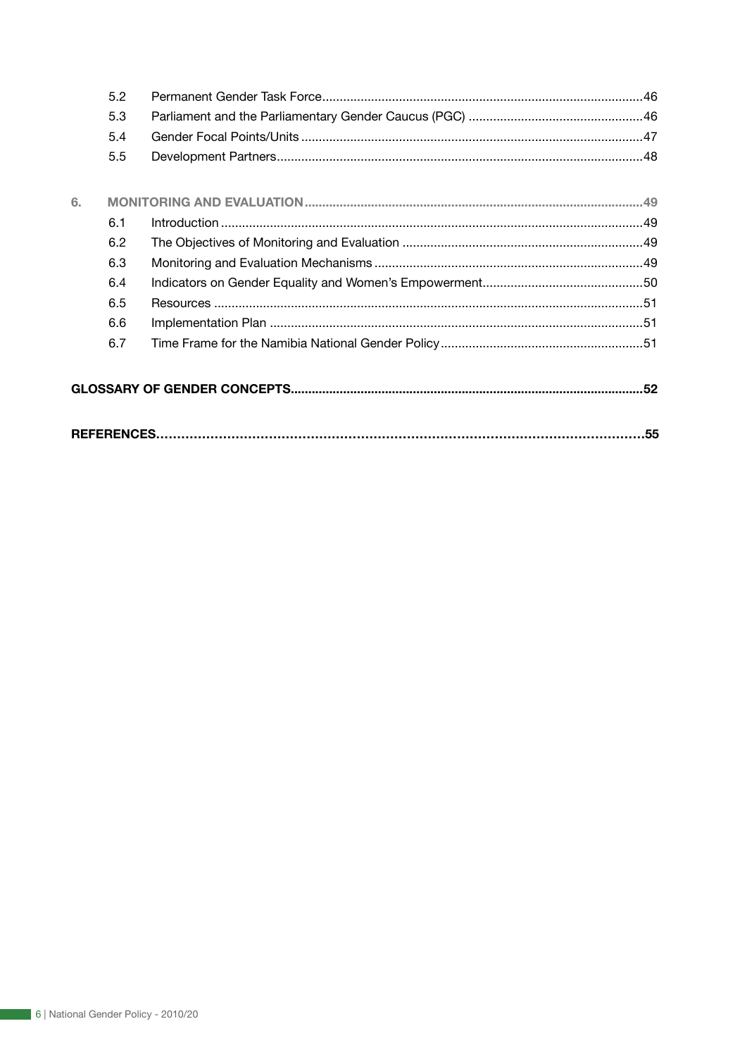| | | |
|---|---|---|
| 5.2 | Permanent Gender Task Force | 46 |
| 5.3 | Parliament and the Parliamentary Gender Caucus (PGC) | 46 |
| 5.4 | Gender Focal Points/Units | 47 |
| 5.5 | Development Partners | 48 |

| | | |
|---|---|---|
| **6.** | **MONITORING AND EVALUATION** | **49** |
| 6.1 | Introduction | 49 |
| 6.2 | The Objectives of Monitoring and Evaluation | 49 |
| 6.3 | Monitoring and Evaluation Mechanisms | 49 |
| 6.4 | Indicators on Gender Equality and Women's Empowerment | 50 |
| 6.5 | Resources | 51 |
| 6.6 | Implementation Plan | 51 |
| 6.7 | Time Frame for the Namibia National Gender Policy | 51 |

**GLOSSARY OF GENDER CONCEPTS** .......... **52**

**REFERENCES** .......... **55**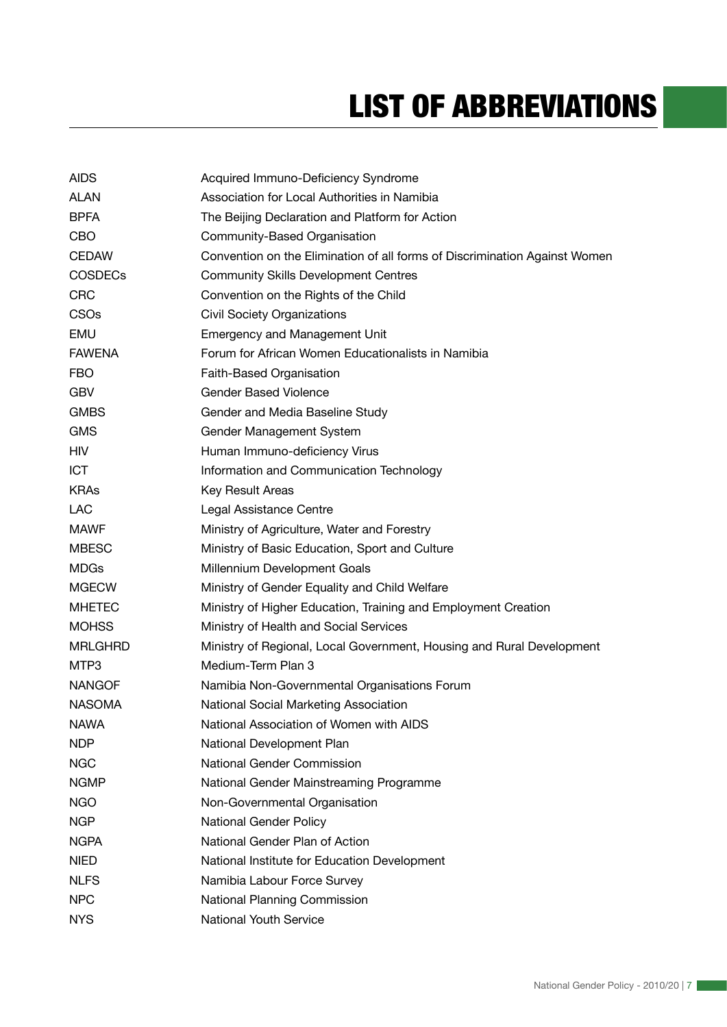# LIST OF ABBREVIATIONS

| | |
|---|---|
| AIDS | Acquired Immuno-Deficiency Syndrome |
| ALAN | Association for Local Authorities in Namibia |
| BPFA | The Beijing Declaration and Platform for Action |
| CBO | Community-Based Organisation |
| CEDAW | Convention on the Elimination of all forms of Discrimination Against Women |
| COSDECs | Community Skills Development Centres |
| CRC | Convention on the Rights of the Child |
| CSOs | Civil Society Organizations |
| EMU | Emergency and Management Unit |
| FAWENA | Forum for African Women Educationalists in Namibia |
| FBO | Faith-Based Organisation |
| GBV | Gender Based Violence |
| GMBS | Gender and Media Baseline Study |
| GMS | Gender Management System |
| HIV | Human Immuno-deficiency Virus |
| ICT | Information and Communication Technology |
| KRAs | Key Result Areas |
| LAC | Legal Assistance Centre |
| MAWF | Ministry of Agriculture, Water and Forestry |
| MBESC | Ministry of Basic Education, Sport and Culture |
| MDGs | Millennium Development Goals |
| MGECW | Ministry of Gender Equality and Child Welfare |
| MHETEC | Ministry of Higher Education, Training and Employment Creation |
| MOHSS | Ministry of Health and Social Services |
| MRLGHRD | Ministry of Regional, Local Government, Housing and Rural Development |
| MTP3 | Medium-Term Plan 3 |
| NANGOF | Namibia Non-Governmental Organisations Forum |
| NASOMA | National Social Marketing Association |
| NAWA | National Association of Women with AIDS |
| NDP | National Development Plan |
| NGC | National Gender Commission |
| NGMP | National Gender Mainstreaming Programme |
| NGO | Non-Governmental Organisation |
| NGP | National Gender Policy |
| NGPA | National Gender Plan of Action |
| NIED | National Institute for Education Development |
| NLFS | Namibia Labour Force Survey |
| NPC | National Planning Commission |
| NYS | National Youth Service |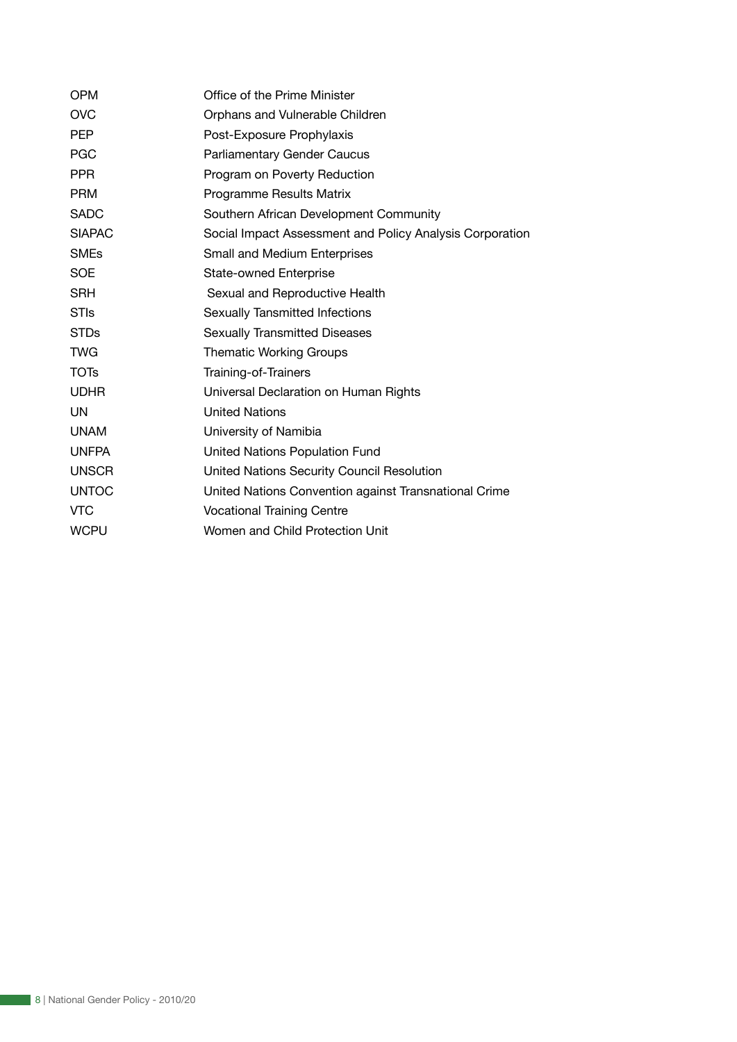| | |
|---|---|
| OPM | Office of the Prime Minister |
| OVC | Orphans and Vulnerable Children |
| PEP | Post-Exposure Prophylaxis |
| PGC | Parliamentary Gender Caucus |
| PPR | Program on Poverty Reduction |
| PRM | Programme Results Matrix |
| SADC | Southern African Development Community |
| SIAPAC | Social Impact Assessment and Policy Analysis Corporation |
| SMEs | Small and Medium Enterprises |
| SOE | State-owned Enterprise |
| SRH | Sexual and Reproductive Health |
| STIs | Sexually Tansmitted Infections |
| STDs | Sexually Transmitted Diseases |
| TWG | Thematic Working Groups |
| TOTs | Training-of-Trainers |
| UDHR | Universal Declaration on Human Rights |
| UN | United Nations |
| UNAM | University of Namibia |
| UNFPA | United Nations Population Fund |
| UNSCR | United Nations Security Council Resolution |
| UNTOC | United Nations Convention against Transnational Crime |
| VTC | Vocational Training Centre |
| WCPU | Women and Child Protection Unit |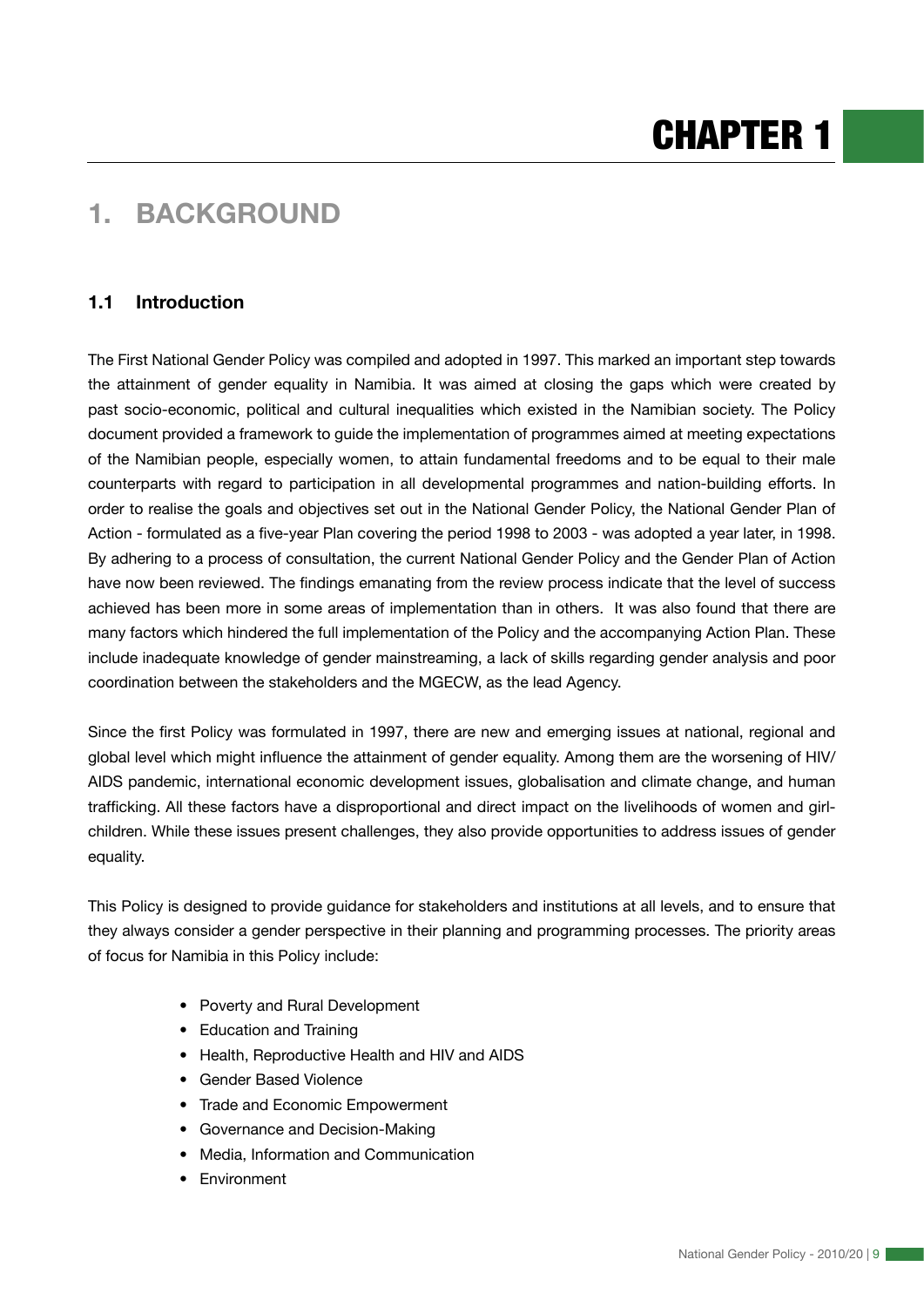# CHAPTER 1

## 1. BACKGROUND

### 1.1 Introduction

The First National Gender Policy was compiled and adopted in 1997. This marked an important step towards the attainment of gender equality in Namibia. It was aimed at closing the gaps which were created by past socio-economic, political and cultural inequalities which existed in the Namibian society. The Policy document provided a framework to guide the implementation of programmes aimed at meeting expectations of the Namibian people, especially women, to attain fundamental freedoms and to be equal to their male counterparts with regard to participation in all developmental programmes and nation-building efforts. In order to realise the goals and objectives set out in the National Gender Policy, the National Gender Plan of Action - formulated as a five-year Plan covering the period 1998 to 2003 - was adopted a year later, in 1998. By adhering to a process of consultation, the current National Gender Policy and the Gender Plan of Action have now been reviewed. The findings emanating from the review process indicate that the level of success achieved has been more in some areas of implementation than in others. It was also found that there are many factors which hindered the full implementation of the Policy and the accompanying Action Plan. These include inadequate knowledge of gender mainstreaming, a lack of skills regarding gender analysis and poor coordination between the stakeholders and the MGECW, as the lead Agency.

Since the first Policy was formulated in 1997, there are new and emerging issues at national, regional and global level which might influence the attainment of gender equality. Among them are the worsening of HIV/ AIDS pandemic, international economic development issues, globalisation and climate change, and human trafficking. All these factors have a disproportional and direct impact on the livelihoods of women and girl-children. While these issues present challenges, they also provide opportunities to address issues of gender equality.

This Policy is designed to provide guidance for stakeholders and institutions at all levels, and to ensure that they always consider a gender perspective in their planning and programming processes. The priority areas of focus for Namibia in this Policy include:

- Poverty and Rural Development
- Education and Training
- Health, Reproductive Health and HIV and AIDS
- Gender Based Violence
- Trade and Economic Empowerment
- Governance and Decision-Making
- Media, Information and Communication
- Environment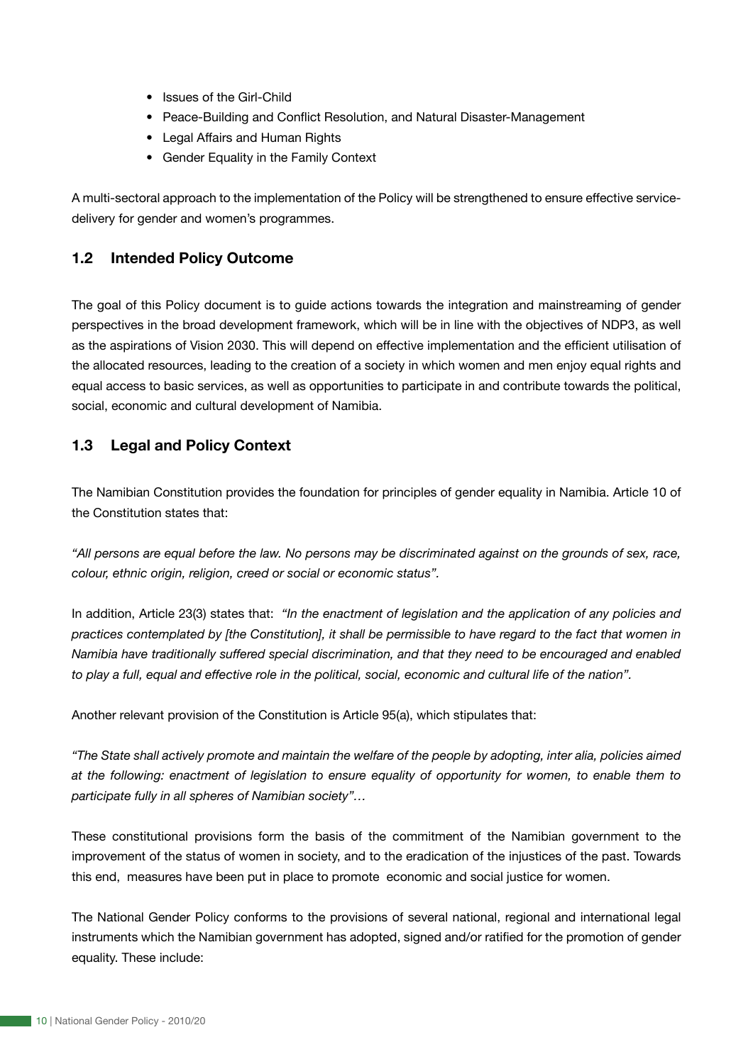- Issues of the Girl-Child
- Peace-Building and Conflict Resolution, and Natural Disaster-Management
- Legal Affairs and Human Rights
- Gender Equality in the Family Context

A multi-sectoral approach to the implementation of the Policy will be strengthened to ensure effective service-delivery for gender and women's programmes.

## 1.2 Intended Policy Outcome

The goal of this Policy document is to guide actions towards the integration and mainstreaming of gender perspectives in the broad development framework, which will be in line with the objectives of NDP3, as well as the aspirations of Vision 2030. This will depend on effective implementation and the efficient utilisation of the allocated resources, leading to the creation of a society in which women and men enjoy equal rights and equal access to basic services, as well as opportunities to participate in and contribute towards the political, social, economic and cultural development of Namibia.

## 1.3 Legal and Policy Context

The Namibian Constitution provides the foundation for principles of gender equality in Namibia. Article 10 of the Constitution states that:

*"All persons are equal before the law. No persons may be discriminated against on the grounds of sex, race, colour, ethnic origin, religion, creed or social or economic status".*

In addition, Article 23(3) states that: *"In the enactment of legislation and the application of any policies and practices contemplated by [the Constitution], it shall be permissible to have regard to the fact that women in Namibia have traditionally suffered special discrimination, and that they need to be encouraged and enabled to play a full, equal and effective role in the political, social, economic and cultural life of the nation".*

Another relevant provision of the Constitution is Article 95(a), which stipulates that:

*"The State shall actively promote and maintain the welfare of the people by adopting, inter alia, policies aimed at the following: enactment of legislation to ensure equality of opportunity for women, to enable them to participate fully in all spheres of Namibian society"…*

These constitutional provisions form the basis of the commitment of the Namibian government to the improvement of the status of women in society, and to the eradication of the injustices of the past. Towards this end, measures have been put in place to promote economic and social justice for women.

The National Gender Policy conforms to the provisions of several national, regional and international legal instruments which the Namibian government has adopted, signed and/or ratified for the promotion of gender equality. These include: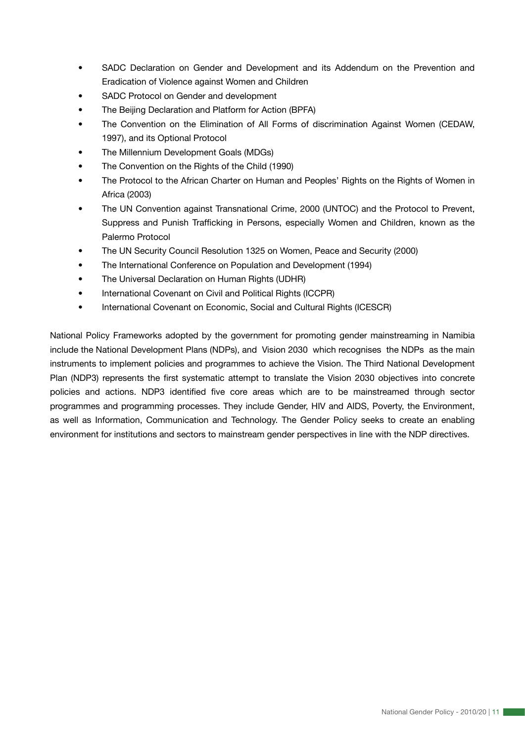- SADC Declaration on Gender and Development and its Addendum on the Prevention and Eradication of Violence against Women and Children
- SADC Protocol on Gender and development
- The Beijing Declaration and Platform for Action (BPFA)
- The Convention on the Elimination of All Forms of discrimination Against Women (CEDAW, 1997), and its Optional Protocol
- The Millennium Development Goals (MDGs)
- The Convention on the Rights of the Child (1990)
- The Protocol to the African Charter on Human and Peoples' Rights on the Rights of Women in Africa (2003)
- The UN Convention against Transnational Crime, 2000 (UNTOC) and the Protocol to Prevent, Suppress and Punish Trafficking in Persons, especially Women and Children, known as the Palermo Protocol
- The UN Security Council Resolution 1325 on Women, Peace and Security (2000)
- The International Conference on Population and Development (1994)
- The Universal Declaration on Human Rights (UDHR)
- International Covenant on Civil and Political Rights (ICCPR)
- International Covenant on Economic, Social and Cultural Rights (ICESCR)

National Policy Frameworks adopted by the government for promoting gender mainstreaming in Namibia include the National Development Plans (NDPs), and Vision 2030 which recognises the NDPs as the main instruments to implement policies and programmes to achieve the Vision. The Third National Development Plan (NDP3) represents the first systematic attempt to translate the Vision 2030 objectives into concrete policies and actions. NDP3 identified five core areas which are to be mainstreamed through sector programmes and programming processes. They include Gender, HIV and AIDS, Poverty, the Environment, as well as Information, Communication and Technology. The Gender Policy seeks to create an enabling environment for institutions and sectors to mainstream gender perspectives in line with the NDP directives.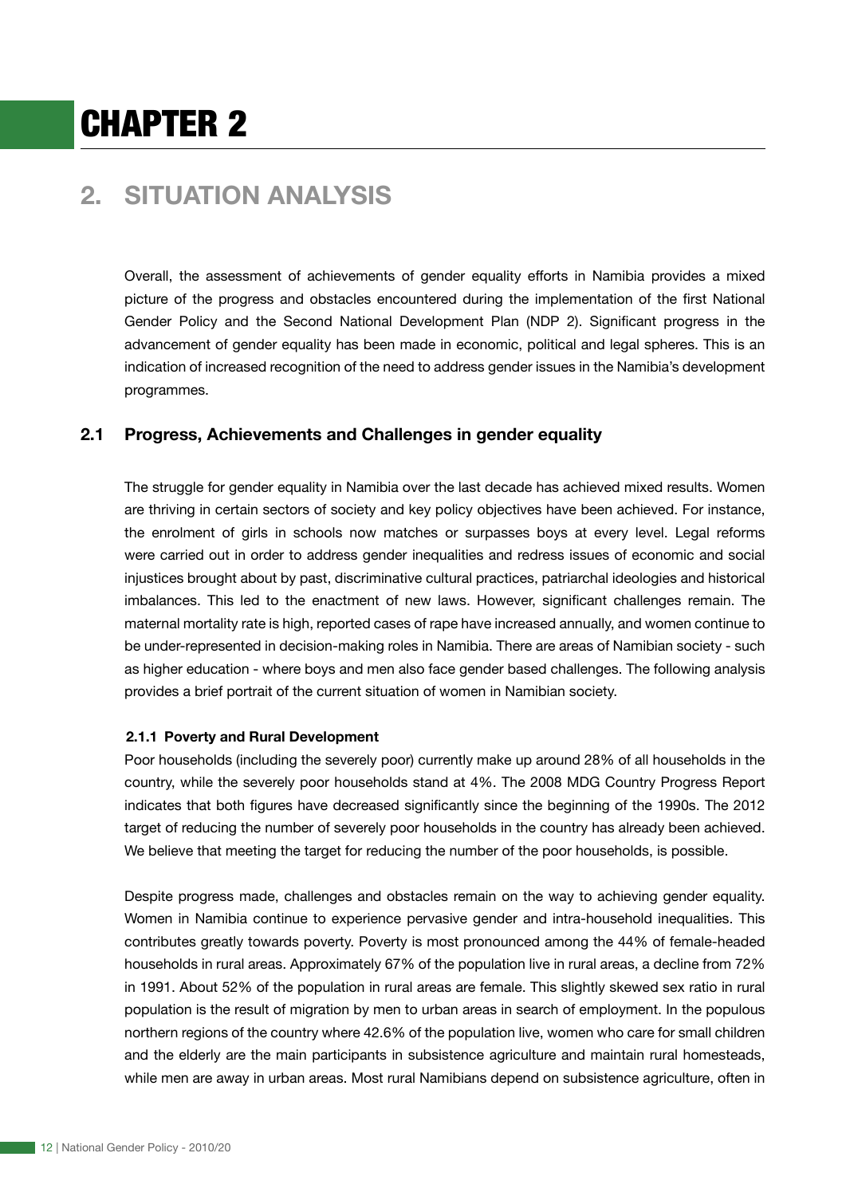# CHAPTER 2

## 2. SITUATION ANALYSIS

Overall, the assessment of achievements of gender equality efforts in Namibia provides a mixed picture of the progress and obstacles encountered during the implementation of the first National Gender Policy and the Second National Development Plan (NDP 2). Significant progress in the advancement of gender equality has been made in economic, political and legal spheres. This is an indication of increased recognition of the need to address gender issues in the Namibia's development programmes.

### 2.1 Progress, Achievements and Challenges in gender equality

The struggle for gender equality in Namibia over the last decade has achieved mixed results. Women are thriving in certain sectors of society and key policy objectives have been achieved. For instance, the enrolment of girls in schools now matches or surpasses boys at every level. Legal reforms were carried out in order to address gender inequalities and redress issues of economic and social injustices brought about by past, discriminative cultural practices, patriarchal ideologies and historical imbalances. This led to the enactment of new laws. However, significant challenges remain. The maternal mortality rate is high, reported cases of rape have increased annually, and women continue to be under-represented in decision-making roles in Namibia. There are areas of Namibian society - such as higher education - where boys and men also face gender based challenges. The following analysis provides a brief portrait of the current situation of women in Namibian society.

#### 2.1.1 Poverty and Rural Development

Poor households (including the severely poor) currently make up around 28% of all households in the country, while the severely poor households stand at 4%. The 2008 MDG Country Progress Report indicates that both figures have decreased significantly since the beginning of the 1990s. The 2012 target of reducing the number of severely poor households in the country has already been achieved. We believe that meeting the target for reducing the number of the poor households, is possible.

Despite progress made, challenges and obstacles remain on the way to achieving gender equality. Women in Namibia continue to experience pervasive gender and intra-household inequalities. This contributes greatly towards poverty. Poverty is most pronounced among the 44% of female-headed households in rural areas. Approximately 67% of the population live in rural areas, a decline from 72% in 1991. About 52% of the population in rural areas are female. This slightly skewed sex ratio in rural population is the result of migration by men to urban areas in search of employment. In the populous northern regions of the country where 42.6% of the population live, women who care for small children and the elderly are the main participants in subsistence agriculture and maintain rural homesteads, while men are away in urban areas. Most rural Namibians depend on subsistence agriculture, often in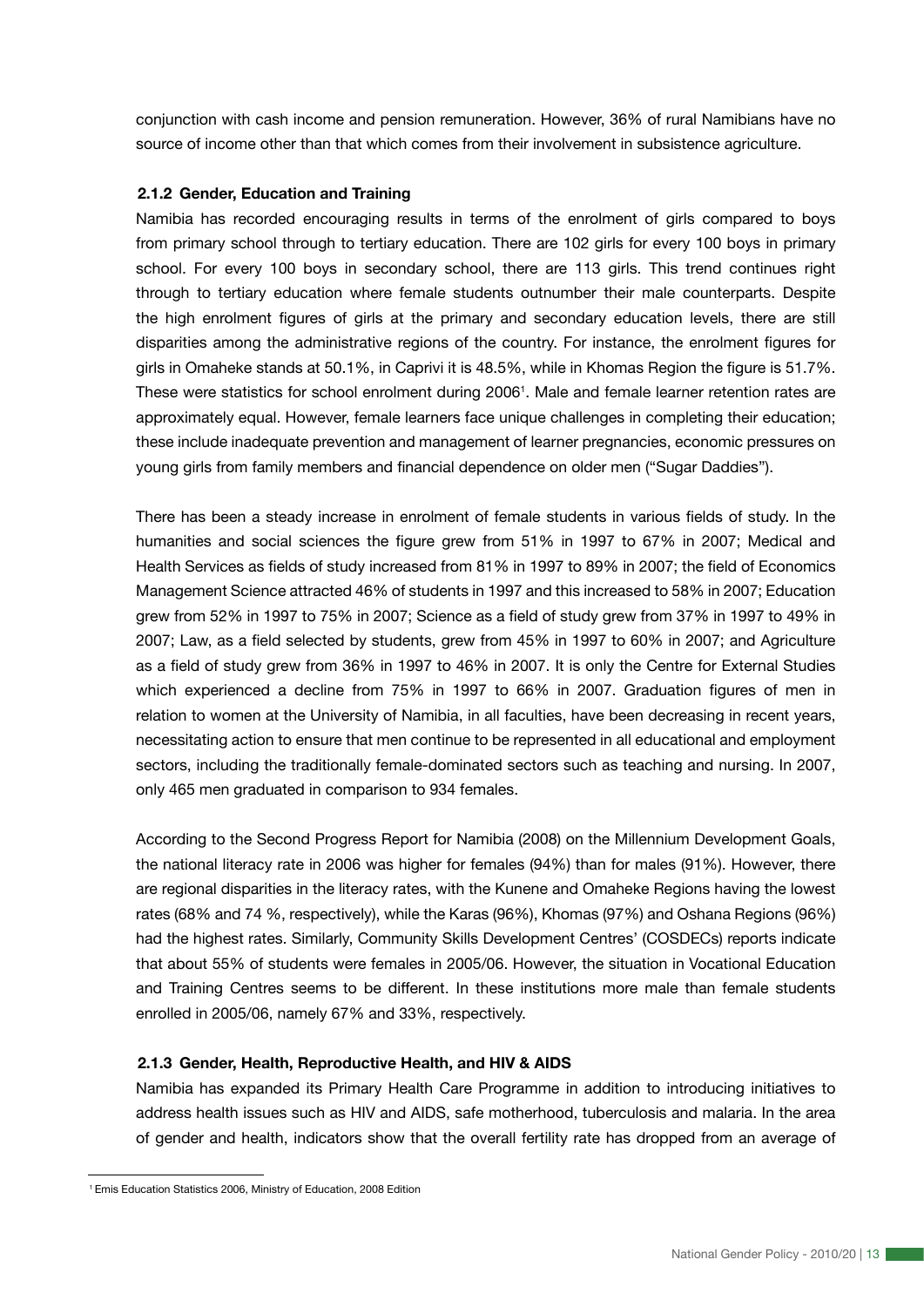conjunction with cash income and pension remuneration. However, 36% of rural Namibians have no source of income other than that which comes from their involvement in subsistence agriculture.

### 2.1.2 Gender, Education and Training

Namibia has recorded encouraging results in terms of the enrolment of girls compared to boys from primary school through to tertiary education. There are 102 girls for every 100 boys in primary school. For every 100 boys in secondary school, there are 113 girls. This trend continues right through to tertiary education where female students outnumber their male counterparts. Despite the high enrolment figures of girls at the primary and secondary education levels, there are still disparities among the administrative regions of the country. For instance, the enrolment figures for girls in Omaheke stands at 50.1%, in Caprivi it is 48.5%, while in Khomas Region the figure is 51.7%. These were statistics for school enrolment during 2006[1]. Male and female learner retention rates are approximately equal. However, female learners face unique challenges in completing their education; these include inadequate prevention and management of learner pregnancies, economic pressures on young girls from family members and financial dependence on older men ("Sugar Daddies").

There has been a steady increase in enrolment of female students in various fields of study. In the humanities and social sciences the figure grew from 51% in 1997 to 67% in 2007; Medical and Health Services as fields of study increased from 81% in 1997 to 89% in 2007; the field of Economics Management Science attracted 46% of students in 1997 and this increased to 58% in 2007; Education grew from 52% in 1997 to 75% in 2007; Science as a field of study grew from 37% in 1997 to 49% in 2007; Law, as a field selected by students, grew from 45% in 1997 to 60% in 2007; and Agriculture as a field of study grew from 36% in 1997 to 46% in 2007. It is only the Centre for External Studies which experienced a decline from 75% in 1997 to 66% in 2007. Graduation figures of men in relation to women at the University of Namibia, in all faculties, have been decreasing in recent years, necessitating action to ensure that men continue to be represented in all educational and employment sectors, including the traditionally female-dominated sectors such as teaching and nursing. In 2007, only 465 men graduated in comparison to 934 females.

According to the Second Progress Report for Namibia (2008) on the Millennium Development Goals, the national literacy rate in 2006 was higher for females (94%) than for males (91%). However, there are regional disparities in the literacy rates, with the Kunene and Omaheke Regions having the lowest rates (68% and 74 %, respectively), while the Karas (96%), Khomas (97%) and Oshana Regions (96%) had the highest rates. Similarly, Community Skills Development Centres' (COSDECs) reports indicate that about 55% of students were females in 2005/06. However, the situation in Vocational Education and Training Centres seems to be different. In these institutions more male than female students enrolled in 2005/06, namely 67% and 33%, respectively.

### 2.1.3 Gender, Health, Reproductive Health, and HIV & AIDS

Namibia has expanded its Primary Health Care Programme in addition to introducing initiatives to address health issues such as HIV and AIDS, safe motherhood, tuberculosis and malaria. In the area of gender and health, indicators show that the overall fertility rate has dropped from an average of

[1] Emis Education Statistics 2006, Ministry of Education, 2008 Edition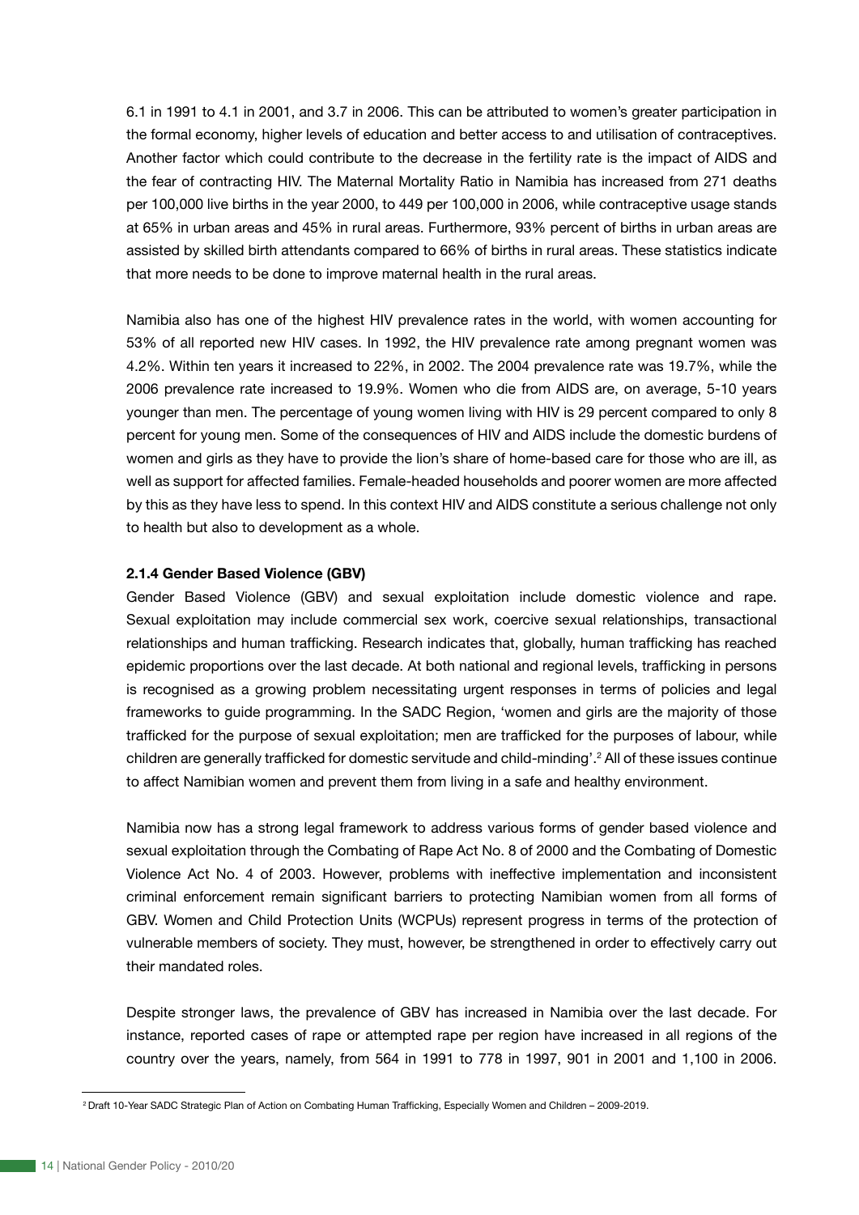6.1 in 1991 to 4.1 in 2001, and 3.7 in 2006. This can be attributed to women's greater participation in the formal economy, higher levels of education and better access to and utilisation of contraceptives. Another factor which could contribute to the decrease in the fertility rate is the impact of AIDS and the fear of contracting HIV. The Maternal Mortality Ratio in Namibia has increased from 271 deaths per 100,000 live births in the year 2000, to 449 per 100,000 in 2006, while contraceptive usage stands at 65% in urban areas and 45% in rural areas. Furthermore, 93% percent of births in urban areas are assisted by skilled birth attendants compared to 66% of births in rural areas. These statistics indicate that more needs to be done to improve maternal health in the rural areas.

Namibia also has one of the highest HIV prevalence rates in the world, with women accounting for 53% of all reported new HIV cases. In 1992, the HIV prevalence rate among pregnant women was 4.2%. Within ten years it increased to 22%, in 2002. The 2004 prevalence rate was 19.7%, while the 2006 prevalence rate increased to 19.9%. Women who die from AIDS are, on average, 5-10 years younger than men. The percentage of young women living with HIV is 29 percent compared to only 8 percent for young men. Some of the consequences of HIV and AIDS include the domestic burdens of women and girls as they have to provide the lion's share of home-based care for those who are ill, as well as support for affected families. Female-headed households and poorer women are more affected by this as they have less to spend. In this context HIV and AIDS constitute a serious challenge not only to health but also to development as a whole.

#### 2.1.4 Gender Based Violence (GBV)

Gender Based Violence (GBV) and sexual exploitation include domestic violence and rape. Sexual exploitation may include commercial sex work, coercive sexual relationships, transactional relationships and human trafficking. Research indicates that, globally, human trafficking has reached epidemic proportions over the last decade. At both national and regional levels, trafficking in persons is recognised as a growing problem necessitating urgent responses in terms of policies and legal frameworks to guide programming. In the SADC Region, 'women and girls are the majority of those trafficked for the purpose of sexual exploitation; men are trafficked for the purposes of labour, while children are generally trafficked for domestic servitude and child-minding'.[2] All of these issues continue to affect Namibian women and prevent them from living in a safe and healthy environment.

Namibia now has a strong legal framework to address various forms of gender based violence and sexual exploitation through the Combating of Rape Act No. 8 of 2000 and the Combating of Domestic Violence Act No. 4 of 2003. However, problems with ineffective implementation and inconsistent criminal enforcement remain significant barriers to protecting Namibian women from all forms of GBV. Women and Child Protection Units (WCPUs) represent progress in terms of the protection of vulnerable members of society. They must, however, be strengthened in order to effectively carry out their mandated roles.

Despite stronger laws, the prevalence of GBV has increased in Namibia over the last decade. For instance, reported cases of rape or attempted rape per region have increased in all regions of the country over the years, namely, from 564 in 1991 to 778 in 1997, 901 in 2001 and 1,100 in 2006.

[2] Draft 10-Year SADC Strategic Plan of Action on Combating Human Trafficking, Especially Women and Children – 2009-2019.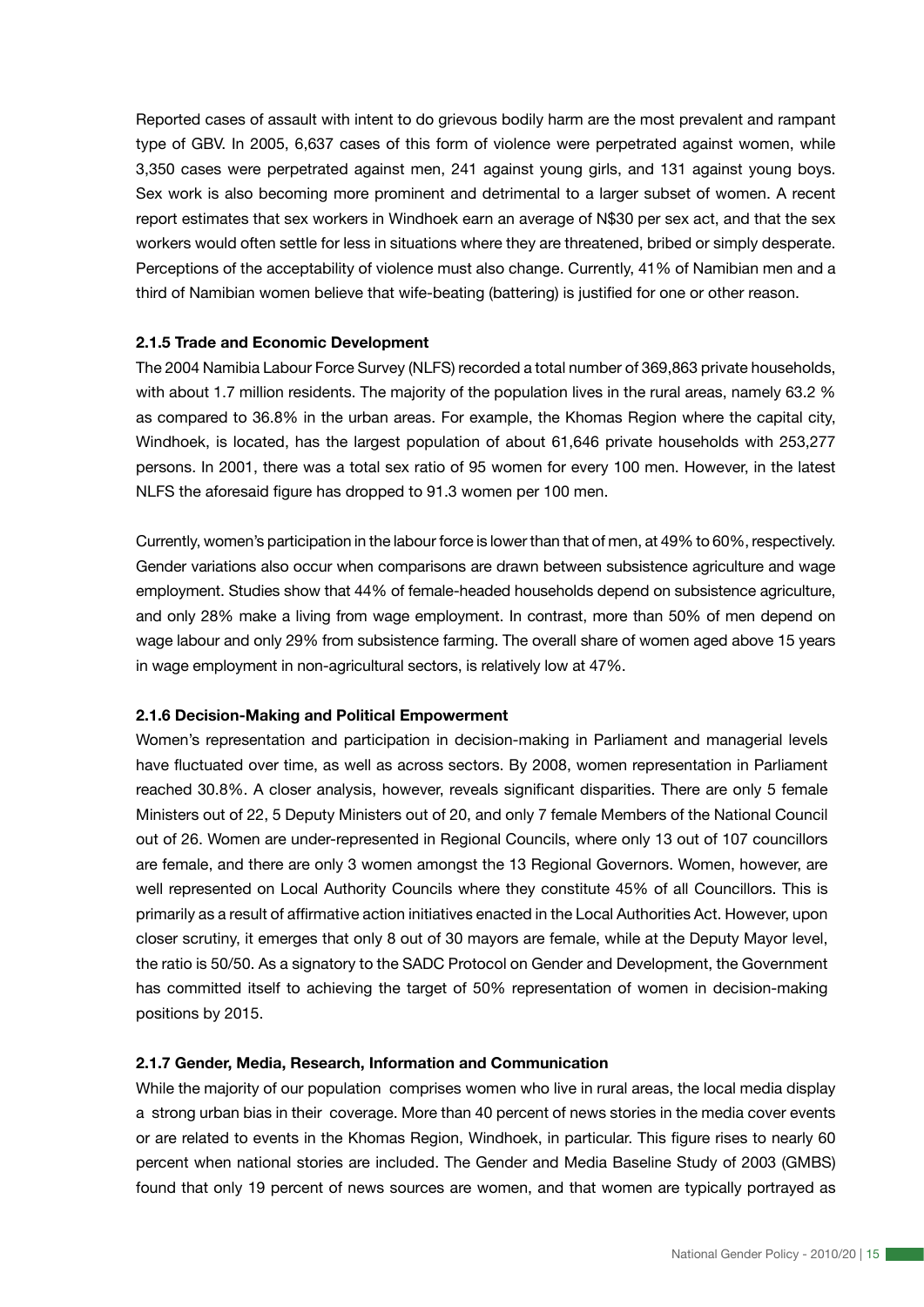Reported cases of assault with intent to do grievous bodily harm are the most prevalent and rampant type of GBV. In 2005, 6,637 cases of this form of violence were perpetrated against women, while 3,350 cases were perpetrated against men, 241 against young girls, and 131 against young boys. Sex work is also becoming more prominent and detrimental to a larger subset of women. A recent report estimates that sex workers in Windhoek earn an average of N$30 per sex act, and that the sex workers would often settle for less in situations where they are threatened, bribed or simply desperate. Perceptions of the acceptability of violence must also change. Currently, 41% of Namibian men and a third of Namibian women believe that wife-beating (battering) is justified for one or other reason.

### 2.1.5 Trade and Economic Development

The 2004 Namibia Labour Force Survey (NLFS) recorded a total number of 369,863 private households, with about 1.7 million residents. The majority of the population lives in the rural areas, namely 63.2 % as compared to 36.8% in the urban areas. For example, the Khomas Region where the capital city, Windhoek, is located, has the largest population of about 61,646 private households with 253,277 persons. In 2001, there was a total sex ratio of 95 women for every 100 men. However, in the latest NLFS the aforesaid figure has dropped to 91.3 women per 100 men.

Currently, women's participation in the labour force is lower than that of men, at 49% to 60%, respectively. Gender variations also occur when comparisons are drawn between subsistence agriculture and wage employment. Studies show that 44% of female-headed households depend on subsistence agriculture, and only 28% make a living from wage employment. In contrast, more than 50% of men depend on wage labour and only 29% from subsistence farming. The overall share of women aged above 15 years in wage employment in non-agricultural sectors, is relatively low at 47%.

### 2.1.6 Decision-Making and Political Empowerment

Women's representation and participation in decision-making in Parliament and managerial levels have fluctuated over time, as well as across sectors. By 2008, women representation in Parliament reached 30.8%. A closer analysis, however, reveals significant disparities. There are only 5 female Ministers out of 22, 5 Deputy Ministers out of 20, and only 7 female Members of the National Council out of 26. Women are under-represented in Regional Councils, where only 13 out of 107 councillors are female, and there are only 3 women amongst the 13 Regional Governors. Women, however, are well represented on Local Authority Councils where they constitute 45% of all Councillors. This is primarily as a result of affirmative action initiatives enacted in the Local Authorities Act. However, upon closer scrutiny, it emerges that only 8 out of 30 mayors are female, while at the Deputy Mayor level, the ratio is 50/50. As a signatory to the SADC Protocol on Gender and Development, the Government has committed itself to achieving the target of 50% representation of women in decision-making positions by 2015.

### 2.1.7 Gender, Media, Research, Information and Communication

While the majority of our population comprises women who live in rural areas, the local media display a strong urban bias in their coverage. More than 40 percent of news stories in the media cover events or are related to events in the Khomas Region, Windhoek, in particular. This figure rises to nearly 60 percent when national stories are included. The Gender and Media Baseline Study of 2003 (GMBS) found that only 19 percent of news sources are women, and that women are typically portrayed as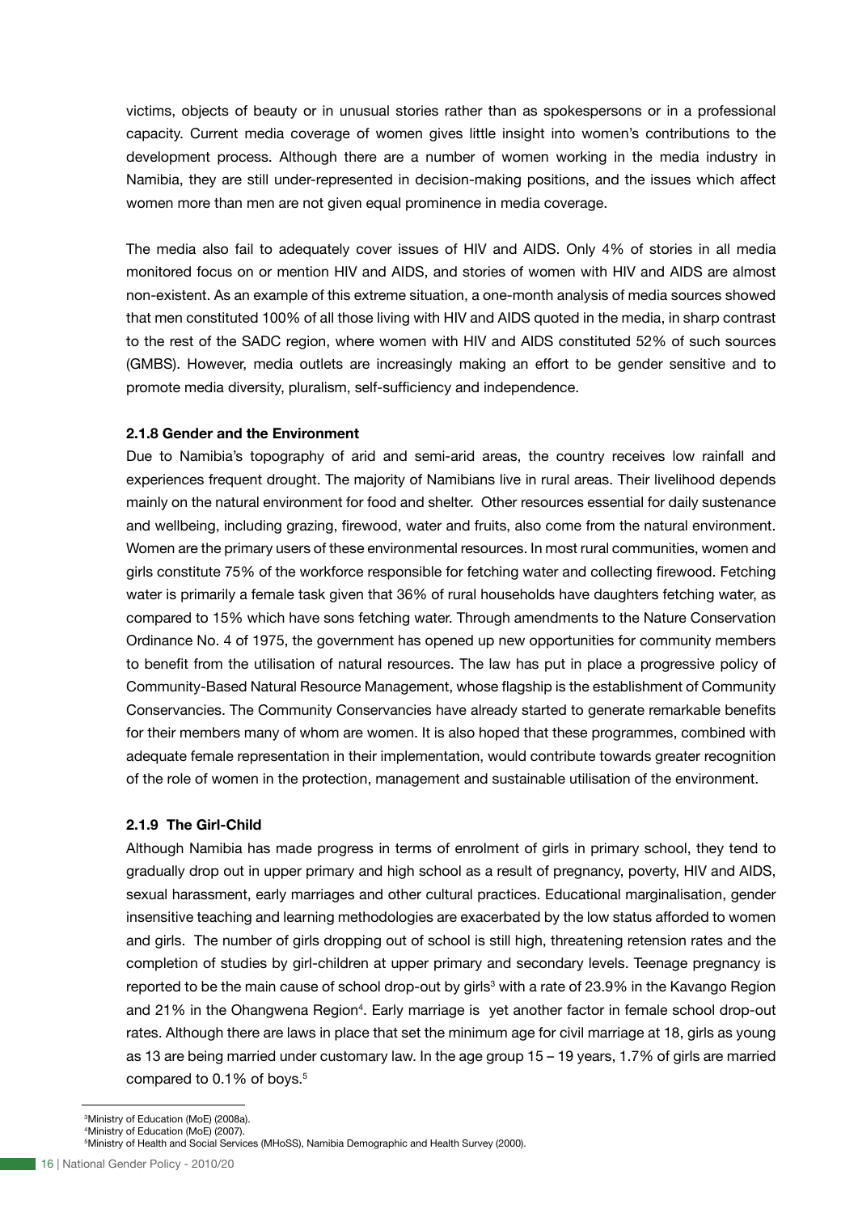victims, objects of beauty or in unusual stories rather than as spokespersons or in a professional capacity. Current media coverage of women gives little insight into women's contributions to the development process. Although there are a number of women working in the media industry in Namibia, they are still under-represented in decision-making positions, and the issues which affect women more than men are not given equal prominence in media coverage.

The media also fail to adequately cover issues of HIV and AIDS. Only 4% of stories in all media monitored focus on or mention HIV and AIDS, and stories of women with HIV and AIDS are almost non-existent. As an example of this extreme situation, a one-month analysis of media sources showed that men constituted 100% of all those living with HIV and AIDS quoted in the media, in sharp contrast to the rest of the SADC region, where women with HIV and AIDS constituted 52% of such sources (GMBS). However, media outlets are increasingly making an effort to be gender sensitive and to promote media diversity, pluralism, self-sufficiency and independence.

### 2.1.8 Gender and the Environment

Due to Namibia's topography of arid and semi-arid areas, the country receives low rainfall and experiences frequent drought. The majority of Namibians live in rural areas. Their livelihood depends mainly on the natural environment for food and shelter. Other resources essential for daily sustenance and wellbeing, including grazing, firewood, water and fruits, also come from the natural environment. Women are the primary users of these environmental resources. In most rural communities, women and girls constitute 75% of the workforce responsible for fetching water and collecting firewood. Fetching water is primarily a female task given that 36% of rural households have daughters fetching water, as compared to 15% which have sons fetching water. Through amendments to the Nature Conservation Ordinance No. 4 of 1975, the government has opened up new opportunities for community members to benefit from the utilisation of natural resources. The law has put in place a progressive policy of Community-Based Natural Resource Management, whose flagship is the establishment of Community Conservancies. The Community Conservancies have already started to generate remarkable benefits for their members many of whom are women. It is also hoped that these programmes, combined with adequate female representation in their implementation, would contribute towards greater recognition of the role of women in the protection, management and sustainable utilisation of the environment.

### 2.1.9 The Girl-Child

Although Namibia has made progress in terms of enrolment of girls in primary school, they tend to gradually drop out in upper primary and high school as a result of pregnancy, poverty, HIV and AIDS, sexual harassment, early marriages and other cultural practices. Educational marginalisation, gender insensitive teaching and learning methodologies are exacerbated by the low status afforded to women and girls. The number of girls dropping out of school is still high, threatening retension rates and the completion of studies by girl-children at upper primary and secondary levels. Teenage pregnancy is reported to be the main cause of school drop-out by girls[3] with a rate of 23.9% in the Kavango Region and 21% in the Ohangwena Region[4]. Early marriage is yet another factor in female school drop-out rates. Although there are laws in place that set the minimum age for civil marriage at 18, girls as young as 13 are being married under customary law. In the age group 15 – 19 years, 1.7% of girls are married compared to 0.1% of boys.[5]

[3] Ministry of Education (MoE) (2008a).
[4] Ministry of Education (MoE) (2007).
[5] Ministry of Health and Social Services (MHoSS), Namibia Demographic and Health Survey (2000).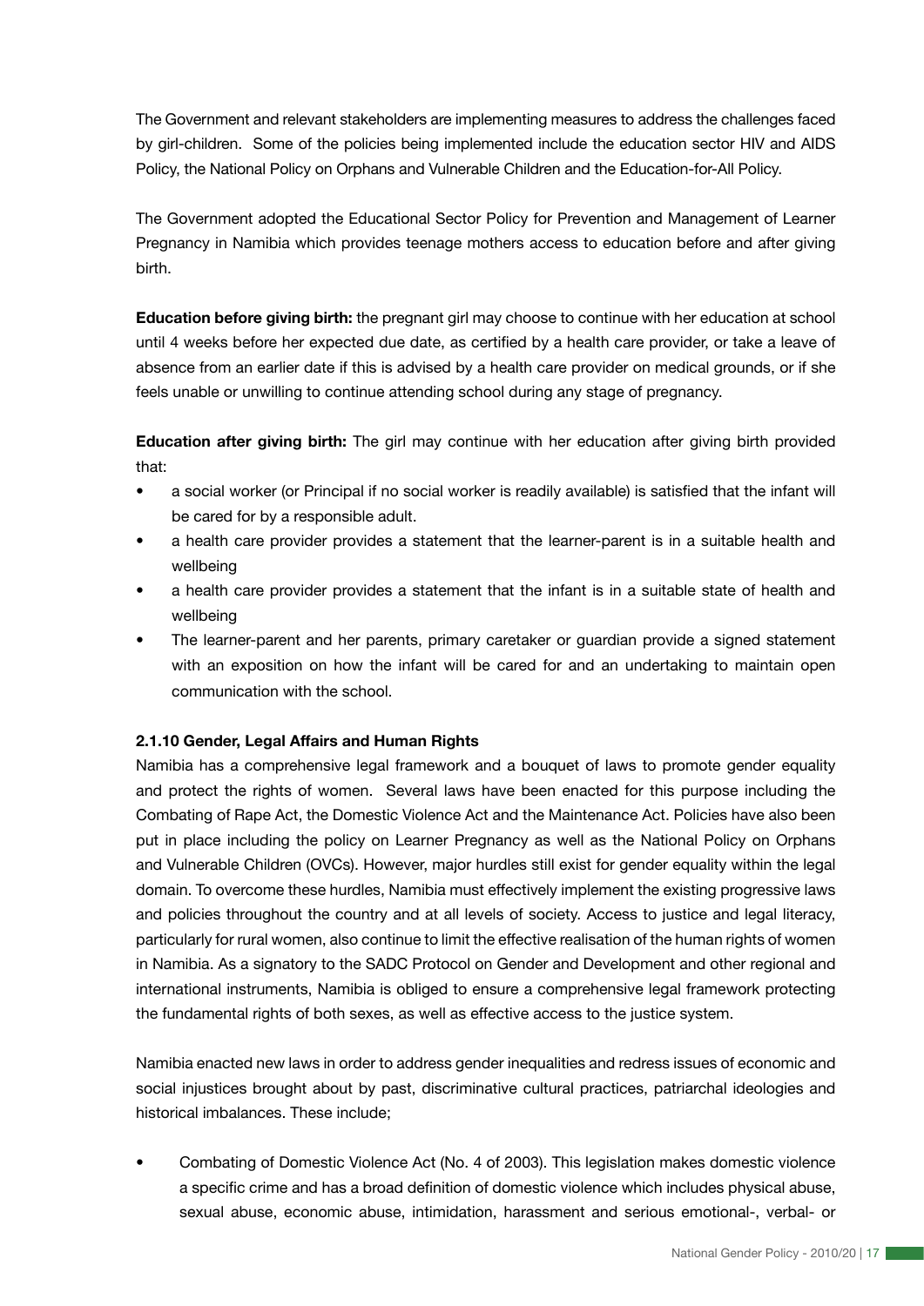The Government and relevant stakeholders are implementing measures to address the challenges faced by girl-children. Some of the policies being implemented include the education sector HIV and AIDS Policy, the National Policy on Orphans and Vulnerable Children and the Education-for-All Policy.

The Government adopted the Educational Sector Policy for Prevention and Management of Learner Pregnancy in Namibia which provides teenage mothers access to education before and after giving birth.

**Education before giving birth:** the pregnant girl may choose to continue with her education at school until 4 weeks before her expected due date, as certified by a health care provider, or take a leave of absence from an earlier date if this is advised by a health care provider on medical grounds, or if she feels unable or unwilling to continue attending school during any stage of pregnancy.

**Education after giving birth:** The girl may continue with her education after giving birth provided that:

- a social worker (or Principal if no social worker is readily available) is satisfied that the infant will be cared for by a responsible adult.
- a health care provider provides a statement that the learner-parent is in a suitable health and wellbeing
- a health care provider provides a statement that the infant is in a suitable state of health and wellbeing
- The learner-parent and her parents, primary caretaker or guardian provide a signed statement with an exposition on how the infant will be cared for and an undertaking to maintain open communication with the school.

### 2.1.10 Gender, Legal Affairs and Human Rights

Namibia has a comprehensive legal framework and a bouquet of laws to promote gender equality and protect the rights of women. Several laws have been enacted for this purpose including the Combating of Rape Act, the Domestic Violence Act and the Maintenance Act. Policies have also been put in place including the policy on Learner Pregnancy as well as the National Policy on Orphans and Vulnerable Children (OVCs). However, major hurdles still exist for gender equality within the legal domain. To overcome these hurdles, Namibia must effectively implement the existing progressive laws and policies throughout the country and at all levels of society. Access to justice and legal literacy, particularly for rural women, also continue to limit the effective realisation of the human rights of women in Namibia. As a signatory to the SADC Protocol on Gender and Development and other regional and international instruments, Namibia is obliged to ensure a comprehensive legal framework protecting the fundamental rights of both sexes, as well as effective access to the justice system.

Namibia enacted new laws in order to address gender inequalities and redress issues of economic and social injustices brought about by past, discriminative cultural practices, patriarchal ideologies and historical imbalances. These include;

- Combating of Domestic Violence Act (No. 4 of 2003). This legislation makes domestic violence a specific crime and has a broad definition of domestic violence which includes physical abuse, sexual abuse, economic abuse, intimidation, harassment and serious emotional-, verbal- or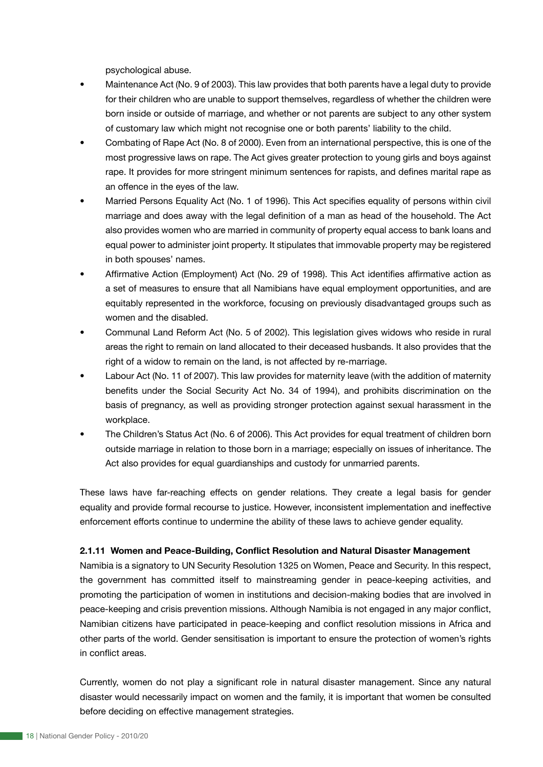psychological abuse.

- Maintenance Act (No. 9 of 2003). This law provides that both parents have a legal duty to provide for their children who are unable to support themselves, regardless of whether the children were born inside or outside of marriage, and whether or not parents are subject to any other system of customary law which might not recognise one or both parents' liability to the child.
- Combating of Rape Act (No. 8 of 2000). Even from an international perspective, this is one of the most progressive laws on rape. The Act gives greater protection to young girls and boys against rape. It provides for more stringent minimum sentences for rapists, and defines marital rape as an offence in the eyes of the law.
- Married Persons Equality Act (No. 1 of 1996). This Act specifies equality of persons within civil marriage and does away with the legal definition of a man as head of the household. The Act also provides women who are married in community of property equal access to bank loans and equal power to administer joint property. It stipulates that immovable property may be registered in both spouses' names.
- Affirmative Action (Employment) Act (No. 29 of 1998). This Act identifies affirmative action as a set of measures to ensure that all Namibians have equal employment opportunities, and are equitably represented in the workforce, focusing on previously disadvantaged groups such as women and the disabled.
- Communal Land Reform Act (No. 5 of 2002). This legislation gives widows who reside in rural areas the right to remain on land allocated to their deceased husbands. It also provides that the right of a widow to remain on the land, is not affected by re-marriage.
- Labour Act (No. 11 of 2007). This law provides for maternity leave (with the addition of maternity benefits under the Social Security Act No. 34 of 1994), and prohibits discrimination on the basis of pregnancy, as well as providing stronger protection against sexual harassment in the workplace.
- The Children's Status Act (No. 6 of 2006). This Act provides for equal treatment of children born outside marriage in relation to those born in a marriage; especially on issues of inheritance. The Act also provides for equal guardianships and custody for unmarried parents.

These laws have far-reaching effects on gender relations. They create a legal basis for gender equality and provide formal recourse to justice. However, inconsistent implementation and ineffective enforcement efforts continue to undermine the ability of these laws to achieve gender equality.

#### 2.1.11 Women and Peace-Building, Conflict Resolution and Natural Disaster Management

Namibia is a signatory to UN Security Resolution 1325 on Women, Peace and Security. In this respect, the government has committed itself to mainstreaming gender in peace-keeping activities, and promoting the participation of women in institutions and decision-making bodies that are involved in peace-keeping and crisis prevention missions. Although Namibia is not engaged in any major conflict, Namibian citizens have participated in peace-keeping and conflict resolution missions in Africa and other parts of the world. Gender sensitisation is important to ensure the protection of women's rights in conflict areas.

Currently, women do not play a significant role in natural disaster management. Since any natural disaster would necessarily impact on women and the family, it is important that women be consulted before deciding on effective management strategies.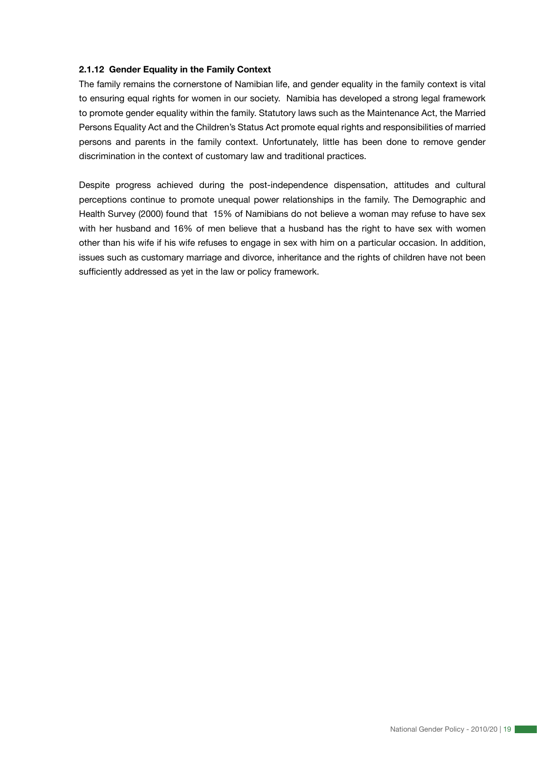#### 2.1.12 Gender Equality in the Family Context

The family remains the cornerstone of Namibian life, and gender equality in the family context is vital to ensuring equal rights for women in our society. Namibia has developed a strong legal framework to promote gender equality within the family. Statutory laws such as the Maintenance Act, the Married Persons Equality Act and the Children's Status Act promote equal rights and responsibilities of married persons and parents in the family context. Unfortunately, little has been done to remove gender discrimination in the context of customary law and traditional practices.

Despite progress achieved during the post-independence dispensation, attitudes and cultural perceptions continue to promote unequal power relationships in the family. The Demographic and Health Survey (2000) found that 15% of Namibians do not believe a woman may refuse to have sex with her husband and 16% of men believe that a husband has the right to have sex with women other than his wife if his wife refuses to engage in sex with him on a particular occasion. In addition, issues such as customary marriage and divorce, inheritance and the rights of children have not been sufficiently addressed as yet in the law or policy framework.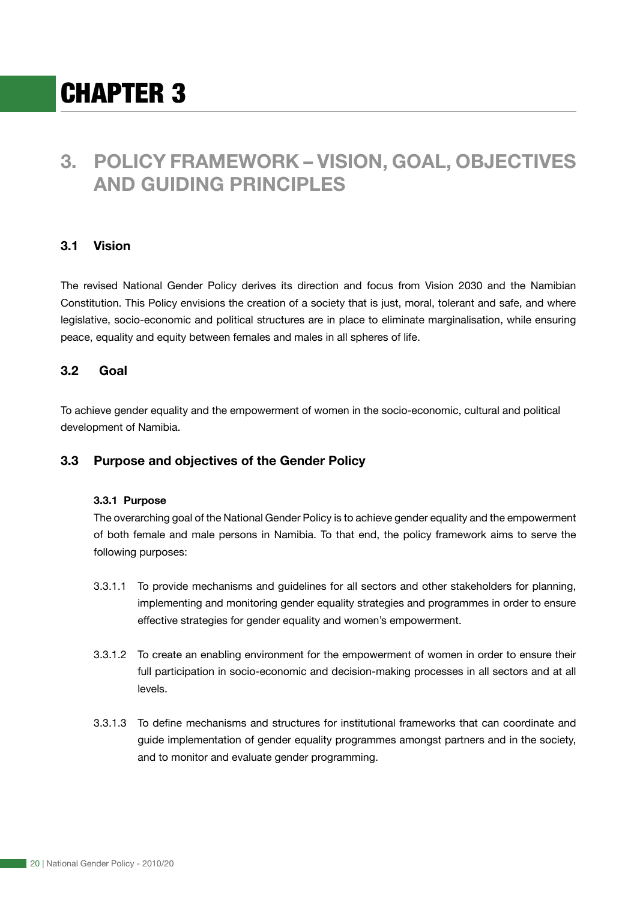# CHAPTER 3

## 3. POLICY FRAMEWORK – VISION, GOAL, OBJECTIVES AND GUIDING PRINCIPLES

### 3.1 Vision

The revised National Gender Policy derives its direction and focus from Vision 2030 and the Namibian Constitution. This Policy envisions the creation of a society that is just, moral, tolerant and safe, and where legislative, socio-economic and political structures are in place to eliminate marginalisation, while ensuring peace, equality and equity between females and males in all spheres of life.

### 3.2 Goal

To achieve gender equality and the empowerment of women in the socio-economic, cultural and political development of Namibia.

### 3.3 Purpose and objectives of the Gender Policy

#### 3.3.1 Purpose

The overarching goal of the National Gender Policy is to achieve gender equality and the empowerment of both female and male persons in Namibia. To that end, the policy framework aims to serve the following purposes:

3.3.1.1 To provide mechanisms and guidelines for all sectors and other stakeholders for planning, implementing and monitoring gender equality strategies and programmes in order to ensure effective strategies for gender equality and women's empowerment.

3.3.1.2 To create an enabling environment for the empowerment of women in order to ensure their full participation in socio-economic and decision-making processes in all sectors and at all levels.

3.3.1.3 To define mechanisms and structures for institutional frameworks that can coordinate and guide implementation of gender equality programmes amongst partners and in the society, and to monitor and evaluate gender programming.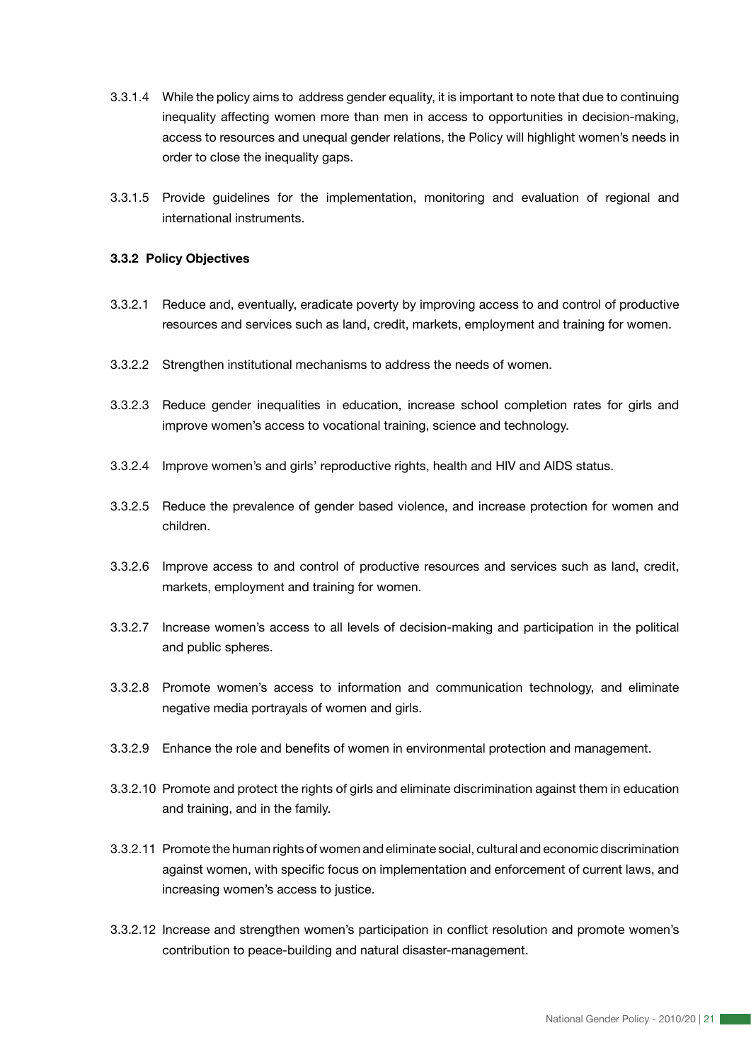3.3.1.4 While the policy aims to address gender equality, it is important to note that due to continuing inequality affecting women more than men in access to opportunities in decision-making, access to resources and unequal gender relations, the Policy will highlight women's needs in order to close the inequality gaps.

3.3.1.5 Provide guidelines for the implementation, monitoring and evaluation of regional and international instruments.

**3.3.2 Policy Objectives**

3.3.2.1 Reduce and, eventually, eradicate poverty by improving access to and control of productive resources and services such as land, credit, markets, employment and training for women.

3.3.2.2 Strengthen institutional mechanisms to address the needs of women.

3.3.2.3 Reduce gender inequalities in education, increase school completion rates for girls and improve women's access to vocational training, science and technology.

3.3.2.4 Improve women's and girls' reproductive rights, health and HIV and AIDS status.

3.3.2.5 Reduce the prevalence of gender based violence, and increase protection for women and children.

3.3.2.6 Improve access to and control of productive resources and services such as land, credit, markets, employment and training for women.

3.3.2.7 Increase women's access to all levels of decision-making and participation in the political and public spheres.

3.3.2.8 Promote women's access to information and communication technology, and eliminate negative media portrayals of women and girls.

3.3.2.9 Enhance the role and benefits of women in environmental protection and management.

3.3.2.10 Promote and protect the rights of girls and eliminate discrimination against them in education and training, and in the family.

3.3.2.11 Promote the human rights of women and eliminate social, cultural and economic discrimination against women, with specific focus on implementation and enforcement of current laws, and increasing women's access to justice.

3.3.2.12 Increase and strengthen women's participation in conflict resolution and promote women's contribution to peace-building and natural disaster-management.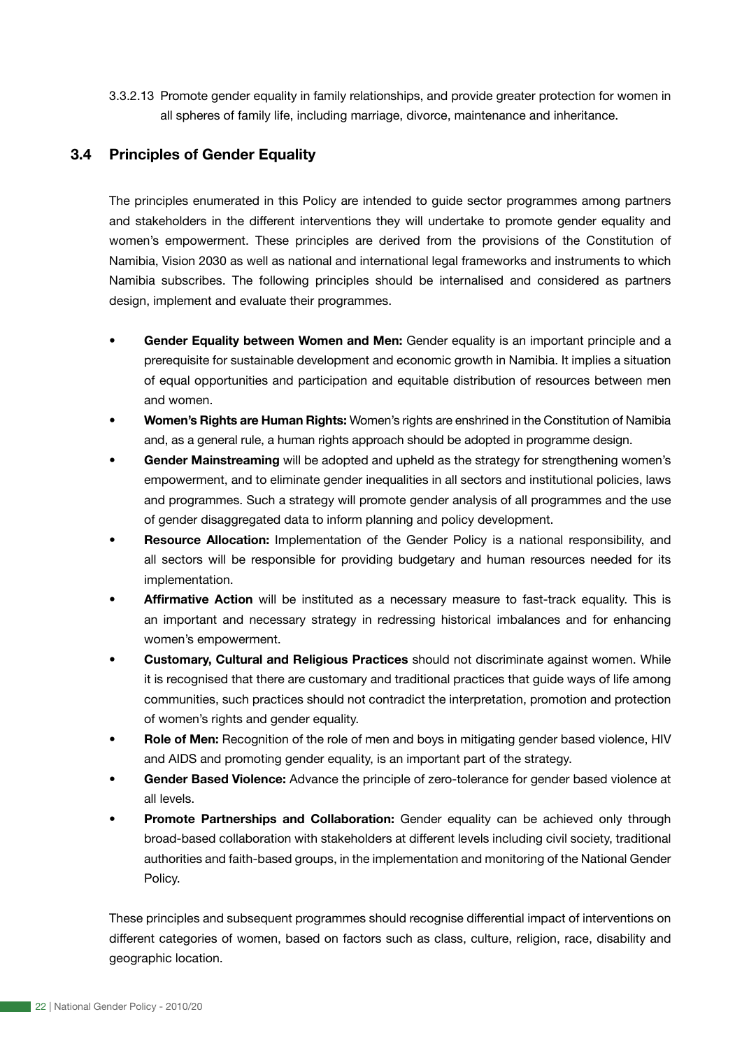3.3.2.13 Promote gender equality in family relationships, and provide greater protection for women in all spheres of family life, including marriage, divorce, maintenance and inheritance.

## 3.4 Principles of Gender Equality

The principles enumerated in this Policy are intended to guide sector programmes among partners and stakeholders in the different interventions they will undertake to promote gender equality and women's empowerment. These principles are derived from the provisions of the Constitution of Namibia, Vision 2030 as well as national and international legal frameworks and instruments to which Namibia subscribes. The following principles should be internalised and considered as partners design, implement and evaluate their programmes.

- **Gender Equality between Women and Men:** Gender equality is an important principle and a prerequisite for sustainable development and economic growth in Namibia. It implies a situation of equal opportunities and participation and equitable distribution of resources between men and women.
- **Women's Rights are Human Rights:** Women's rights are enshrined in the Constitution of Namibia and, as a general rule, a human rights approach should be adopted in programme design.
- **Gender Mainstreaming** will be adopted and upheld as the strategy for strengthening women's empowerment, and to eliminate gender inequalities in all sectors and institutional policies, laws and programmes. Such a strategy will promote gender analysis of all programmes and the use of gender disaggregated data to inform planning and policy development.
- **Resource Allocation:** Implementation of the Gender Policy is a national responsibility, and all sectors will be responsible for providing budgetary and human resources needed for its implementation.
- **Affirmative Action** will be instituted as a necessary measure to fast-track equality. This is an important and necessary strategy in redressing historical imbalances and for enhancing women's empowerment.
- **Customary, Cultural and Religious Practices** should not discriminate against women. While it is recognised that there are customary and traditional practices that guide ways of life among communities, such practices should not contradict the interpretation, promotion and protection of women's rights and gender equality.
- **Role of Men:** Recognition of the role of men and boys in mitigating gender based violence, HIV and AIDS and promoting gender equality, is an important part of the strategy.
- **Gender Based Violence:** Advance the principle of zero-tolerance for gender based violence at all levels.
- **Promote Partnerships and Collaboration:** Gender equality can be achieved only through broad-based collaboration with stakeholders at different levels including civil society, traditional authorities and faith-based groups, in the implementation and monitoring of the National Gender Policy.

These principles and subsequent programmes should recognise differential impact of interventions on different categories of women, based on factors such as class, culture, religion, race, disability and geographic location.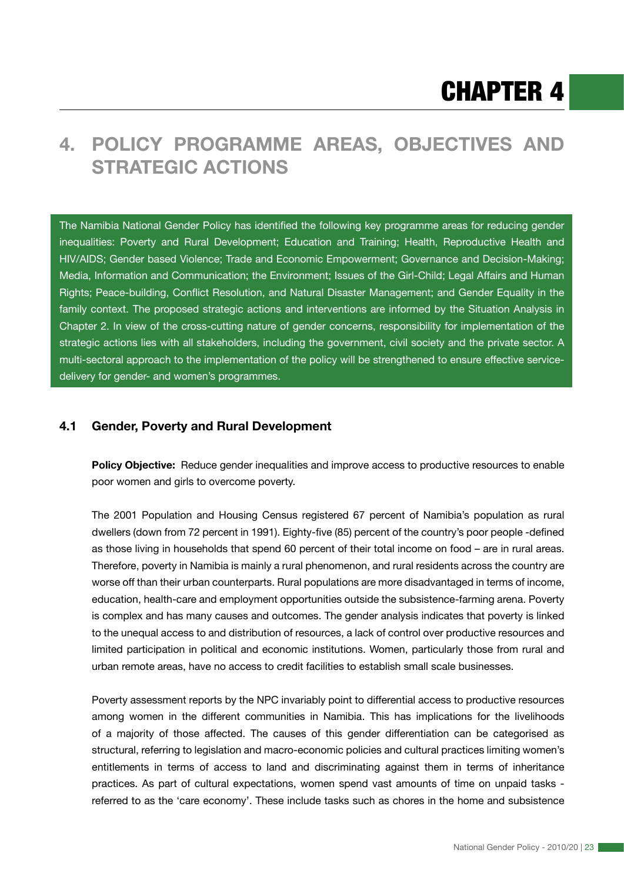# CHAPTER 4

# 4. POLICY PROGRAMME AREAS, OBJECTIVES AND STRATEGIC ACTIONS

The Namibia National Gender Policy has identified the following key programme areas for reducing gender inequalities: Poverty and Rural Development; Education and Training; Health, Reproductive Health and HIV/AIDS; Gender based Violence; Trade and Economic Empowerment; Governance and Decision-Making; Media, Information and Communication; the Environment; Issues of the Girl-Child; Legal Affairs and Human Rights; Peace-building, Conflict Resolution, and Natural Disaster Management; and Gender Equality in the family context. The proposed strategic actions and interventions are informed by the Situation Analysis in Chapter 2. In view of the cross-cutting nature of gender concerns, responsibility for implementation of the strategic actions lies with all stakeholders, including the government, civil society and the private sector. A multi-sectoral approach to the implementation of the policy will be strengthened to ensure effective service-delivery for gender- and women's programmes.

## 4.1 Gender, Poverty and Rural Development

**Policy Objective:** Reduce gender inequalities and improve access to productive resources to enable poor women and girls to overcome poverty.

The 2001 Population and Housing Census registered 67 percent of Namibia's population as rural dwellers (down from 72 percent in 1991). Eighty-five (85) percent of the country's poor people -defined as those living in households that spend 60 percent of their total income on food – are in rural areas. Therefore, poverty in Namibia is mainly a rural phenomenon, and rural residents across the country are worse off than their urban counterparts. Rural populations are more disadvantaged in terms of income, education, health-care and employment opportunities outside the subsistence-farming arena. Poverty is complex and has many causes and outcomes. The gender analysis indicates that poverty is linked to the unequal access to and distribution of resources, a lack of control over productive resources and limited participation in political and economic institutions. Women, particularly those from rural and urban remote areas, have no access to credit facilities to establish small scale businesses.

Poverty assessment reports by the NPC invariably point to differential access to productive resources among women in the different communities in Namibia. This has implications for the livelihoods of a majority of those affected. The causes of this gender differentiation can be categorised as structural, referring to legislation and macro-economic policies and cultural practices limiting women's entitlements in terms of access to land and discriminating against them in terms of inheritance practices. As part of cultural expectations, women spend vast amounts of time on unpaid tasks - referred to as the 'care economy'. These include tasks such as chores in the home and subsistence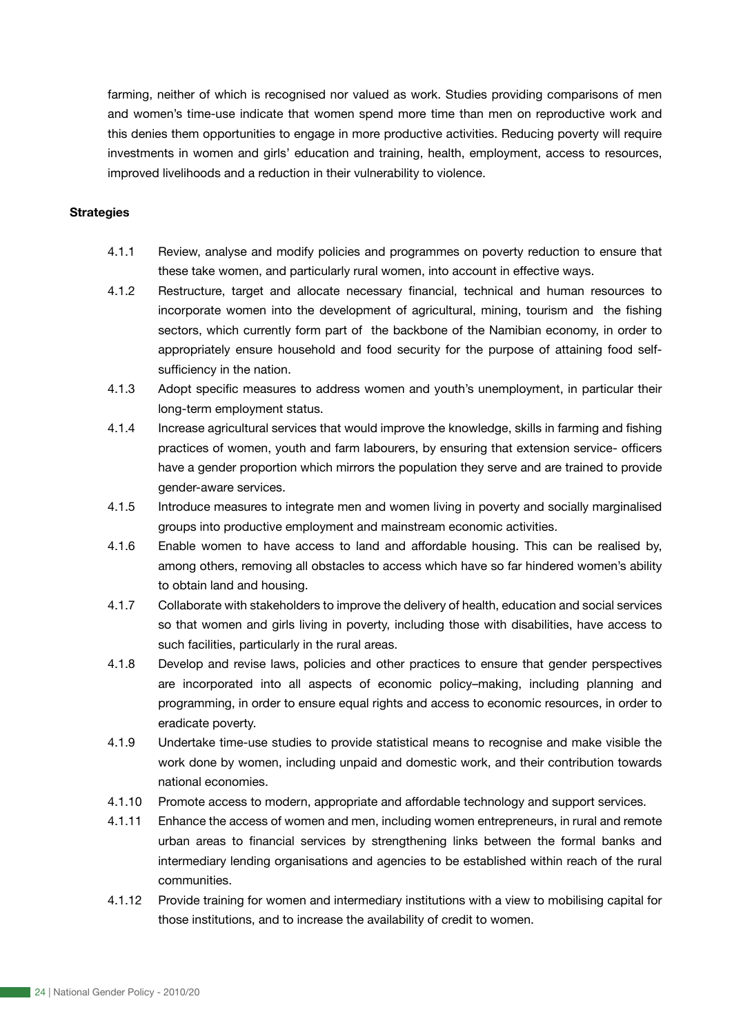farming, neither of which is recognised nor valued as work. Studies providing comparisons of men and women's time-use indicate that women spend more time than men on reproductive work and this denies them opportunities to engage in more productive activities. Reducing poverty will require investments in women and girls' education and training, health, employment, access to resources, improved livelihoods and a reduction in their vulnerability to violence.

**Strategies**

- 4.1.1 Review, analyse and modify policies and programmes on poverty reduction to ensure that these take women, and particularly rural women, into account in effective ways.
- 4.1.2 Restructure, target and allocate necessary financial, technical and human resources to incorporate women into the development of agricultural, mining, tourism and the fishing sectors, which currently form part of the backbone of the Namibian economy, in order to appropriately ensure household and food security for the purpose of attaining food self-sufficiency in the nation.
- 4.1.3 Adopt specific measures to address women and youth's unemployment, in particular their long-term employment status.
- 4.1.4 Increase agricultural services that would improve the knowledge, skills in farming and fishing practices of women, youth and farm labourers, by ensuring that extension service- officers have a gender proportion which mirrors the population they serve and are trained to provide gender-aware services.
- 4.1.5 Introduce measures to integrate men and women living in poverty and socially marginalised groups into productive employment and mainstream economic activities.
- 4.1.6 Enable women to have access to land and affordable housing. This can be realised by, among others, removing all obstacles to access which have so far hindered women's ability to obtain land and housing.
- 4.1.7 Collaborate with stakeholders to improve the delivery of health, education and social services so that women and girls living in poverty, including those with disabilities, have access to such facilities, particularly in the rural areas.
- 4.1.8 Develop and revise laws, policies and other practices to ensure that gender perspectives are incorporated into all aspects of economic policy–making, including planning and programming, in order to ensure equal rights and access to economic resources, in order to eradicate poverty.
- 4.1.9 Undertake time-use studies to provide statistical means to recognise and make visible the work done by women, including unpaid and domestic work, and their contribution towards national economies.
- 4.1.10 Promote access to modern, appropriate and affordable technology and support services.
- 4.1.11 Enhance the access of women and men, including women entrepreneurs, in rural and remote urban areas to financial services by strengthening links between the formal banks and intermediary lending organisations and agencies to be established within reach of the rural communities.
- 4.1.12 Provide training for women and intermediary institutions with a view to mobilising capital for those institutions, and to increase the availability of credit to women.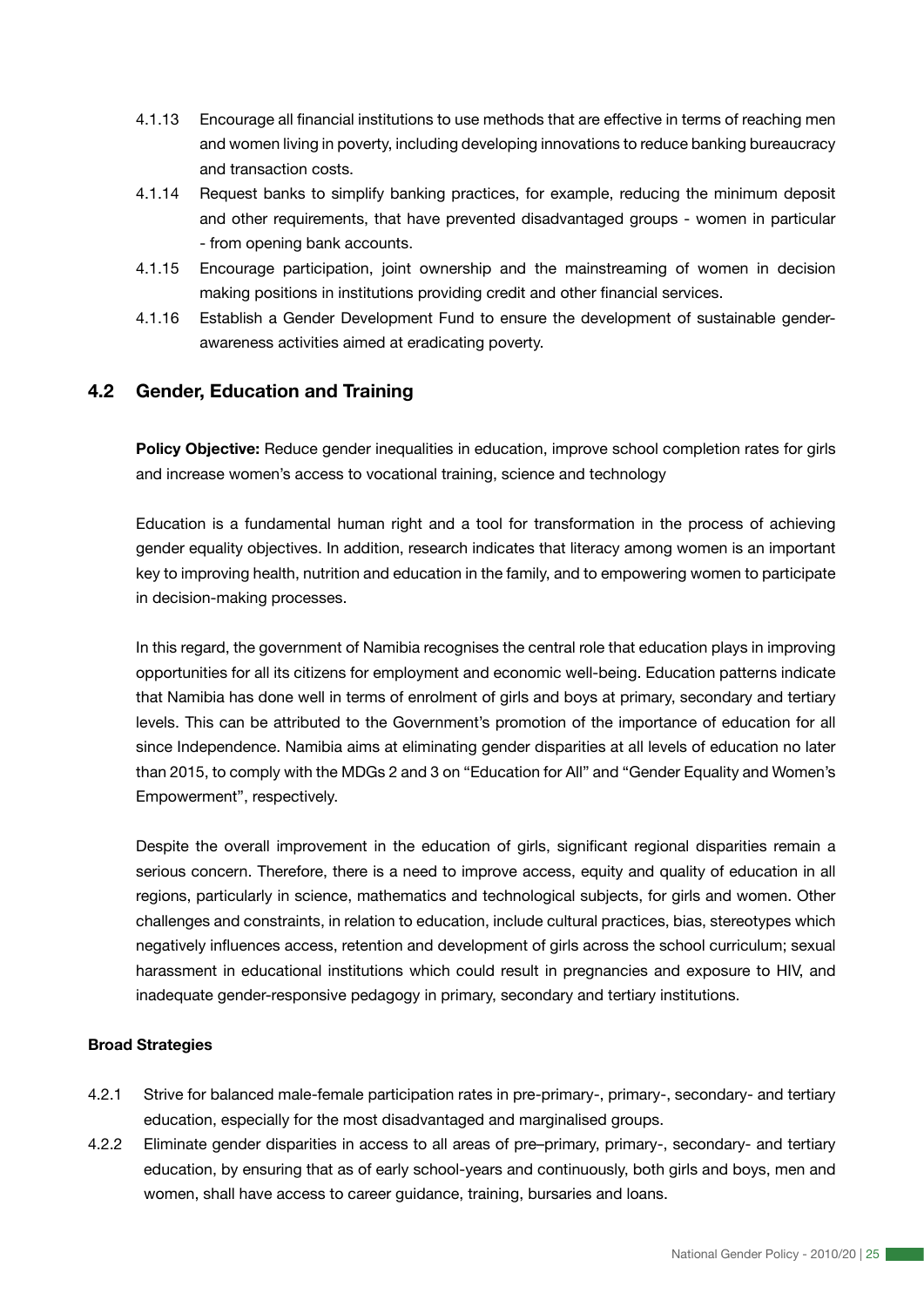4.1.13 Encourage all financial institutions to use methods that are effective in terms of reaching men and women living in poverty, including developing innovations to reduce banking bureaucracy and transaction costs.

4.1.14 Request banks to simplify banking practices, for example, reducing the minimum deposit and other requirements, that have prevented disadvantaged groups - women in particular - from opening bank accounts.

4.1.15 Encourage participation, joint ownership and the mainstreaming of women in decision making positions in institutions providing credit and other financial services.

4.1.16 Establish a Gender Development Fund to ensure the development of sustainable gender-awareness activities aimed at eradicating poverty.

## 4.2 Gender, Education and Training

**Policy Objective:** Reduce gender inequalities in education, improve school completion rates for girls and increase women's access to vocational training, science and technology

Education is a fundamental human right and a tool for transformation in the process of achieving gender equality objectives. In addition, research indicates that literacy among women is an important key to improving health, nutrition and education in the family, and to empowering women to participate in decision-making processes.

In this regard, the government of Namibia recognises the central role that education plays in improving opportunities for all its citizens for employment and economic well-being. Education patterns indicate that Namibia has done well in terms of enrolment of girls and boys at primary, secondary and tertiary levels. This can be attributed to the Government's promotion of the importance of education for all since Independence. Namibia aims at eliminating gender disparities at all levels of education no later than 2015, to comply with the MDGs 2 and 3 on "Education for All" and "Gender Equality and Women's Empowerment", respectively.

Despite the overall improvement in the education of girls, significant regional disparities remain a serious concern. Therefore, there is a need to improve access, equity and quality of education in all regions, particularly in science, mathematics and technological subjects, for girls and women. Other challenges and constraints, in relation to education, include cultural practices, bias, stereotypes which negatively influences access, retention and development of girls across the school curriculum; sexual harassment in educational institutions which could result in pregnancies and exposure to HIV, and inadequate gender-responsive pedagogy in primary, secondary and tertiary institutions.

**Broad Strategies**

4.2.1 Strive for balanced male-female participation rates in pre-primary-, primary-, secondary- and tertiary education, especially for the most disadvantaged and marginalised groups.

4.2.2 Eliminate gender disparities in access to all areas of pre–primary, primary-, secondary- and tertiary education, by ensuring that as of early school-years and continuously, both girls and boys, men and women, shall have access to career guidance, training, bursaries and loans.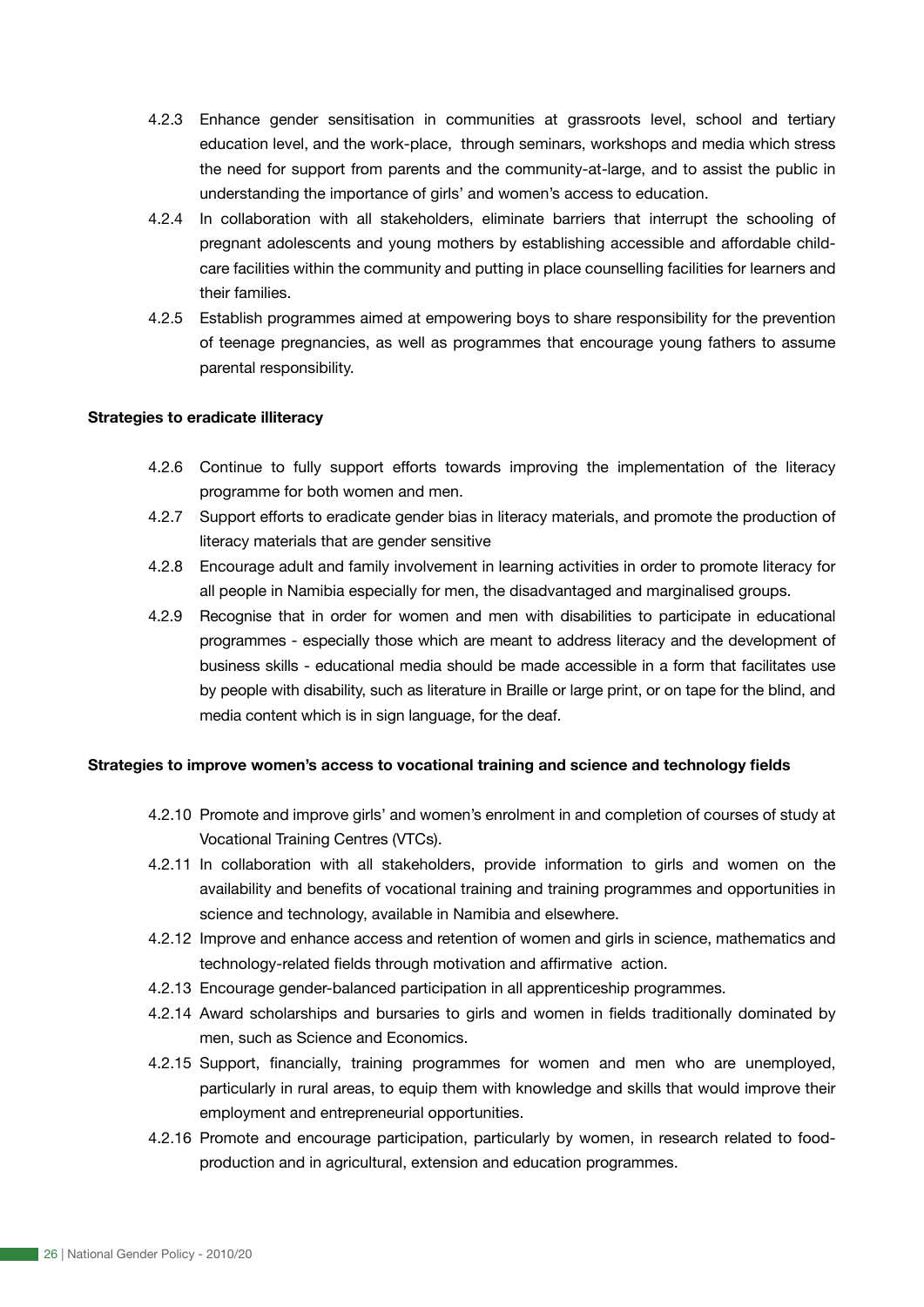4.2.3 Enhance gender sensitisation in communities at grassroots level, school and tertiary education level, and the work-place, through seminars, workshops and media which stress the need for support from parents and the community-at-large, and to assist the public in understanding the importance of girls' and women's access to education.

4.2.4 In collaboration with all stakeholders, eliminate barriers that interrupt the schooling of pregnant adolescents and young mothers by establishing accessible and affordable child-care facilities within the community and putting in place counselling facilities for learners and their families.

4.2.5 Establish programmes aimed at empowering boys to share responsibility for the prevention of teenage pregnancies, as well as programmes that encourage young fathers to assume parental responsibility.

**Strategies to eradicate illiteracy**

4.2.6 Continue to fully support efforts towards improving the implementation of the literacy programme for both women and men.

4.2.7 Support efforts to eradicate gender bias in literacy materials, and promote the production of literacy materials that are gender sensitive

4.2.8 Encourage adult and family involvement in learning activities in order to promote literacy for all people in Namibia especially for men, the disadvantaged and marginalised groups.

4.2.9 Recognise that in order for women and men with disabilities to participate in educational programmes - especially those which are meant to address literacy and the development of business skills - educational media should be made accessible in a form that facilitates use by people with disability, such as literature in Braille or large print, or on tape for the blind, and media content which is in sign language, for the deaf.

**Strategies to improve women's access to vocational training and science and technology fields**

4.2.10 Promote and improve girls' and women's enrolment in and completion of courses of study at Vocational Training Centres (VTCs).

4.2.11 In collaboration with all stakeholders, provide information to girls and women on the availability and benefits of vocational training and training programmes and opportunities in science and technology, available in Namibia and elsewhere.

4.2.12 Improve and enhance access and retention of women and girls in science, mathematics and technology-related fields through motivation and affirmative action.

4.2.13 Encourage gender-balanced participation in all apprenticeship programmes.

4.2.14 Award scholarships and bursaries to girls and women in fields traditionally dominated by men, such as Science and Economics.

4.2.15 Support, financially, training programmes for women and men who are unemployed, particularly in rural areas, to equip them with knowledge and skills that would improve their employment and entrepreneurial opportunities.

4.2.16 Promote and encourage participation, particularly by women, in research related to food-production and in agricultural, extension and education programmes.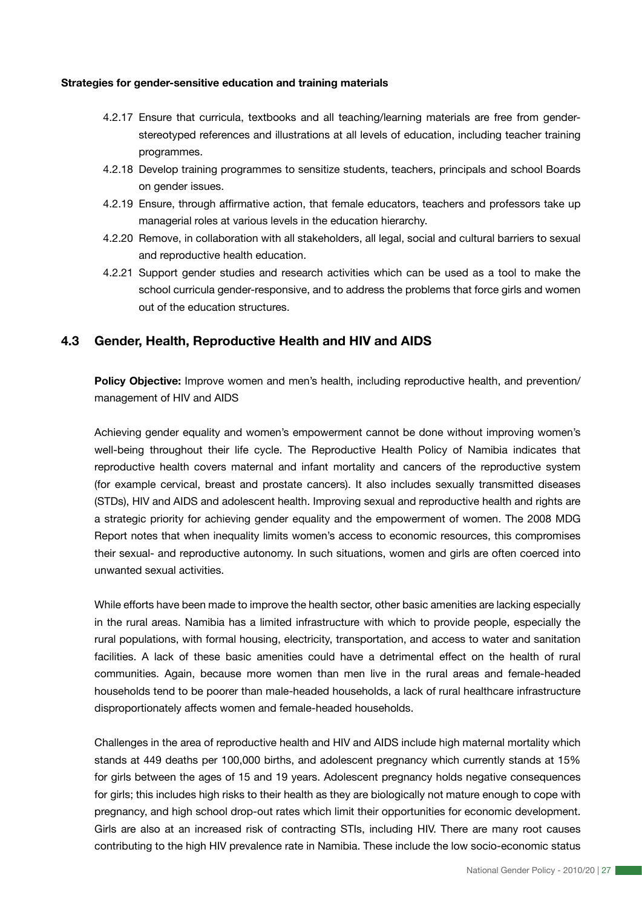**Strategies for gender-sensitive education and training materials**

4.2.17 Ensure that curricula, textbooks and all teaching/learning materials are free from gender-stereotyped references and illustrations at all levels of education, including teacher training programmes.

4.2.18 Develop training programmes to sensitize students, teachers, principals and school Boards on gender issues.

4.2.19 Ensure, through affirmative action, that female educators, teachers and professors take up managerial roles at various levels in the education hierarchy.

4.2.20 Remove, in collaboration with all stakeholders, all legal, social and cultural barriers to sexual and reproductive health education.

4.2.21 Support gender studies and research activities which can be used as a tool to make the school curricula gender-responsive, and to address the problems that force girls and women out of the education structures.

## 4.3 Gender, Health, Reproductive Health and HIV and AIDS

**Policy Objective:** Improve women and men's health, including reproductive health, and prevention/management of HIV and AIDS

Achieving gender equality and women's empowerment cannot be done without improving women's well-being throughout their life cycle. The Reproductive Health Policy of Namibia indicates that reproductive health covers maternal and infant mortality and cancers of the reproductive system (for example cervical, breast and prostate cancers). It also includes sexually transmitted diseases (STDs), HIV and AIDS and adolescent health. Improving sexual and reproductive health and rights are a strategic priority for achieving gender equality and the empowerment of women. The 2008 MDG Report notes that when inequality limits women's access to economic resources, this compromises their sexual- and reproductive autonomy. In such situations, women and girls are often coerced into unwanted sexual activities.

While efforts have been made to improve the health sector, other basic amenities are lacking especially in the rural areas. Namibia has a limited infrastructure with which to provide people, especially the rural populations, with formal housing, electricity, transportation, and access to water and sanitation facilities. A lack of these basic amenities could have a detrimental effect on the health of rural communities. Again, because more women than men live in the rural areas and female-headed households tend to be poorer than male-headed households, a lack of rural healthcare infrastructure disproportionately affects women and female-headed households.

Challenges in the area of reproductive health and HIV and AIDS include high maternal mortality which stands at 449 deaths per 100,000 births, and adolescent pregnancy which currently stands at 15% for girls between the ages of 15 and 19 years. Adolescent pregnancy holds negative consequences for girls; this includes high risks to their health as they are biologically not mature enough to cope with pregnancy, and high school drop-out rates which limit their opportunities for economic development. Girls are also at an increased risk of contracting STIs, including HIV. There are many root causes contributing to the high HIV prevalence rate in Namibia. These include the low socio-economic status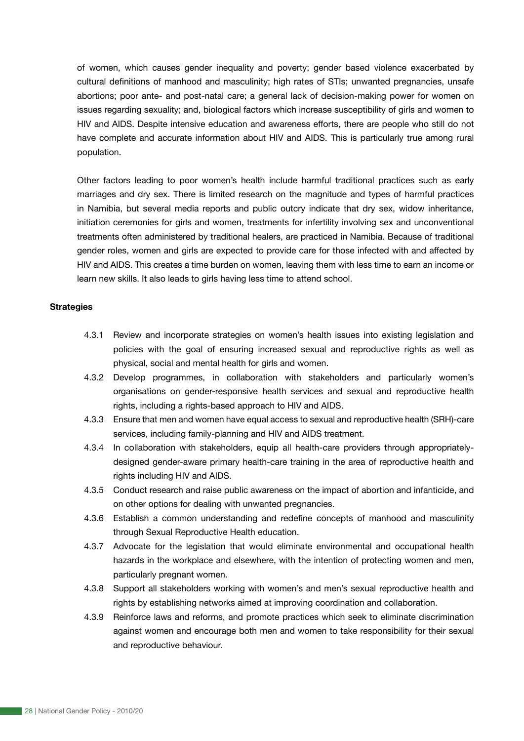of women, which causes gender inequality and poverty; gender based violence exacerbated by cultural definitions of manhood and masculinity; high rates of STIs; unwanted pregnancies, unsafe abortions; poor ante- and post-natal care; a general lack of decision-making power for women on issues regarding sexuality; and, biological factors which increase susceptibility of girls and women to HIV and AIDS. Despite intensive education and awareness efforts, there are people who still do not have complete and accurate information about HIV and AIDS. This is particularly true among rural population.

Other factors leading to poor women's health include harmful traditional practices such as early marriages and dry sex. There is limited research on the magnitude and types of harmful practices in Namibia, but several media reports and public outcry indicate that dry sex, widow inheritance, initiation ceremonies for girls and women, treatments for infertility involving sex and unconventional treatments often administered by traditional healers, are practiced in Namibia. Because of traditional gender roles, women and girls are expected to provide care for those infected with and affected by HIV and AIDS. This creates a time burden on women, leaving them with less time to earn an income or learn new skills. It also leads to girls having less time to attend school.

**Strategies**

4.3.1 Review and incorporate strategies on women's health issues into existing legislation and policies with the goal of ensuring increased sexual and reproductive rights as well as physical, social and mental health for girls and women.

4.3.2 Develop programmes, in collaboration with stakeholders and particularly women's organisations on gender-responsive health services and sexual and reproductive health rights, including a rights-based approach to HIV and AIDS.

4.3.3 Ensure that men and women have equal access to sexual and reproductive health (SRH)-care services, including family-planning and HIV and AIDS treatment.

4.3.4 In collaboration with stakeholders, equip all health-care providers through appropriately-designed gender-aware primary health-care training in the area of reproductive health and rights including HIV and AIDS.

4.3.5 Conduct research and raise public awareness on the impact of abortion and infanticide, and on other options for dealing with unwanted pregnancies.

4.3.6 Establish a common understanding and redefine concepts of manhood and masculinity through Sexual Reproductive Health education.

4.3.7 Advocate for the legislation that would eliminate environmental and occupational health hazards in the workplace and elsewhere, with the intention of protecting women and men, particularly pregnant women.

4.3.8 Support all stakeholders working with women's and men's sexual reproductive health and rights by establishing networks aimed at improving coordination and collaboration.

4.3.9 Reinforce laws and reforms, and promote practices which seek to eliminate discrimination against women and encourage both men and women to take responsibility for their sexual and reproductive behaviour.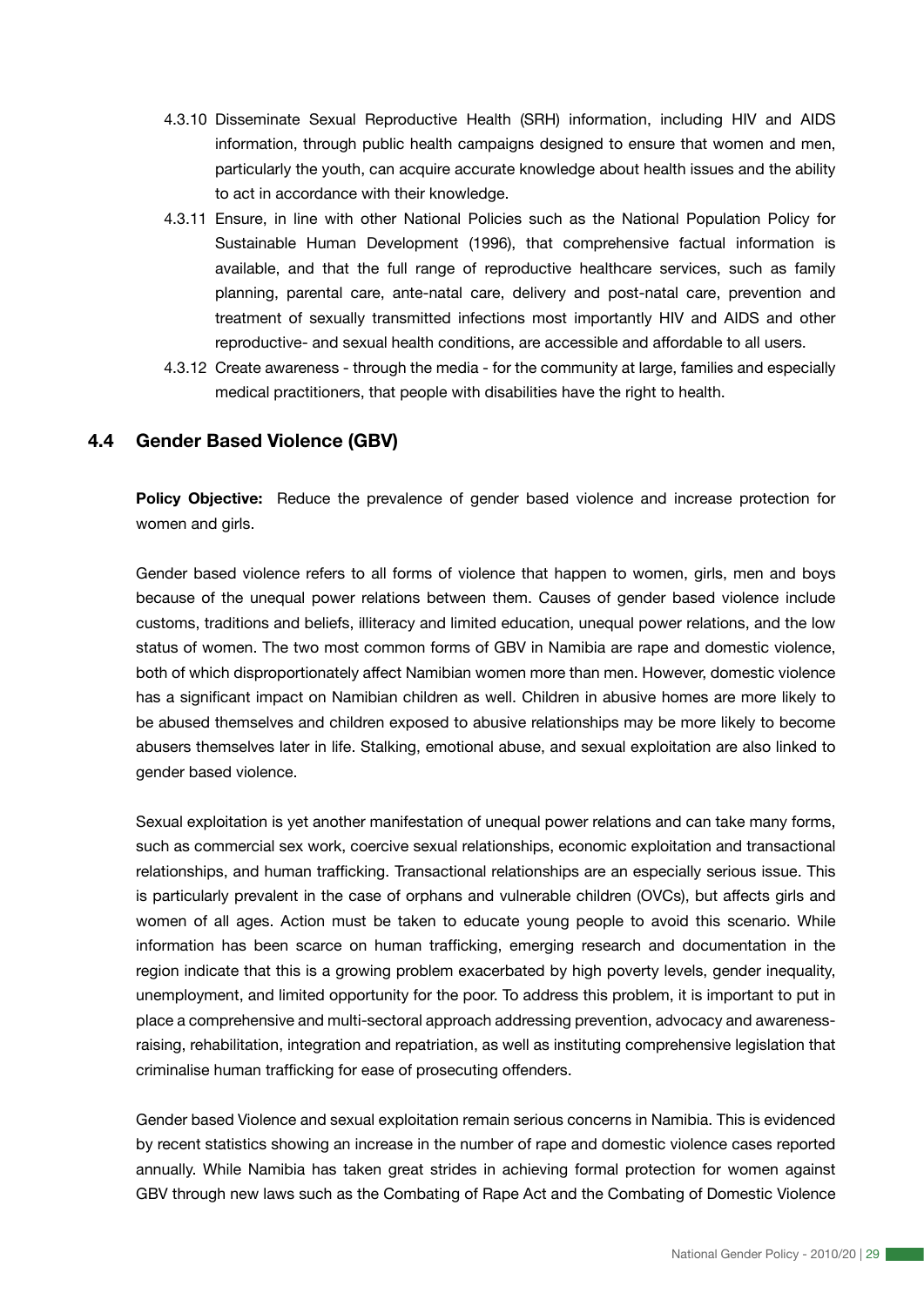4.3.10 Disseminate Sexual Reproductive Health (SRH) information, including HIV and AIDS information, through public health campaigns designed to ensure that women and men, particularly the youth, can acquire accurate knowledge about health issues and the ability to act in accordance with their knowledge.

4.3.11 Ensure, in line with other National Policies such as the National Population Policy for Sustainable Human Development (1996), that comprehensive factual information is available, and that the full range of reproductive healthcare services, such as family planning, parental care, ante-natal care, delivery and post-natal care, prevention and treatment of sexually transmitted infections most importantly HIV and AIDS and other reproductive- and sexual health conditions, are accessible and affordable to all users.

4.3.12 Create awareness - through the media - for the community at large, families and especially medical practitioners, that people with disabilities have the right to health.

## 4.4 Gender Based Violence (GBV)

**Policy Objective:** Reduce the prevalence of gender based violence and increase protection for women and girls.

Gender based violence refers to all forms of violence that happen to women, girls, men and boys because of the unequal power relations between them. Causes of gender based violence include customs, traditions and beliefs, illiteracy and limited education, unequal power relations, and the low status of women. The two most common forms of GBV in Namibia are rape and domestic violence, both of which disproportionately affect Namibian women more than men. However, domestic violence has a significant impact on Namibian children as well. Children in abusive homes are more likely to be abused themselves and children exposed to abusive relationships may be more likely to become abusers themselves later in life. Stalking, emotional abuse, and sexual exploitation are also linked to gender based violence.

Sexual exploitation is yet another manifestation of unequal power relations and can take many forms, such as commercial sex work, coercive sexual relationships, economic exploitation and transactional relationships, and human trafficking. Transactional relationships are an especially serious issue. This is particularly prevalent in the case of orphans and vulnerable children (OVCs), but affects girls and women of all ages. Action must be taken to educate young people to avoid this scenario. While information has been scarce on human trafficking, emerging research and documentation in the region indicate that this is a growing problem exacerbated by high poverty levels, gender inequality, unemployment, and limited opportunity for the poor. To address this problem, it is important to put in place a comprehensive and multi-sectoral approach addressing prevention, advocacy and awareness-raising, rehabilitation, integration and repatriation, as well as instituting comprehensive legislation that criminalise human trafficking for ease of prosecuting offenders.

Gender based Violence and sexual exploitation remain serious concerns in Namibia. This is evidenced by recent statistics showing an increase in the number of rape and domestic violence cases reported annually. While Namibia has taken great strides in achieving formal protection for women against GBV through new laws such as the Combating of Rape Act and the Combating of Domestic Violence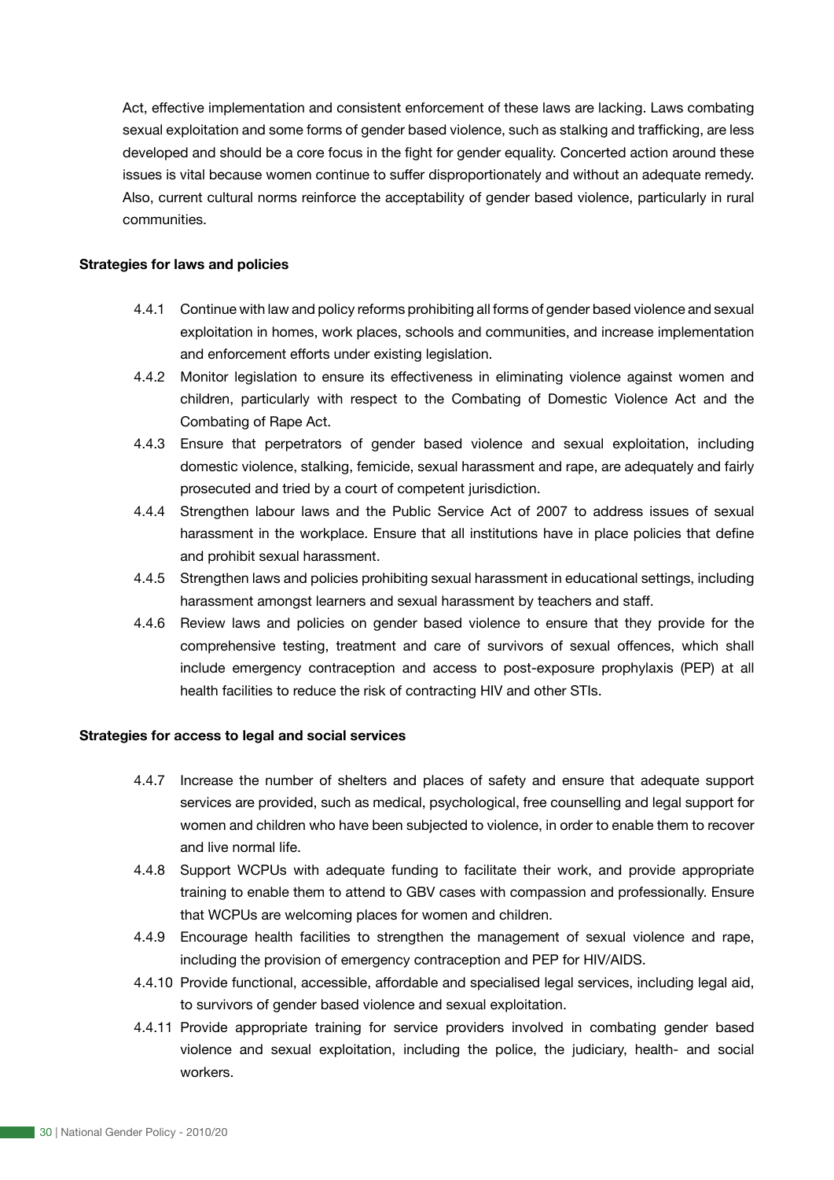Act, effective implementation and consistent enforcement of these laws are lacking. Laws combating sexual exploitation and some forms of gender based violence, such as stalking and trafficking, are less developed and should be a core focus in the fight for gender equality. Concerted action around these issues is vital because women continue to suffer disproportionately and without an adequate remedy. Also, current cultural norms reinforce the acceptability of gender based violence, particularly in rural communities.

**Strategies for laws and policies**

- 4.4.1 Continue with law and policy reforms prohibiting all forms of gender based violence and sexual exploitation in homes, work places, schools and communities, and increase implementation and enforcement efforts under existing legislation.
- 4.4.2 Monitor legislation to ensure its effectiveness in eliminating violence against women and children, particularly with respect to the Combating of Domestic Violence Act and the Combating of Rape Act.
- 4.4.3 Ensure that perpetrators of gender based violence and sexual exploitation, including domestic violence, stalking, femicide, sexual harassment and rape, are adequately and fairly prosecuted and tried by a court of competent jurisdiction.
- 4.4.4 Strengthen labour laws and the Public Service Act of 2007 to address issues of sexual harassment in the workplace. Ensure that all institutions have in place policies that define and prohibit sexual harassment.
- 4.4.5 Strengthen laws and policies prohibiting sexual harassment in educational settings, including harassment amongst learners and sexual harassment by teachers and staff.
- 4.4.6 Review laws and policies on gender based violence to ensure that they provide for the comprehensive testing, treatment and care of survivors of sexual offences, which shall include emergency contraception and access to post-exposure prophylaxis (PEP) at all health facilities to reduce the risk of contracting HIV and other STIs.

**Strategies for access to legal and social services**

- 4.4.7 Increase the number of shelters and places of safety and ensure that adequate support services are provided, such as medical, psychological, free counselling and legal support for women and children who have been subjected to violence, in order to enable them to recover and live normal life.
- 4.4.8 Support WCPUs with adequate funding to facilitate their work, and provide appropriate training to enable them to attend to GBV cases with compassion and professionally. Ensure that WCPUs are welcoming places for women and children.
- 4.4.9 Encourage health facilities to strengthen the management of sexual violence and rape, including the provision of emergency contraception and PEP for HIV/AIDS.
- 4.4.10 Provide functional, accessible, affordable and specialised legal services, including legal aid, to survivors of gender based violence and sexual exploitation.
- 4.4.11 Provide appropriate training for service providers involved in combating gender based violence and sexual exploitation, including the police, the judiciary, health- and social workers.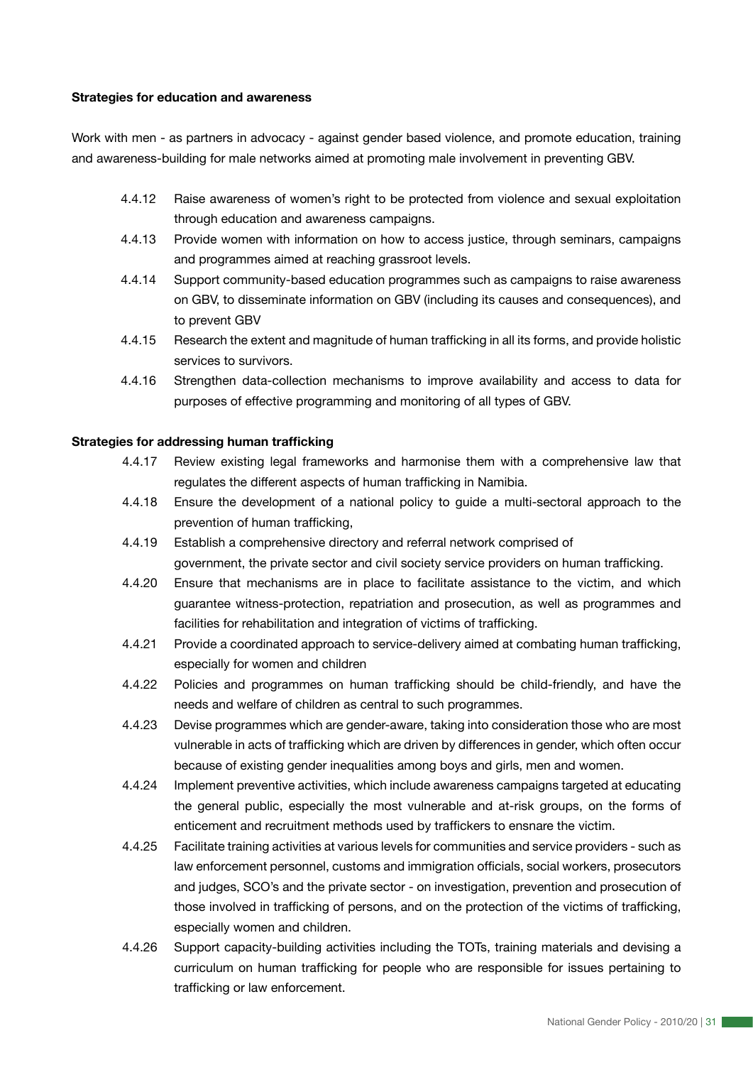**Strategies for education and awareness**

Work with men - as partners in advocacy - against gender based violence, and promote education, training and awareness-building for male networks aimed at promoting male involvement in preventing GBV.

- 4.4.12 Raise awareness of women's right to be protected from violence and sexual exploitation through education and awareness campaigns.
- 4.4.13 Provide women with information on how to access justice, through seminars, campaigns and programmes aimed at reaching grassroot levels.
- 4.4.14 Support community-based education programmes such as campaigns to raise awareness on GBV, to disseminate information on GBV (including its causes and consequences), and to prevent GBV
- 4.4.15 Research the extent and magnitude of human trafficking in all its forms, and provide holistic services to survivors.
- 4.4.16 Strengthen data-collection mechanisms to improve availability and access to data for purposes of effective programming and monitoring of all types of GBV.

**Strategies for addressing human trafficking**

- 4.4.17 Review existing legal frameworks and harmonise them with a comprehensive law that regulates the different aspects of human trafficking in Namibia.
- 4.4.18 Ensure the development of a national policy to guide a multi-sectoral approach to the prevention of human trafficking,
- 4.4.19 Establish a comprehensive directory and referral network comprised of government, the private sector and civil society service providers on human trafficking.
- 4.4.20 Ensure that mechanisms are in place to facilitate assistance to the victim, and which guarantee witness-protection, repatriation and prosecution, as well as programmes and facilities for rehabilitation and integration of victims of trafficking.
- 4.4.21 Provide a coordinated approach to service-delivery aimed at combating human trafficking, especially for women and children
- 4.4.22 Policies and programmes on human trafficking should be child-friendly, and have the needs and welfare of children as central to such programmes.
- 4.4.23 Devise programmes which are gender-aware, taking into consideration those who are most vulnerable in acts of trafficking which are driven by differences in gender, which often occur because of existing gender inequalities among boys and girls, men and women.
- 4.4.24 Implement preventive activities, which include awareness campaigns targeted at educating the general public, especially the most vulnerable and at-risk groups, on the forms of enticement and recruitment methods used by traffickers to ensnare the victim.
- 4.4.25 Facilitate training activities at various levels for communities and service providers - such as law enforcement personnel, customs and immigration officials, social workers, prosecutors and judges, SCO's and the private sector - on investigation, prevention and prosecution of those involved in trafficking of persons, and on the protection of the victims of trafficking, especially women and children.
- 4.4.26 Support capacity-building activities including the TOTs, training materials and devising a curriculum on human trafficking for people who are responsible for issues pertaining to trafficking or law enforcement.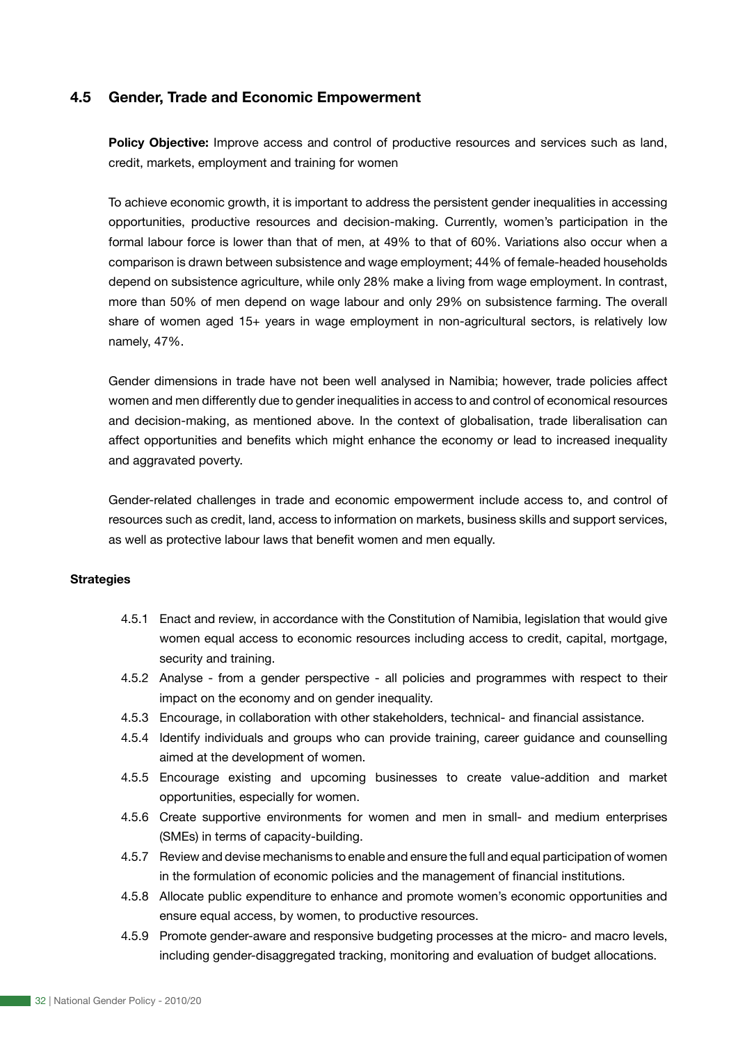## 4.5 Gender, Trade and Economic Empowerment

**Policy Objective:** Improve access and control of productive resources and services such as land, credit, markets, employment and training for women

To achieve economic growth, it is important to address the persistent gender inequalities in accessing opportunities, productive resources and decision-making. Currently, women's participation in the formal labour force is lower than that of men, at 49% to that of 60%. Variations also occur when a comparison is drawn between subsistence and wage employment; 44% of female-headed households depend on subsistence agriculture, while only 28% make a living from wage employment. In contrast, more than 50% of men depend on wage labour and only 29% on subsistence farming. The overall share of women aged 15+ years in wage employment in non-agricultural sectors, is relatively low namely, 47%.

Gender dimensions in trade have not been well analysed in Namibia; however, trade policies affect women and men differently due to gender inequalities in access to and control of economical resources and decision-making, as mentioned above. In the context of globalisation, trade liberalisation can affect opportunities and benefits which might enhance the economy or lead to increased inequality and aggravated poverty.

Gender-related challenges in trade and economic empowerment include access to, and control of resources such as credit, land, access to information on markets, business skills and support services, as well as protective labour laws that benefit women and men equally.

**Strategies**

- 4.5.1 Enact and review, in accordance with the Constitution of Namibia, legislation that would give women equal access to economic resources including access to credit, capital, mortgage, security and training.
- 4.5.2 Analyse - from a gender perspective - all policies and programmes with respect to their impact on the economy and on gender inequality.
- 4.5.3 Encourage, in collaboration with other stakeholders, technical- and financial assistance.
- 4.5.4 Identify individuals and groups who can provide training, career guidance and counselling aimed at the development of women.
- 4.5.5 Encourage existing and upcoming businesses to create value-addition and market opportunities, especially for women.
- 4.5.6 Create supportive environments for women and men in small- and medium enterprises (SMEs) in terms of capacity-building.
- 4.5.7 Review and devise mechanisms to enable and ensure the full and equal participation of women in the formulation of economic policies and the management of financial institutions.
- 4.5.8 Allocate public expenditure to enhance and promote women's economic opportunities and ensure equal access, by women, to productive resources.
- 4.5.9 Promote gender-aware and responsive budgeting processes at the micro- and macro levels, including gender-disaggregated tracking, monitoring and evaluation of budget allocations.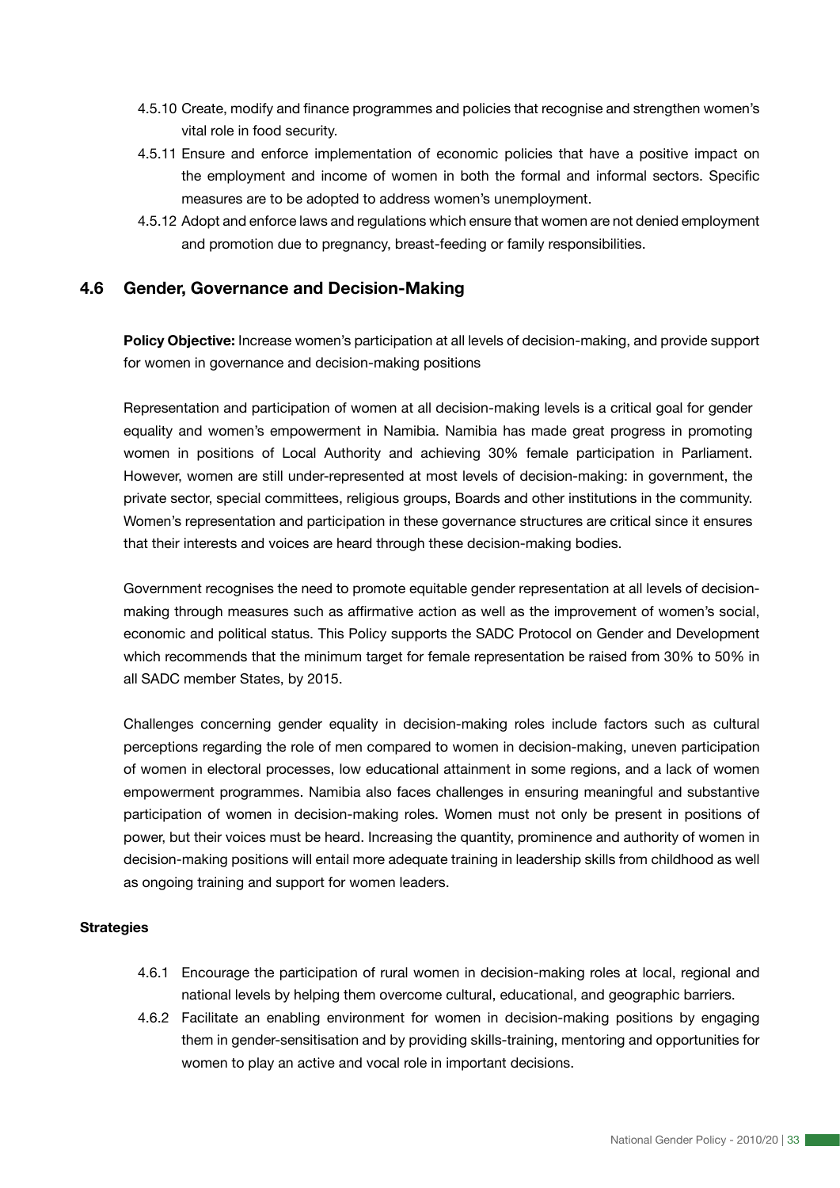4.5.10 Create, modify and finance programmes and policies that recognise and strengthen women's vital role in food security.

4.5.11 Ensure and enforce implementation of economic policies that have a positive impact on the employment and income of women in both the formal and informal sectors. Specific measures are to be adopted to address women's unemployment.

4.5.12 Adopt and enforce laws and regulations which ensure that women are not denied employment and promotion due to pregnancy, breast-feeding or family responsibilities.

## 4.6 Gender, Governance and Decision-Making

**Policy Objective:** Increase women's participation at all levels of decision-making, and provide support for women in governance and decision-making positions

Representation and participation of women at all decision-making levels is a critical goal for gender equality and women's empowerment in Namibia. Namibia has made great progress in promoting women in positions of Local Authority and achieving 30% female participation in Parliament. However, women are still under-represented at most levels of decision-making: in government, the private sector, special committees, religious groups, Boards and other institutions in the community. Women's representation and participation in these governance structures are critical since it ensures that their interests and voices are heard through these decision-making bodies.

Government recognises the need to promote equitable gender representation at all levels of decision-making through measures such as affirmative action as well as the improvement of women's social, economic and political status. This Policy supports the SADC Protocol on Gender and Development which recommends that the minimum target for female representation be raised from 30% to 50% in all SADC member States, by 2015.

Challenges concerning gender equality in decision-making roles include factors such as cultural perceptions regarding the role of men compared to women in decision-making, uneven participation of women in electoral processes, low educational attainment in some regions, and a lack of women empowerment programmes. Namibia also faces challenges in ensuring meaningful and substantive participation of women in decision-making roles. Women must not only be present in positions of power, but their voices must be heard. Increasing the quantity, prominence and authority of women in decision-making positions will entail more adequate training in leadership skills from childhood as well as ongoing training and support for women leaders.

**Strategies**

4.6.1 Encourage the participation of rural women in decision-making roles at local, regional and national levels by helping them overcome cultural, educational, and geographic barriers.

4.6.2 Facilitate an enabling environment for women in decision-making positions by engaging them in gender-sensitisation and by providing skills-training, mentoring and opportunities for women to play an active and vocal role in important decisions.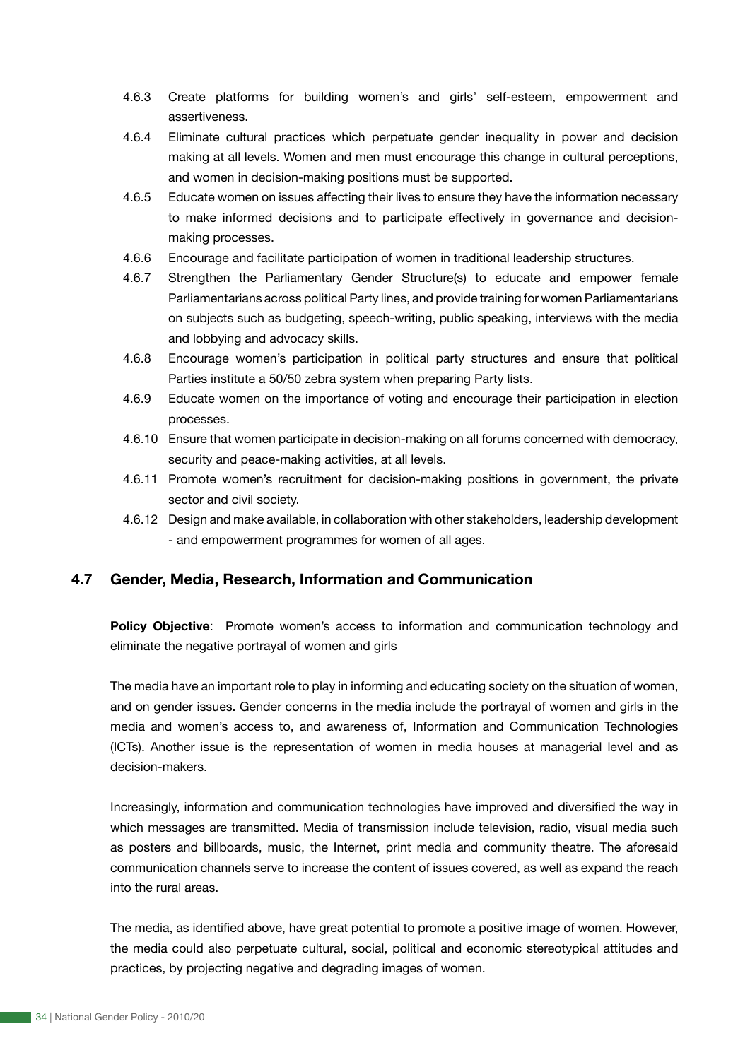4.6.3 Create platforms for building women's and girls' self-esteem, empowerment and assertiveness.

4.6.4 Eliminate cultural practices which perpetuate gender inequality in power and decision making at all levels. Women and men must encourage this change in cultural perceptions, and women in decision-making positions must be supported.

4.6.5 Educate women on issues affecting their lives to ensure they have the information necessary to make informed decisions and to participate effectively in governance and decision-making processes.

4.6.6 Encourage and facilitate participation of women in traditional leadership structures.

4.6.7 Strengthen the Parliamentary Gender Structure(s) to educate and empower female Parliamentarians across political Party lines, and provide training for women Parliamentarians on subjects such as budgeting, speech-writing, public speaking, interviews with the media and lobbying and advocacy skills.

4.6.8 Encourage women's participation in political party structures and ensure that political Parties institute a 50/50 zebra system when preparing Party lists.

4.6.9 Educate women on the importance of voting and encourage their participation in election processes.

4.6.10 Ensure that women participate in decision-making on all forums concerned with democracy, security and peace-making activities, at all levels.

4.6.11 Promote women's recruitment for decision-making positions in government, the private sector and civil society.

4.6.12 Design and make available, in collaboration with other stakeholders, leadership development - and empowerment programmes for women of all ages.

## 4.7 Gender, Media, Research, Information and Communication

**Policy Objective**: Promote women's access to information and communication technology and eliminate the negative portrayal of women and girls

The media have an important role to play in informing and educating society on the situation of women, and on gender issues. Gender concerns in the media include the portrayal of women and girls in the media and women's access to, and awareness of, Information and Communication Technologies (ICTs). Another issue is the representation of women in media houses at managerial level and as decision-makers.

Increasingly, information and communication technologies have improved and diversified the way in which messages are transmitted. Media of transmission include television, radio, visual media such as posters and billboards, music, the Internet, print media and community theatre. The aforesaid communication channels serve to increase the content of issues covered, as well as expand the reach into the rural areas.

The media, as identified above, have great potential to promote a positive image of women. However, the media could also perpetuate cultural, social, political and economic stereotypical attitudes and practices, by projecting negative and degrading images of women.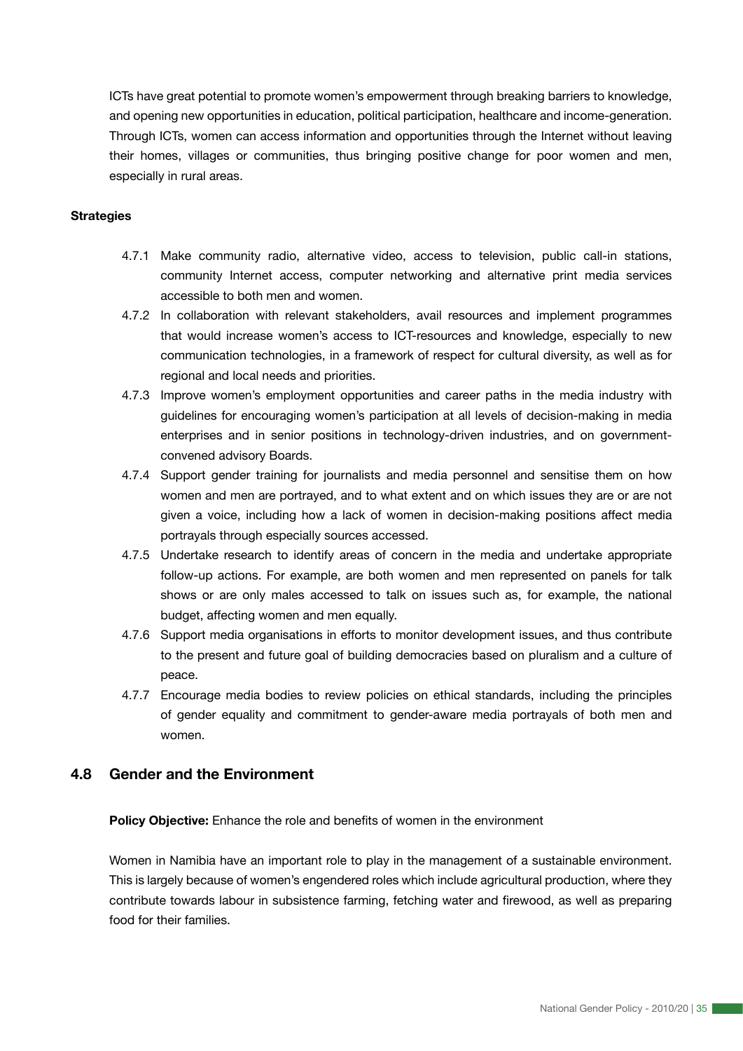ICTs have great potential to promote women's empowerment through breaking barriers to knowledge, and opening new opportunities in education, political participation, healthcare and income-generation. Through ICTs, women can access information and opportunities through the Internet without leaving their homes, villages or communities, thus bringing positive change for poor women and men, especially in rural areas.

**Strategies**

4.7.1 Make community radio, alternative video, access to television, public call-in stations, community Internet access, computer networking and alternative print media services accessible to both men and women.

4.7.2 In collaboration with relevant stakeholders, avail resources and implement programmes that would increase women's access to ICT-resources and knowledge, especially to new communication technologies, in a framework of respect for cultural diversity, as well as for regional and local needs and priorities.

4.7.3 Improve women's employment opportunities and career paths in the media industry with guidelines for encouraging women's participation at all levels of decision-making in media enterprises and in senior positions in technology-driven industries, and on government-convened advisory Boards.

4.7.4 Support gender training for journalists and media personnel and sensitise them on how women and men are portrayed, and to what extent and on which issues they are or are not given a voice, including how a lack of women in decision-making positions affect media portrayals through especially sources accessed.

4.7.5 Undertake research to identify areas of concern in the media and undertake appropriate follow-up actions. For example, are both women and men represented on panels for talk shows or are only males accessed to talk on issues such as, for example, the national budget, affecting women and men equally.

4.7.6 Support media organisations in efforts to monitor development issues, and thus contribute to the present and future goal of building democracies based on pluralism and a culture of peace.

4.7.7 Encourage media bodies to review policies on ethical standards, including the principles of gender equality and commitment to gender-aware media portrayals of both men and women.

## 4.8 Gender and the Environment

**Policy Objective:** Enhance the role and benefits of women in the environment

Women in Namibia have an important role to play in the management of a sustainable environment. This is largely because of women's engendered roles which include agricultural production, where they contribute towards labour in subsistence farming, fetching water and firewood, as well as preparing food for their families.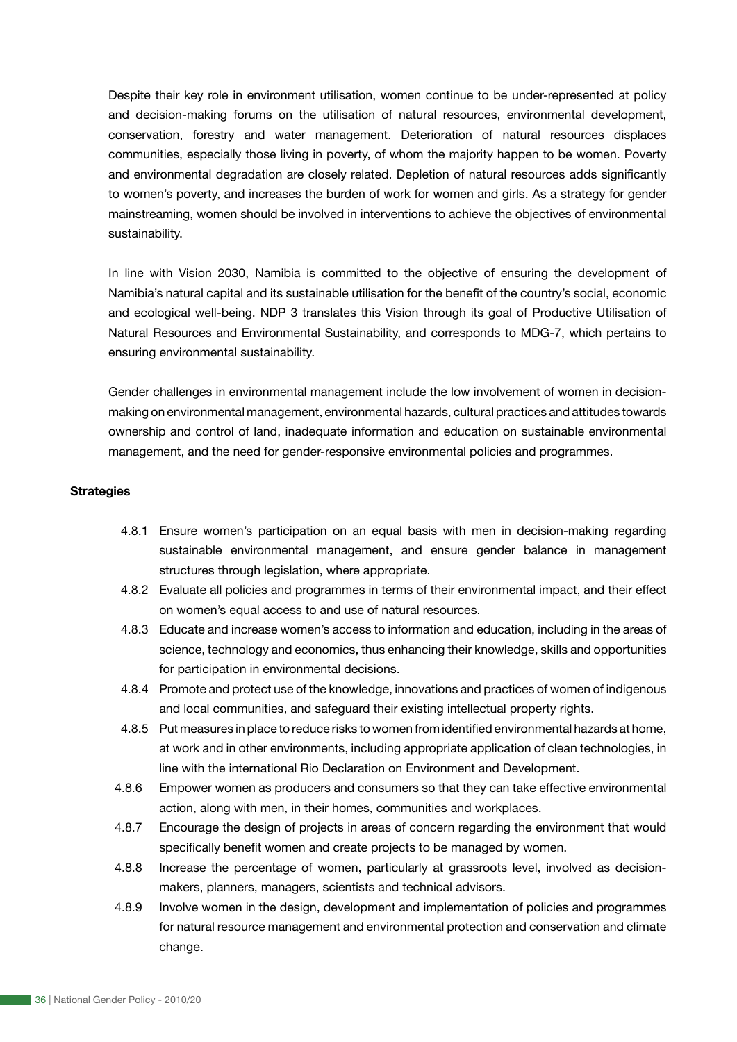Despite their key role in environment utilisation, women continue to be under-represented at policy and decision-making forums on the utilisation of natural resources, environmental development, conservation, forestry and water management. Deterioration of natural resources displaces communities, especially those living in poverty, of whom the majority happen to be women. Poverty and environmental degradation are closely related. Depletion of natural resources adds significantly to women's poverty, and increases the burden of work for women and girls. As a strategy for gender mainstreaming, women should be involved in interventions to achieve the objectives of environmental sustainability.

In line with Vision 2030, Namibia is committed to the objective of ensuring the development of Namibia's natural capital and its sustainable utilisation for the benefit of the country's social, economic and ecological well-being. NDP 3 translates this Vision through its goal of Productive Utilisation of Natural Resources and Environmental Sustainability, and corresponds to MDG-7, which pertains to ensuring environmental sustainability.

Gender challenges in environmental management include the low involvement of women in decision-making on environmental management, environmental hazards, cultural practices and attitudes towards ownership and control of land, inadequate information and education on sustainable environmental management, and the need for gender-responsive environmental policies and programmes.

**Strategies**

- 4.8.1 Ensure women's participation on an equal basis with men in decision-making regarding sustainable environmental management, and ensure gender balance in management structures through legislation, where appropriate.
- 4.8.2 Evaluate all policies and programmes in terms of their environmental impact, and their effect on women's equal access to and use of natural resources.
- 4.8.3 Educate and increase women's access to information and education, including in the areas of science, technology and economics, thus enhancing their knowledge, skills and opportunities for participation in environmental decisions.
- 4.8.4 Promote and protect use of the knowledge, innovations and practices of women of indigenous and local communities, and safeguard their existing intellectual property rights.
- 4.8.5 Put measures in place to reduce risks to women from identified environmental hazards at home, at work and in other environments, including appropriate application of clean technologies, in line with the international Rio Declaration on Environment and Development.
- 4.8.6 Empower women as producers and consumers so that they can take effective environmental action, along with men, in their homes, communities and workplaces.
- 4.8.7 Encourage the design of projects in areas of concern regarding the environment that would specifically benefit women and create projects to be managed by women.
- 4.8.8 Increase the percentage of women, particularly at grassroots level, involved as decision-makers, planners, managers, scientists and technical advisors.
- 4.8.9 Involve women in the design, development and implementation of policies and programmes for natural resource management and environmental protection and conservation and climate change.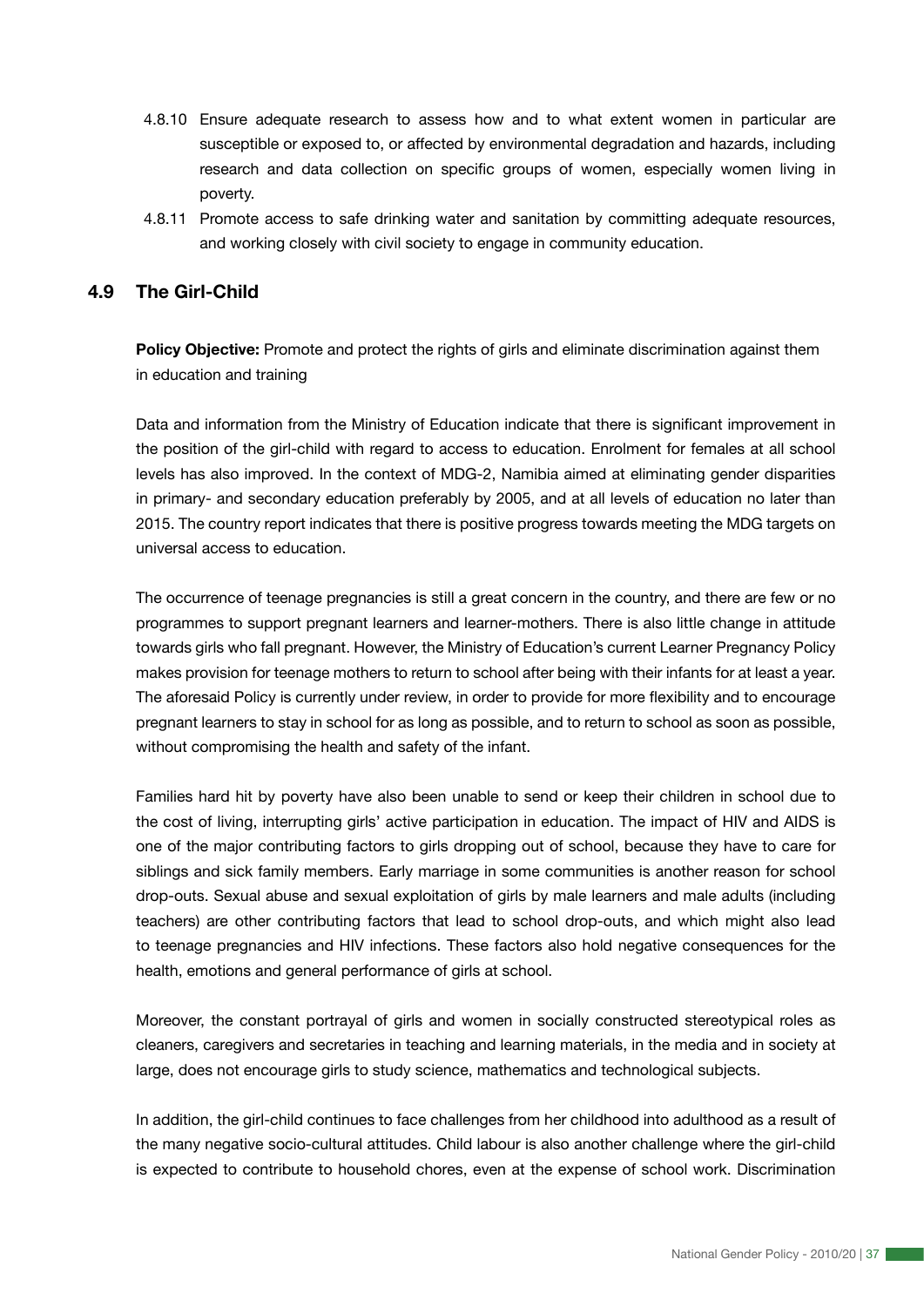4.8.10 Ensure adequate research to assess how and to what extent women in particular are susceptible or exposed to, or affected by environmental degradation and hazards, including research and data collection on specific groups of women, especially women living in poverty.

4.8.11 Promote access to safe drinking water and sanitation by committing adequate resources, and working closely with civil society to engage in community education.

## 4.9 The Girl-Child

**Policy Objective:** Promote and protect the rights of girls and eliminate discrimination against them in education and training

Data and information from the Ministry of Education indicate that there is significant improvement in the position of the girl-child with regard to access to education. Enrolment for females at all school levels has also improved. In the context of MDG-2, Namibia aimed at eliminating gender disparities in primary- and secondary education preferably by 2005, and at all levels of education no later than 2015. The country report indicates that there is positive progress towards meeting the MDG targets on universal access to education.

The occurrence of teenage pregnancies is still a great concern in the country, and there are few or no programmes to support pregnant learners and learner-mothers. There is also little change in attitude towards girls who fall pregnant. However, the Ministry of Education's current Learner Pregnancy Policy makes provision for teenage mothers to return to school after being with their infants for at least a year. The aforesaid Policy is currently under review, in order to provide for more flexibility and to encourage pregnant learners to stay in school for as long as possible, and to return to school as soon as possible, without compromising the health and safety of the infant.

Families hard hit by poverty have also been unable to send or keep their children in school due to the cost of living, interrupting girls' active participation in education. The impact of HIV and AIDS is one of the major contributing factors to girls dropping out of school, because they have to care for siblings and sick family members. Early marriage in some communities is another reason for school drop-outs. Sexual abuse and sexual exploitation of girls by male learners and male adults (including teachers) are other contributing factors that lead to school drop-outs, and which might also lead to teenage pregnancies and HIV infections. These factors also hold negative consequences for the health, emotions and general performance of girls at school.

Moreover, the constant portrayal of girls and women in socially constructed stereotypical roles as cleaners, caregivers and secretaries in teaching and learning materials, in the media and in society at large, does not encourage girls to study science, mathematics and technological subjects.

In addition, the girl-child continues to face challenges from her childhood into adulthood as a result of the many negative socio-cultural attitudes. Child labour is also another challenge where the girl-child is expected to contribute to household chores, even at the expense of school work. Discrimination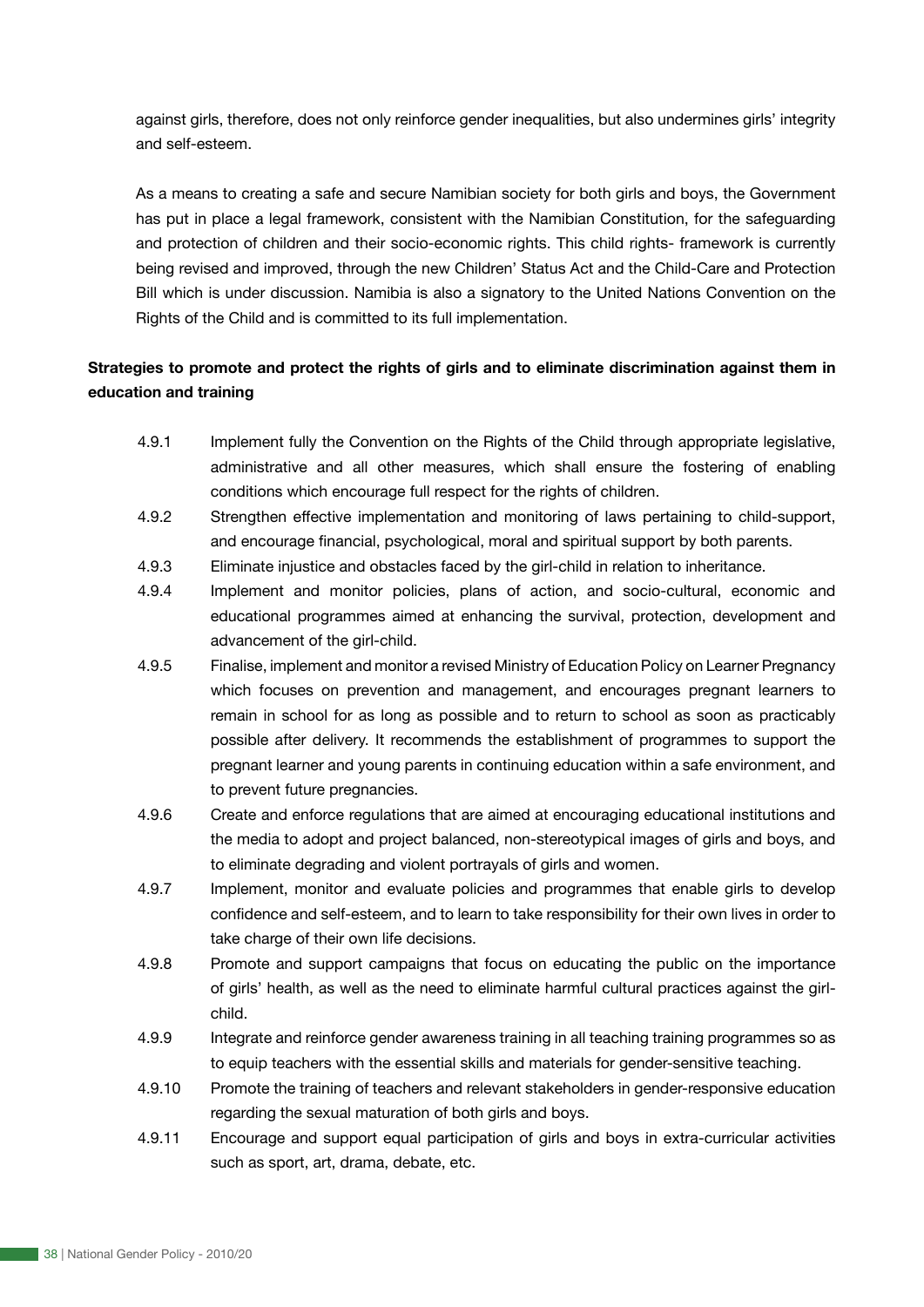against girls, therefore, does not only reinforce gender inequalities, but also undermines girls' integrity and self-esteem.

As a means to creating a safe and secure Namibian society for both girls and boys, the Government has put in place a legal framework, consistent with the Namibian Constitution, for the safeguarding and protection of children and their socio-economic rights. This child rights- framework is currently being revised and improved, through the new Children' Status Act and the Child-Care and Protection Bill which is under discussion. Namibia is also a signatory to the United Nations Convention on the Rights of the Child and is committed to its full implementation.

**Strategies to promote and protect the rights of girls and to eliminate discrimination against them in education and training**

4.9.1 Implement fully the Convention on the Rights of the Child through appropriate legislative, administrative and all other measures, which shall ensure the fostering of enabling conditions which encourage full respect for the rights of children.

4.9.2 Strengthen effective implementation and monitoring of laws pertaining to child-support, and encourage financial, psychological, moral and spiritual support by both parents.

4.9.3 Eliminate injustice and obstacles faced by the girl-child in relation to inheritance.

4.9.4 Implement and monitor policies, plans of action, and socio-cultural, economic and educational programmes aimed at enhancing the survival, protection, development and advancement of the girl-child.

4.9.5 Finalise, implement and monitor a revised Ministry of Education Policy on Learner Pregnancy which focuses on prevention and management, and encourages pregnant learners to remain in school for as long as possible and to return to school as soon as practicably possible after delivery. It recommends the establishment of programmes to support the pregnant learner and young parents in continuing education within a safe environment, and to prevent future pregnancies.

4.9.6 Create and enforce regulations that are aimed at encouraging educational institutions and the media to adopt and project balanced, non-stereotypical images of girls and boys, and to eliminate degrading and violent portrayals of girls and women.

4.9.7 Implement, monitor and evaluate policies and programmes that enable girls to develop confidence and self-esteem, and to learn to take responsibility for their own lives in order to take charge of their own life decisions.

4.9.8 Promote and support campaigns that focus on educating the public on the importance of girls' health, as well as the need to eliminate harmful cultural practices against the girl-child.

4.9.9 Integrate and reinforce gender awareness training in all teaching training programmes so as to equip teachers with the essential skills and materials for gender-sensitive teaching.

4.9.10 Promote the training of teachers and relevant stakeholders in gender-responsive education regarding the sexual maturation of both girls and boys.

4.9.11 Encourage and support equal participation of girls and boys in extra-curricular activities such as sport, art, drama, debate, etc.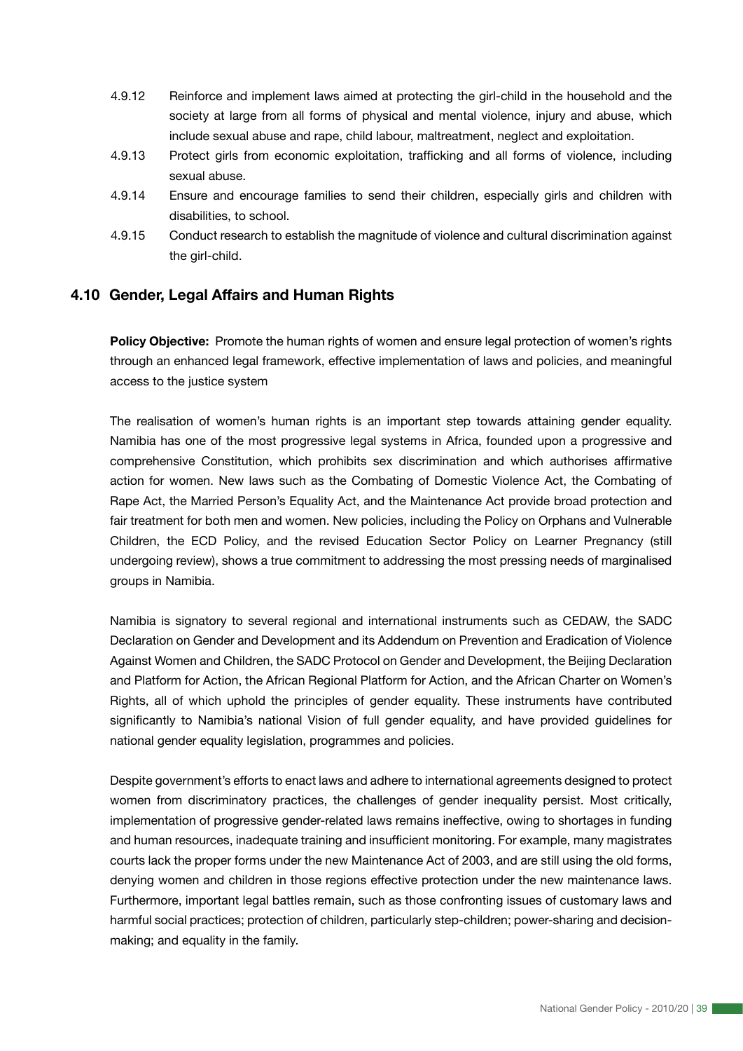4.9.12 Reinforce and implement laws aimed at protecting the girl-child in the household and the society at large from all forms of physical and mental violence, injury and abuse, which include sexual abuse and rape, child labour, maltreatment, neglect and exploitation.

4.9.13 Protect girls from economic exploitation, trafficking and all forms of violence, including sexual abuse.

4.9.14 Ensure and encourage families to send their children, especially girls and children with disabilities, to school.

4.9.15 Conduct research to establish the magnitude of violence and cultural discrimination against the girl-child.

## 4.10 Gender, Legal Affairs and Human Rights

**Policy Objective:** Promote the human rights of women and ensure legal protection of women's rights through an enhanced legal framework, effective implementation of laws and policies, and meaningful access to the justice system

The realisation of women's human rights is an important step towards attaining gender equality. Namibia has one of the most progressive legal systems in Africa, founded upon a progressive and comprehensive Constitution, which prohibits sex discrimination and which authorises affirmative action for women. New laws such as the Combating of Domestic Violence Act, the Combating of Rape Act, the Married Person's Equality Act, and the Maintenance Act provide broad protection and fair treatment for both men and women. New policies, including the Policy on Orphans and Vulnerable Children, the ECD Policy, and the revised Education Sector Policy on Learner Pregnancy (still undergoing review), shows a true commitment to addressing the most pressing needs of marginalised groups in Namibia.

Namibia is signatory to several regional and international instruments such as CEDAW, the SADC Declaration on Gender and Development and its Addendum on Prevention and Eradication of Violence Against Women and Children, the SADC Protocol on Gender and Development, the Beijing Declaration and Platform for Action, the African Regional Platform for Action, and the African Charter on Women's Rights, all of which uphold the principles of gender equality. These instruments have contributed significantly to Namibia's national Vision of full gender equality, and have provided guidelines for national gender equality legislation, programmes and policies.

Despite government's efforts to enact laws and adhere to international agreements designed to protect women from discriminatory practices, the challenges of gender inequality persist. Most critically, implementation of progressive gender-related laws remains ineffective, owing to shortages in funding and human resources, inadequate training and insufficient monitoring. For example, many magistrates courts lack the proper forms under the new Maintenance Act of 2003, and are still using the old forms, denying women and children in those regions effective protection under the new maintenance laws. Furthermore, important legal battles remain, such as those confronting issues of customary laws and harmful social practices; protection of children, particularly step-children; power-sharing and decision-making; and equality in the family.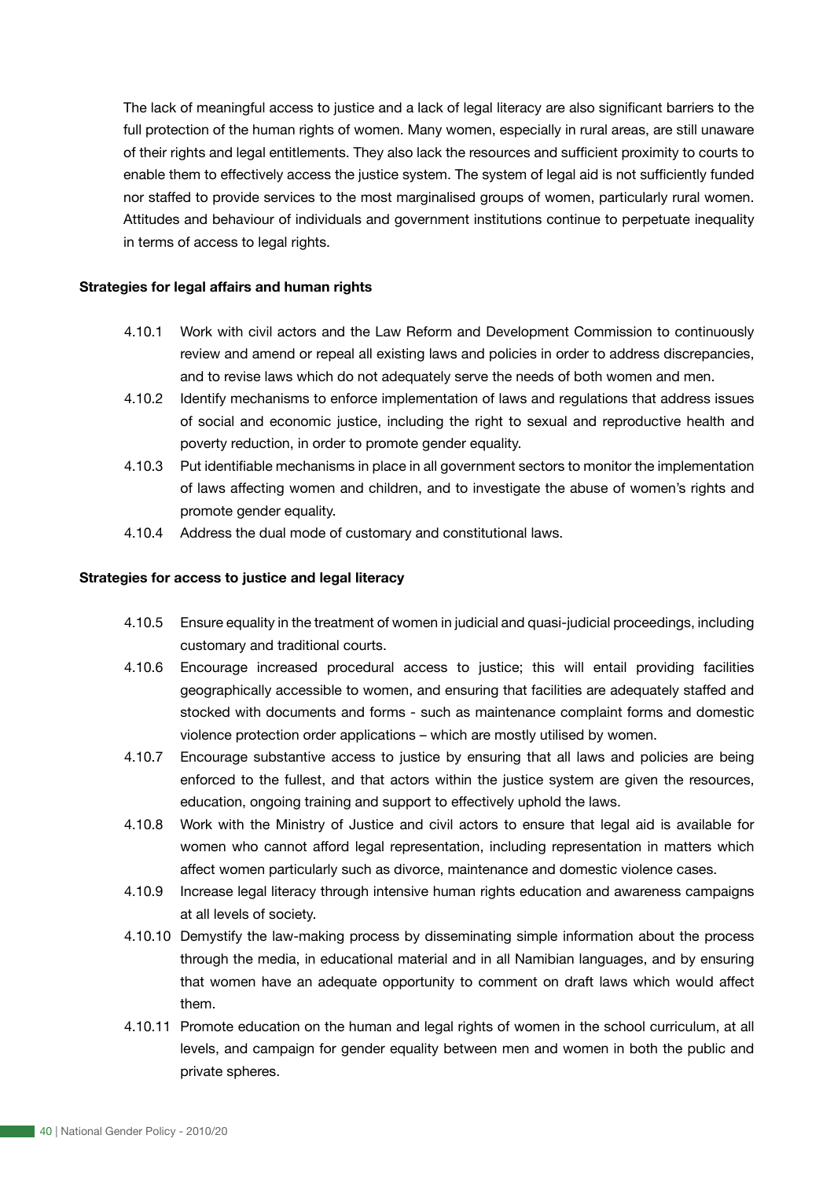The lack of meaningful access to justice and a lack of legal literacy are also significant barriers to the full protection of the human rights of women. Many women, especially in rural areas, are still unaware of their rights and legal entitlements. They also lack the resources and sufficient proximity to courts to enable them to effectively access the justice system. The system of legal aid is not sufficiently funded nor staffed to provide services to the most marginalised groups of women, particularly rural women. Attitudes and behaviour of individuals and government institutions continue to perpetuate inequality in terms of access to legal rights.

**Strategies for legal affairs and human rights**

4.10.1 Work with civil actors and the Law Reform and Development Commission to continuously review and amend or repeal all existing laws and policies in order to address discrepancies, and to revise laws which do not adequately serve the needs of both women and men.

4.10.2 Identify mechanisms to enforce implementation of laws and regulations that address issues of social and economic justice, including the right to sexual and reproductive health and poverty reduction, in order to promote gender equality.

4.10.3 Put identifiable mechanisms in place in all government sectors to monitor the implementation of laws affecting women and children, and to investigate the abuse of women's rights and promote gender equality.

4.10.4 Address the dual mode of customary and constitutional laws.

**Strategies for access to justice and legal literacy**

4.10.5 Ensure equality in the treatment of women in judicial and quasi-judicial proceedings, including customary and traditional courts.

4.10.6 Encourage increased procedural access to justice; this will entail providing facilities geographically accessible to women, and ensuring that facilities are adequately staffed and stocked with documents and forms - such as maintenance complaint forms and domestic violence protection order applications – which are mostly utilised by women.

4.10.7 Encourage substantive access to justice by ensuring that all laws and policies are being enforced to the fullest, and that actors within the justice system are given the resources, education, ongoing training and support to effectively uphold the laws.

4.10.8 Work with the Ministry of Justice and civil actors to ensure that legal aid is available for women who cannot afford legal representation, including representation in matters which affect women particularly such as divorce, maintenance and domestic violence cases.

4.10.9 Increase legal literacy through intensive human rights education and awareness campaigns at all levels of society.

4.10.10 Demystify the law-making process by disseminating simple information about the process through the media, in educational material and in all Namibian languages, and by ensuring that women have an adequate opportunity to comment on draft laws which would affect them.

4.10.11 Promote education on the human and legal rights of women in the school curriculum, at all levels, and campaign for gender equality between men and women in both the public and private spheres.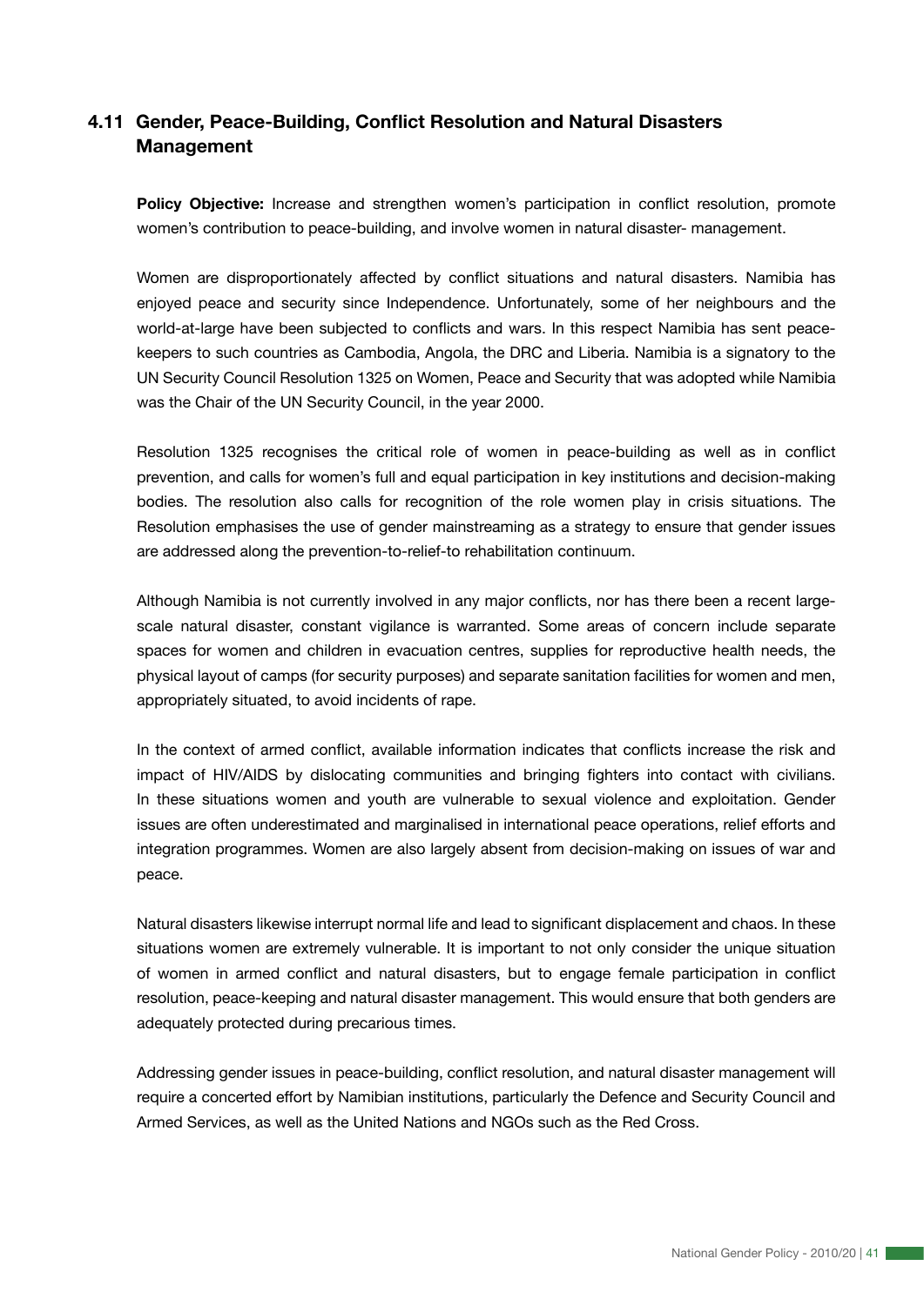## 4.11 Gender, Peace-Building, Conflict Resolution and Natural Disasters Management

**Policy Objective:** Increase and strengthen women's participation in conflict resolution, promote women's contribution to peace-building, and involve women in natural disaster- management.

Women are disproportionately affected by conflict situations and natural disasters. Namibia has enjoyed peace and security since Independence. Unfortunately, some of her neighbours and the world-at-large have been subjected to conflicts and wars. In this respect Namibia has sent peace-keepers to such countries as Cambodia, Angola, the DRC and Liberia. Namibia is a signatory to the UN Security Council Resolution 1325 on Women, Peace and Security that was adopted while Namibia was the Chair of the UN Security Council, in the year 2000.

Resolution 1325 recognises the critical role of women in peace-building as well as in conflict prevention, and calls for women's full and equal participation in key institutions and decision-making bodies. The resolution also calls for recognition of the role women play in crisis situations. The Resolution emphasises the use of gender mainstreaming as a strategy to ensure that gender issues are addressed along the prevention-to-relief-to rehabilitation continuum.

Although Namibia is not currently involved in any major conflicts, nor has there been a recent large-scale natural disaster, constant vigilance is warranted. Some areas of concern include separate spaces for women and children in evacuation centres, supplies for reproductive health needs, the physical layout of camps (for security purposes) and separate sanitation facilities for women and men, appropriately situated, to avoid incidents of rape.

In the context of armed conflict, available information indicates that conflicts increase the risk and impact of HIV/AIDS by dislocating communities and bringing fighters into contact with civilians. In these situations women and youth are vulnerable to sexual violence and exploitation. Gender issues are often underestimated and marginalised in international peace operations, relief efforts and integration programmes. Women are also largely absent from decision-making on issues of war and peace.

Natural disasters likewise interrupt normal life and lead to significant displacement and chaos. In these situations women are extremely vulnerable. It is important to not only consider the unique situation of women in armed conflict and natural disasters, but to engage female participation in conflict resolution, peace-keeping and natural disaster management. This would ensure that both genders are adequately protected during precarious times.

Addressing gender issues in peace-building, conflict resolution, and natural disaster management will require a concerted effort by Namibian institutions, particularly the Defence and Security Council and Armed Services, as well as the United Nations and NGOs such as the Red Cross.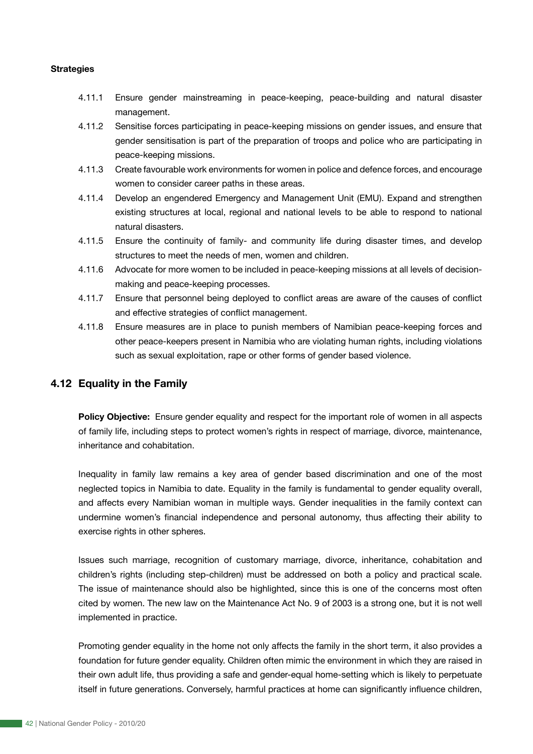**Strategies**

4.11.1 Ensure gender mainstreaming in peace-keeping, peace-building and natural disaster management.

4.11.2 Sensitise forces participating in peace-keeping missions on gender issues, and ensure that gender sensitisation is part of the preparation of troops and police who are participating in peace-keeping missions.

4.11.3 Create favourable work environments for women in police and defence forces, and encourage women to consider career paths in these areas.

4.11.4 Develop an engendered Emergency and Management Unit (EMU). Expand and strengthen existing structures at local, regional and national levels to be able to respond to national natural disasters.

4.11.5 Ensure the continuity of family- and community life during disaster times, and develop structures to meet the needs of men, women and children.

4.11.6 Advocate for more women to be included in peace-keeping missions at all levels of decision-making and peace-keeping processes.

4.11.7 Ensure that personnel being deployed to conflict areas are aware of the causes of conflict and effective strategies of conflict management.

4.11.8 Ensure measures are in place to punish members of Namibian peace-keeping forces and other peace-keepers present in Namibia who are violating human rights, including violations such as sexual exploitation, rape or other forms of gender based violence.

## 4.12 Equality in the Family

**Policy Objective:** Ensure gender equality and respect for the important role of women in all aspects of family life, including steps to protect women's rights in respect of marriage, divorce, maintenance, inheritance and cohabitation.

Inequality in family law remains a key area of gender based discrimination and one of the most neglected topics in Namibia to date. Equality in the family is fundamental to gender equality overall, and affects every Namibian woman in multiple ways. Gender inequalities in the family context can undermine women's financial independence and personal autonomy, thus affecting their ability to exercise rights in other spheres.

Issues such marriage, recognition of customary marriage, divorce, inheritance, cohabitation and children's rights (including step-children) must be addressed on both a policy and practical scale. The issue of maintenance should also be highlighted, since this is one of the concerns most often cited by women. The new law on the Maintenance Act No. 9 of 2003 is a strong one, but it is not well implemented in practice.

Promoting gender equality in the home not only affects the family in the short term, it also provides a foundation for future gender equality. Children often mimic the environment in which they are raised in their own adult life, thus providing a safe and gender-equal home-setting which is likely to perpetuate itself in future generations. Conversely, harmful practices at home can significantly influence children,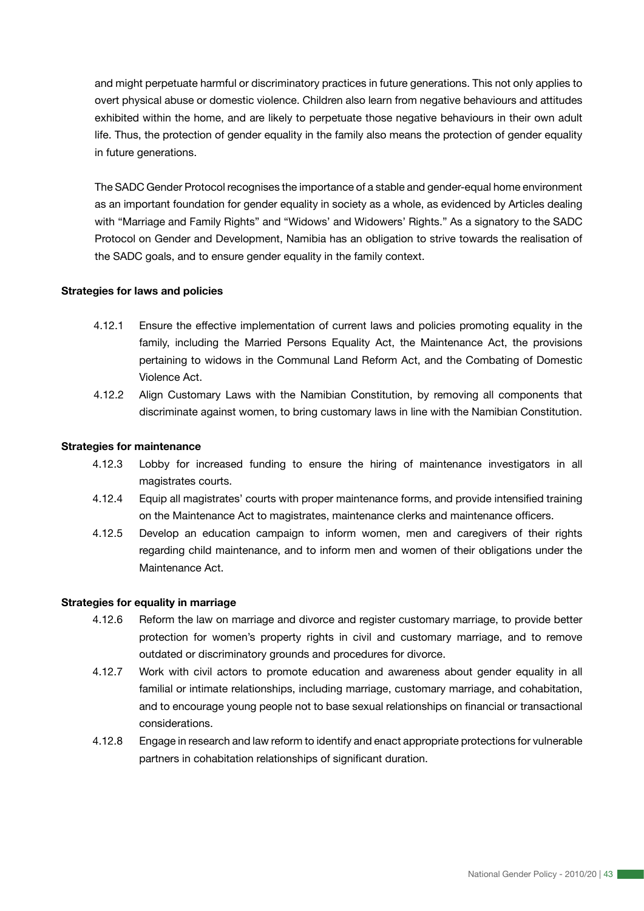and might perpetuate harmful or discriminatory practices in future generations. This not only applies to overt physical abuse or domestic violence. Children also learn from negative behaviours and attitudes exhibited within the home, and are likely to perpetuate those negative behaviours in their own adult life. Thus, the protection of gender equality in the family also means the protection of gender equality in future generations.

The SADC Gender Protocol recognises the importance of a stable and gender-equal home environment as an important foundation for gender equality in society as a whole, as evidenced by Articles dealing with "Marriage and Family Rights" and "Widows' and Widowers' Rights." As a signatory to the SADC Protocol on Gender and Development, Namibia has an obligation to strive towards the realisation of the SADC goals, and to ensure gender equality in the family context.

**Strategies for laws and policies**

4.12.1 Ensure the effective implementation of current laws and policies promoting equality in the family, including the Married Persons Equality Act, the Maintenance Act, the provisions pertaining to widows in the Communal Land Reform Act, and the Combating of Domestic Violence Act.

4.12.2 Align Customary Laws with the Namibian Constitution, by removing all components that discriminate against women, to bring customary laws in line with the Namibian Constitution.

**Strategies for maintenance**

4.12.3 Lobby for increased funding to ensure the hiring of maintenance investigators in all magistrates courts.

4.12.4 Equip all magistrates' courts with proper maintenance forms, and provide intensified training on the Maintenance Act to magistrates, maintenance clerks and maintenance officers.

4.12.5 Develop an education campaign to inform women, men and caregivers of their rights regarding child maintenance, and to inform men and women of their obligations under the Maintenance Act.

**Strategies for equality in marriage**

4.12.6 Reform the law on marriage and divorce and register customary marriage, to provide better protection for women's property rights in civil and customary marriage, and to remove outdated or discriminatory grounds and procedures for divorce.

4.12.7 Work with civil actors to promote education and awareness about gender equality in all familial or intimate relationships, including marriage, customary marriage, and cohabitation, and to encourage young people not to base sexual relationships on financial or transactional considerations.

4.12.8 Engage in research and law reform to identify and enact appropriate protections for vulnerable partners in cohabitation relationships of significant duration.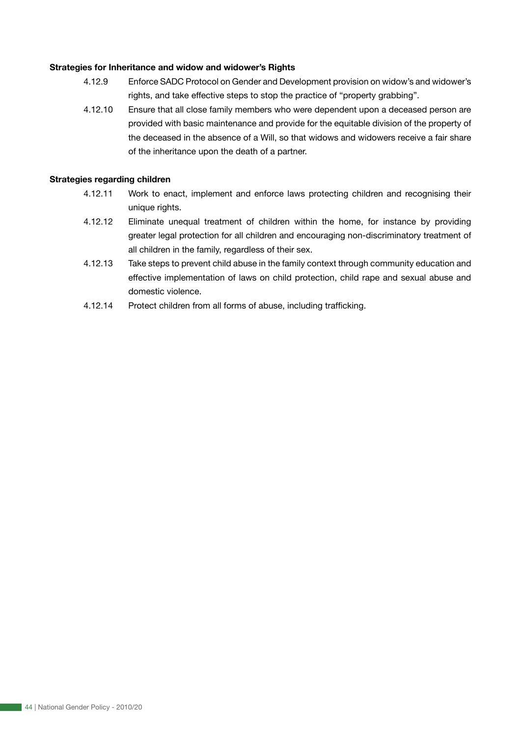**Strategies for Inheritance and widow and widower's Rights**

4.12.9 Enforce SADC Protocol on Gender and Development provision on widow's and widower's rights, and take effective steps to stop the practice of "property grabbing".

4.12.10 Ensure that all close family members who were dependent upon a deceased person are provided with basic maintenance and provide for the equitable division of the property of the deceased in the absence of a Will, so that widows and widowers receive a fair share of the inheritance upon the death of a partner.

**Strategies regarding children**

4.12.11 Work to enact, implement and enforce laws protecting children and recognising their unique rights.

4.12.12 Eliminate unequal treatment of children within the home, for instance by providing greater legal protection for all children and encouraging non-discriminatory treatment of all children in the family, regardless of their sex.

4.12.13 Take steps to prevent child abuse in the family context through community education and effective implementation of laws on child protection, child rape and sexual abuse and domestic violence.

4.12.14 Protect children from all forms of abuse, including trafficking.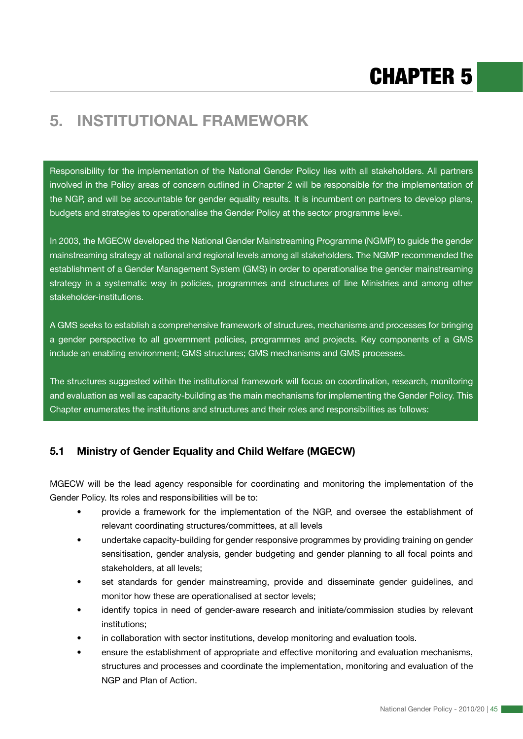# CHAPTER 5

## 5. INSTITUTIONAL FRAMEWORK

Responsibility for the implementation of the National Gender Policy lies with all stakeholders. All partners involved in the Policy areas of concern outlined in Chapter 2 will be responsible for the implementation of the NGP, and will be accountable for gender equality results. It is incumbent on partners to develop plans, budgets and strategies to operationalise the Gender Policy at the sector programme level.

In 2003, the MGECW developed the National Gender Mainstreaming Programme (NGMP) to guide the gender mainstreaming strategy at national and regional levels among all stakeholders. The NGMP recommended the establishment of a Gender Management System (GMS) in order to operationalise the gender mainstreaming strategy in a systematic way in policies, programmes and structures of line Ministries and among other stakeholder-institutions.

A GMS seeks to establish a comprehensive framework of structures, mechanisms and processes for bringing a gender perspective to all government policies, programmes and projects. Key components of a GMS include an enabling environment; GMS structures; GMS mechanisms and GMS processes.

The structures suggested within the institutional framework will focus on coordination, research, monitoring and evaluation as well as capacity-building as the main mechanisms for implementing the Gender Policy. This Chapter enumerates the institutions and structures and their roles and responsibilities as follows:

### 5.1 Ministry of Gender Equality and Child Welfare (MGECW)

MGECW will be the lead agency responsible for coordinating and monitoring the implementation of the Gender Policy. Its roles and responsibilities will be to:

- provide a framework for the implementation of the NGP, and oversee the establishment of relevant coordinating structures/committees, at all levels
- undertake capacity-building for gender responsive programmes by providing training on gender sensitisation, gender analysis, gender budgeting and gender planning to all focal points and stakeholders, at all levels;
- set standards for gender mainstreaming, provide and disseminate gender guidelines, and monitor how these are operationalised at sector levels;
- identify topics in need of gender-aware research and initiate/commission studies by relevant institutions;
- in collaboration with sector institutions, develop monitoring and evaluation tools.
- ensure the establishment of appropriate and effective monitoring and evaluation mechanisms, structures and processes and coordinate the implementation, monitoring and evaluation of the NGP and Plan of Action.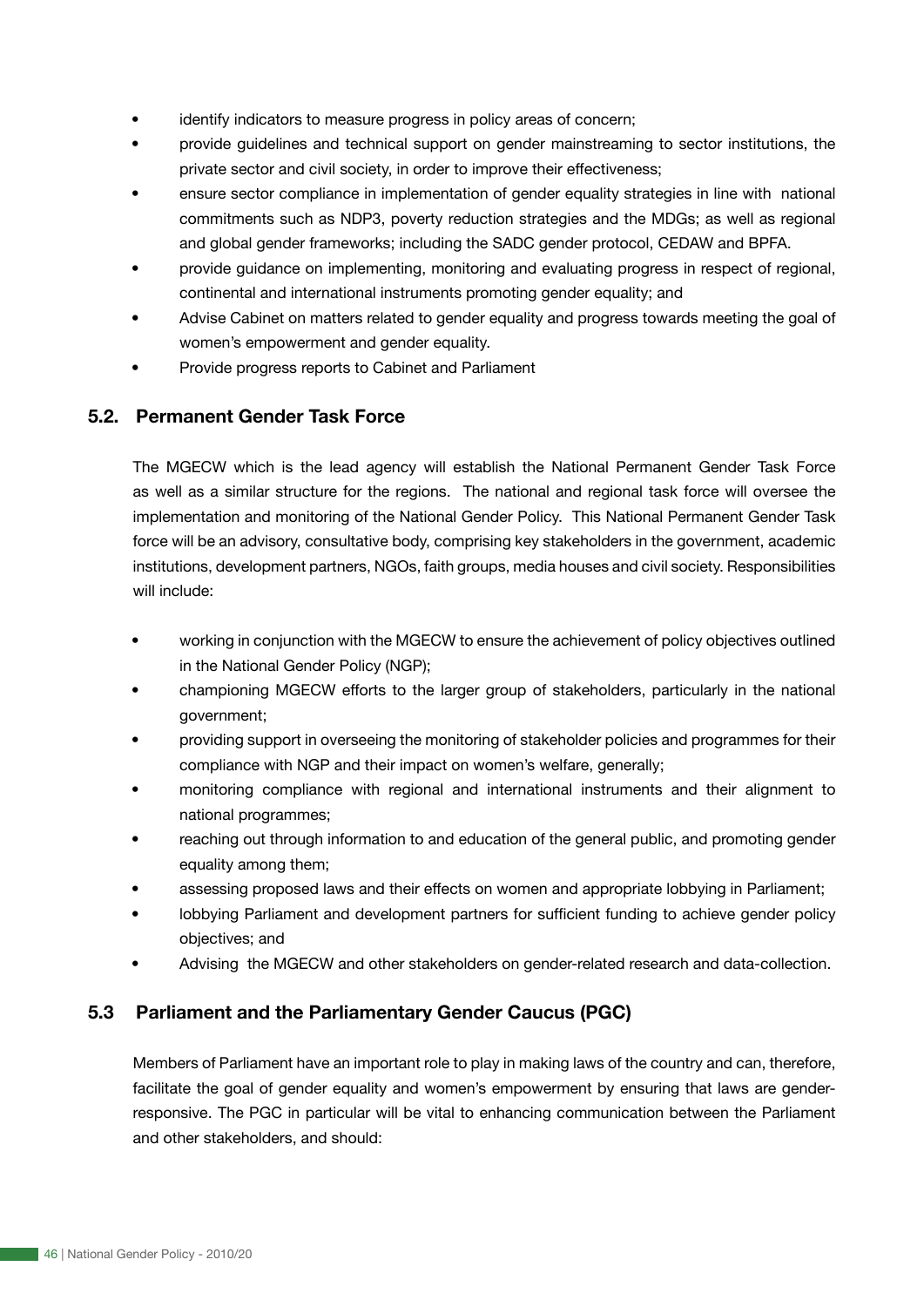- identify indicators to measure progress in policy areas of concern;
- provide guidelines and technical support on gender mainstreaming to sector institutions, the private sector and civil society, in order to improve their effectiveness;
- ensure sector compliance in implementation of gender equality strategies in line with national commitments such as NDP3, poverty reduction strategies and the MDGs; as well as regional and global gender frameworks; including the SADC gender protocol, CEDAW and BPFA.
- provide guidance on implementing, monitoring and evaluating progress in respect of regional, continental and international instruments promoting gender equality; and
- Advise Cabinet on matters related to gender equality and progress towards meeting the goal of women's empowerment and gender equality.
- Provide progress reports to Cabinet and Parliament

## 5.2. Permanent Gender Task Force

The MGECW which is the lead agency will establish the National Permanent Gender Task Force as well as a similar structure for the regions. The national and regional task force will oversee the implementation and monitoring of the National Gender Policy. This National Permanent Gender Task force will be an advisory, consultative body, comprising key stakeholders in the government, academic institutions, development partners, NGOs, faith groups, media houses and civil society. Responsibilities will include:

- working in conjunction with the MGECW to ensure the achievement of policy objectives outlined in the National Gender Policy (NGP);
- championing MGECW efforts to the larger group of stakeholders, particularly in the national government;
- providing support in overseeing the monitoring of stakeholder policies and programmes for their compliance with NGP and their impact on women's welfare, generally;
- monitoring compliance with regional and international instruments and their alignment to national programmes;
- reaching out through information to and education of the general public, and promoting gender equality among them;
- assessing proposed laws and their effects on women and appropriate lobbying in Parliament;
- lobbying Parliament and development partners for sufficient funding to achieve gender policy objectives; and
- Advising the MGECW and other stakeholders on gender-related research and data-collection.

## 5.3 Parliament and the Parliamentary Gender Caucus (PGC)

Members of Parliament have an important role to play in making laws of the country and can, therefore, facilitate the goal of gender equality and women's empowerment by ensuring that laws are gender-responsive. The PGC in particular will be vital to enhancing communication between the Parliament and other stakeholders, and should: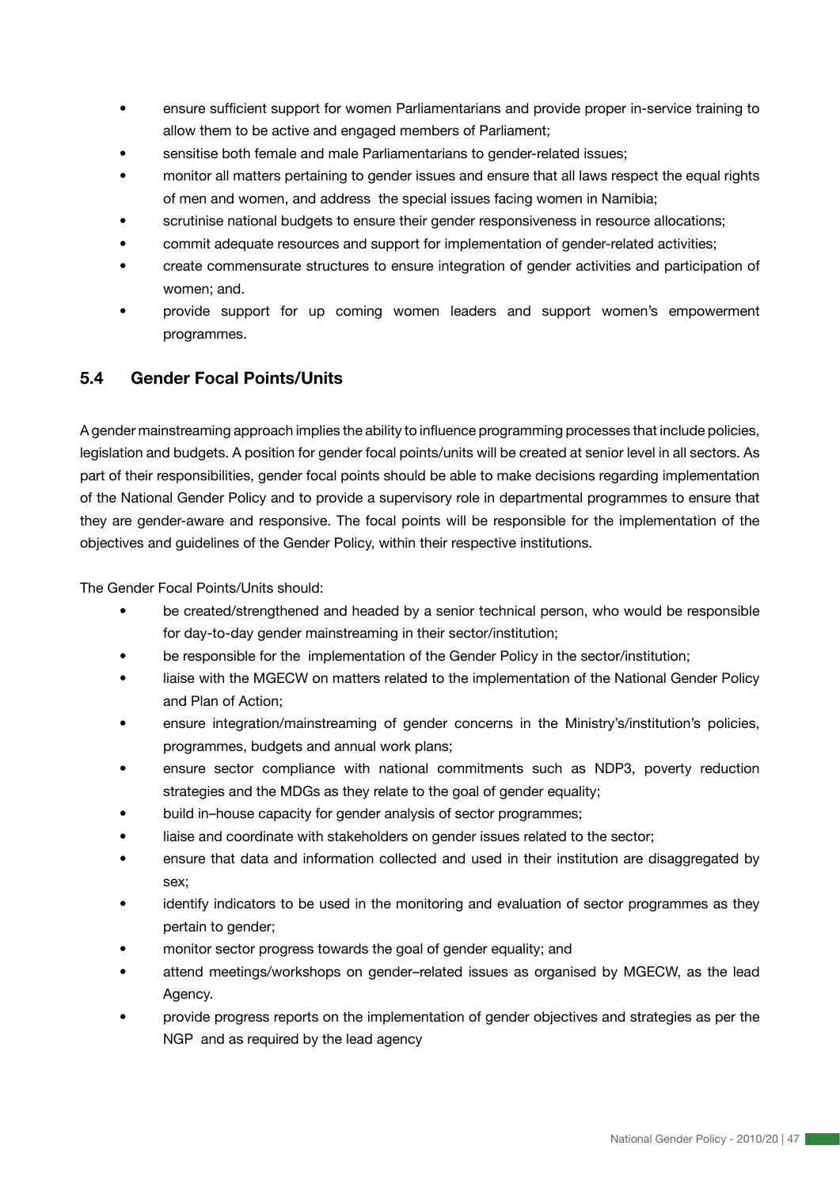- ensure sufficient support for women Parliamentarians and provide proper in-service training to allow them to be active and engaged members of Parliament;
- sensitise both female and male Parliamentarians to gender-related issues;
- monitor all matters pertaining to gender issues and ensure that all laws respect the equal rights of men and women, and address the special issues facing women in Namibia;
- scrutinise national budgets to ensure their gender responsiveness in resource allocations;
- commit adequate resources and support for implementation of gender-related activities;
- create commensurate structures to ensure integration of gender activities and participation of women; and.
- provide support for up coming women leaders and support women's empowerment programmes.

## 5.4 Gender Focal Points/Units

A gender mainstreaming approach implies the ability to influence programming processes that include policies, legislation and budgets. A position for gender focal points/units will be created at senior level in all sectors. As part of their responsibilities, gender focal points should be able to make decisions regarding implementation of the National Gender Policy and to provide a supervisory role in departmental programmes to ensure that they are gender-aware and responsive. The focal points will be responsible for the implementation of the objectives and guidelines of the Gender Policy, within their respective institutions.

The Gender Focal Points/Units should:

- be created/strengthened and headed by a senior technical person, who would be responsible for day-to-day gender mainstreaming in their sector/institution;
- be responsible for the implementation of the Gender Policy in the sector/institution;
- liaise with the MGECW on matters related to the implementation of the National Gender Policy and Plan of Action;
- ensure integration/mainstreaming of gender concerns in the Ministry's/institution's policies, programmes, budgets and annual work plans;
- ensure sector compliance with national commitments such as NDP3, poverty reduction strategies and the MDGs as they relate to the goal of gender equality;
- build in–house capacity for gender analysis of sector programmes;
- liaise and coordinate with stakeholders on gender issues related to the sector;
- ensure that data and information collected and used in their institution are disaggregated by sex;
- identify indicators to be used in the monitoring and evaluation of sector programmes as they pertain to gender;
- monitor sector progress towards the goal of gender equality; and
- attend meetings/workshops on gender–related issues as organised by MGECW, as the lead Agency.
- provide progress reports on the implementation of gender objectives and strategies as per the NGP and as required by the lead agency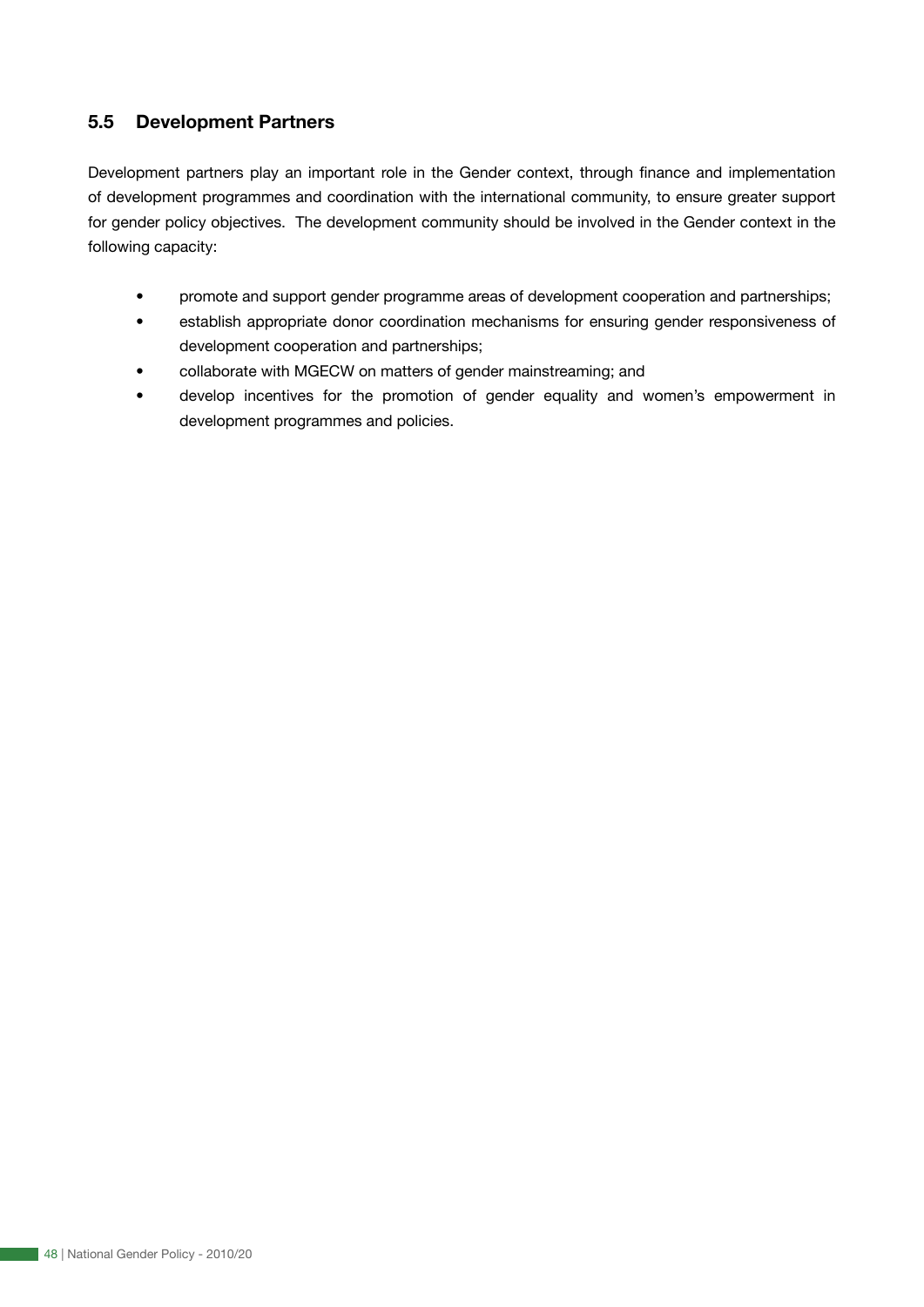## 5.5 Development Partners

Development partners play an important role in the Gender context, through finance and implementation of development programmes and coordination with the international community, to ensure greater support for gender policy objectives. The development community should be involved in the Gender context in the following capacity:

- promote and support gender programme areas of development cooperation and partnerships;
- establish appropriate donor coordination mechanisms for ensuring gender responsiveness of development cooperation and partnerships;
- collaborate with MGECW on matters of gender mainstreaming; and
- develop incentives for the promotion of gender equality and women's empowerment in development programmes and policies.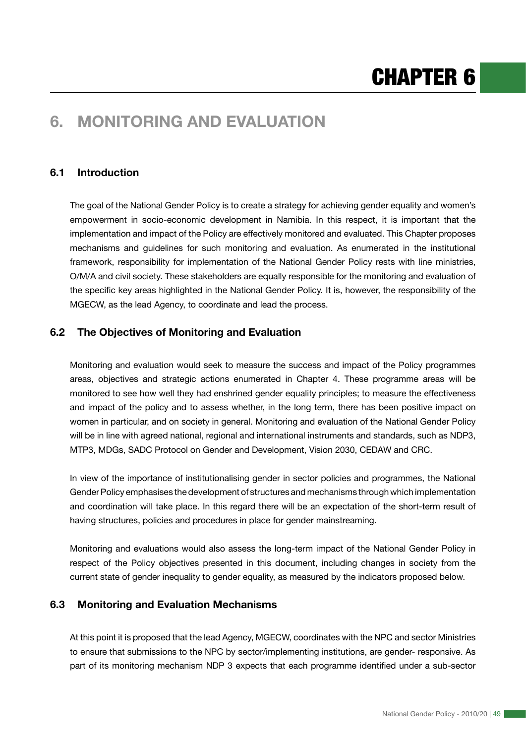# CHAPTER 6

## 6. MONITORING AND EVALUATION

### 6.1 Introduction

The goal of the National Gender Policy is to create a strategy for achieving gender equality and women's empowerment in socio-economic development in Namibia. In this respect, it is important that the implementation and impact of the Policy are effectively monitored and evaluated. This Chapter proposes mechanisms and guidelines for such monitoring and evaluation. As enumerated in the institutional framework, responsibility for implementation of the National Gender Policy rests with line ministries, O/M/A and civil society. These stakeholders are equally responsible for the monitoring and evaluation of the specific key areas highlighted in the National Gender Policy. It is, however, the responsibility of the MGECW, as the lead Agency, to coordinate and lead the process.

### 6.2 The Objectives of Monitoring and Evaluation

Monitoring and evaluation would seek to measure the success and impact of the Policy programmes areas, objectives and strategic actions enumerated in Chapter 4. These programme areas will be monitored to see how well they had enshrined gender equality principles; to measure the effectiveness and impact of the policy and to assess whether, in the long term, there has been positive impact on women in particular, and on society in general. Monitoring and evaluation of the National Gender Policy will be in line with agreed national, regional and international instruments and standards, such as NDP3, MTP3, MDGs, SADC Protocol on Gender and Development, Vision 2030, CEDAW and CRC.

In view of the importance of institutionalising gender in sector policies and programmes, the National Gender Policy emphasises the development of structures and mechanisms through which implementation and coordination will take place. In this regard there will be an expectation of the short-term result of having structures, policies and procedures in place for gender mainstreaming.

Monitoring and evaluations would also assess the long-term impact of the National Gender Policy in respect of the Policy objectives presented in this document, including changes in society from the current state of gender inequality to gender equality, as measured by the indicators proposed below.

### 6.3 Monitoring and Evaluation Mechanisms

At this point it is proposed that the lead Agency, MGECW, coordinates with the NPC and sector Ministries to ensure that submissions to the NPC by sector/implementing institutions, are gender- responsive. As part of its monitoring mechanism NDP 3 expects that each programme identified under a sub-sector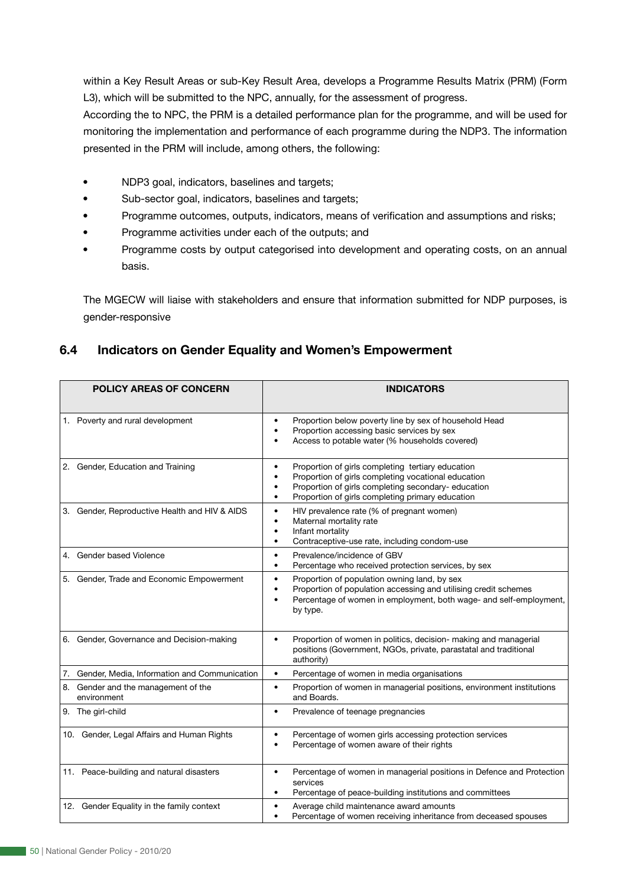within a Key Result Areas or sub-Key Result Area, develops a Programme Results Matrix (PRM) (Form L3), which will be submitted to the NPC, annually, for the assessment of progress.

According the to NPC, the PRM is a detailed performance plan for the programme, and will be used for monitoring the implementation and performance of each programme during the NDP3. The information presented in the PRM will include, among others, the following:

- NDP3 goal, indicators, baselines and targets;
- Sub-sector goal, indicators, baselines and targets;
- Programme outcomes, outputs, indicators, means of verification and assumptions and risks;
- Programme activities under each of the outputs; and
- Programme costs by output categorised into development and operating costs, on an annual basis.

The MGECW will liaise with stakeholders and ensure that information submitted for NDP purposes, is gender-responsive

## 6.4 Indicators on Gender Equality and Women's Empowerment

| POLICY AREAS OF CONCERN | INDICATORS |
|---|---|
| 1. Poverty and rural development | • Proportion below poverty line by sex of household Head<br>• Proportion accessing basic services by sex<br>• Access to potable water (% households covered) |
| 2. Gender, Education and Training | • Proportion of girls completing tertiary education<br>• Proportion of girls completing vocational education<br>• Proportion of girls completing secondary- education<br>• Proportion of girls completing primary education |
| 3. Gender, Reproductive Health and HIV & AIDS | • HIV prevalence rate (% of pregnant women)<br>• Maternal mortality rate<br>• Infant mortality<br>• Contraceptive-use rate, including condom-use |
| 4. Gender based Violence | • Prevalence/incidence of GBV<br>• Percentage who received protection services, by sex |
| 5. Gender, Trade and Economic Empowerment | • Proportion of population owning land, by sex<br>• Proportion of population accessing and utilising credit schemes<br>• Percentage of women in employment, both wage- and self-employment, by type. |
| 6. Gender, Governance and Decision-making | • Proportion of women in politics, decision- making and managerial positions (Government, NGOs, private, parastatal and traditional authority) |
| 7. Gender, Media, Information and Communication | • Percentage of women in media organisations |
| 8. Gender and the management of the environment | • Proportion of women in managerial positions, environment institutions and Boards. |
| 9. The girl-child | • Prevalence of teenage pregnancies |
| 10. Gender, Legal Affairs and Human Rights | • Percentage of women girls accessing protection services<br>• Percentage of women aware of their rights |
| 11. Peace-building and natural disasters | • Percentage of women in managerial positions in Defence and Protection services<br>• Percentage of peace-building institutions and committees |
| 12. Gender Equality in the family context | • Average child maintenance award amounts<br>• Percentage of women receiving inheritance from deceased spouses |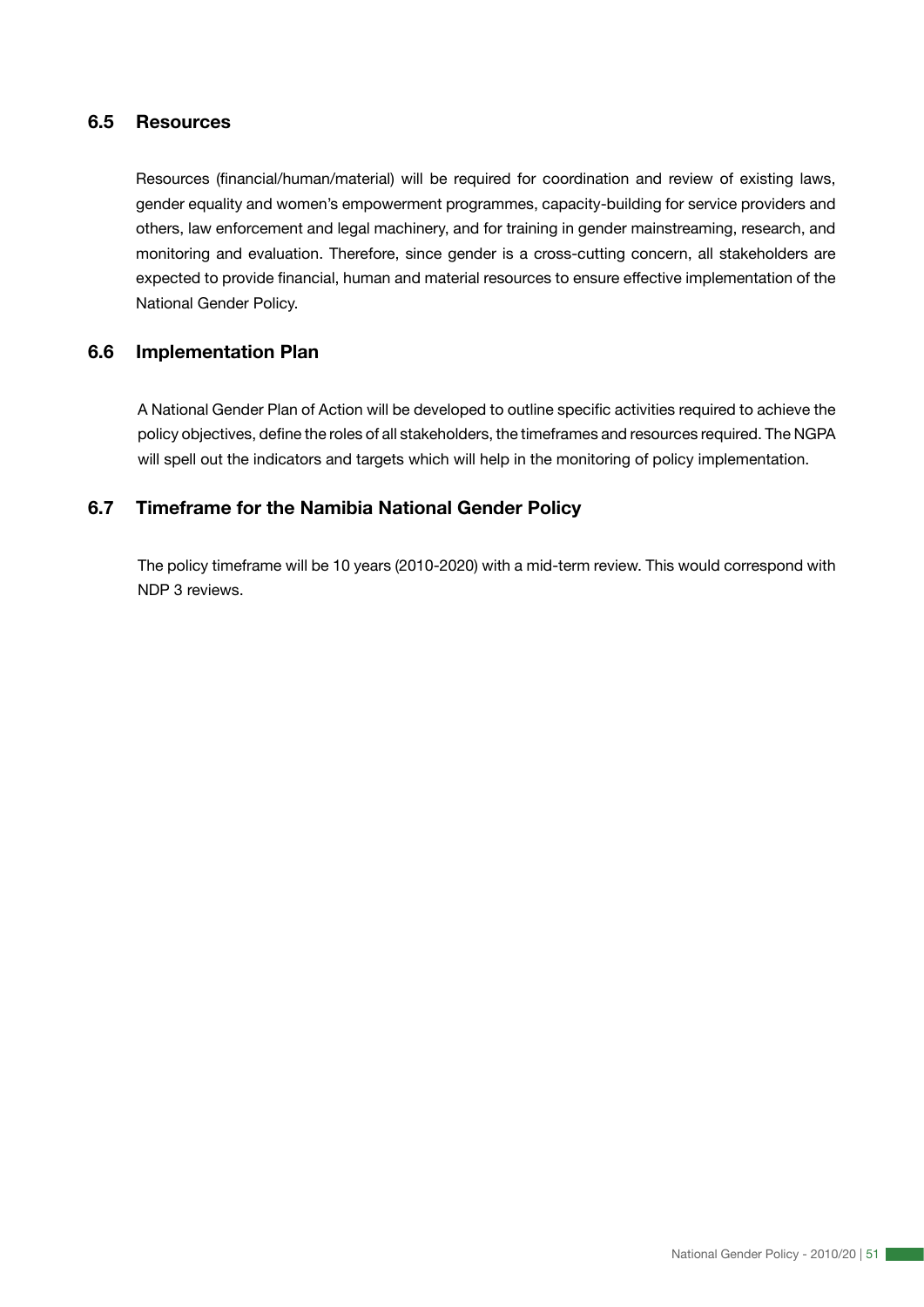## 6.5 Resources

Resources (financial/human/material) will be required for coordination and review of existing laws, gender equality and women's empowerment programmes, capacity-building for service providers and others, law enforcement and legal machinery, and for training in gender mainstreaming, research, and monitoring and evaluation. Therefore, since gender is a cross-cutting concern, all stakeholders are expected to provide financial, human and material resources to ensure effective implementation of the National Gender Policy.

## 6.6 Implementation Plan

A National Gender Plan of Action will be developed to outline specific activities required to achieve the policy objectives, define the roles of all stakeholders, the timeframes and resources required. The NGPA will spell out the indicators and targets which will help in the monitoring of policy implementation.

## 6.7 Timeframe for the Namibia National Gender Policy

The policy timeframe will be 10 years (2010-2020) with a mid-term review. This would correspond with NDP 3 reviews.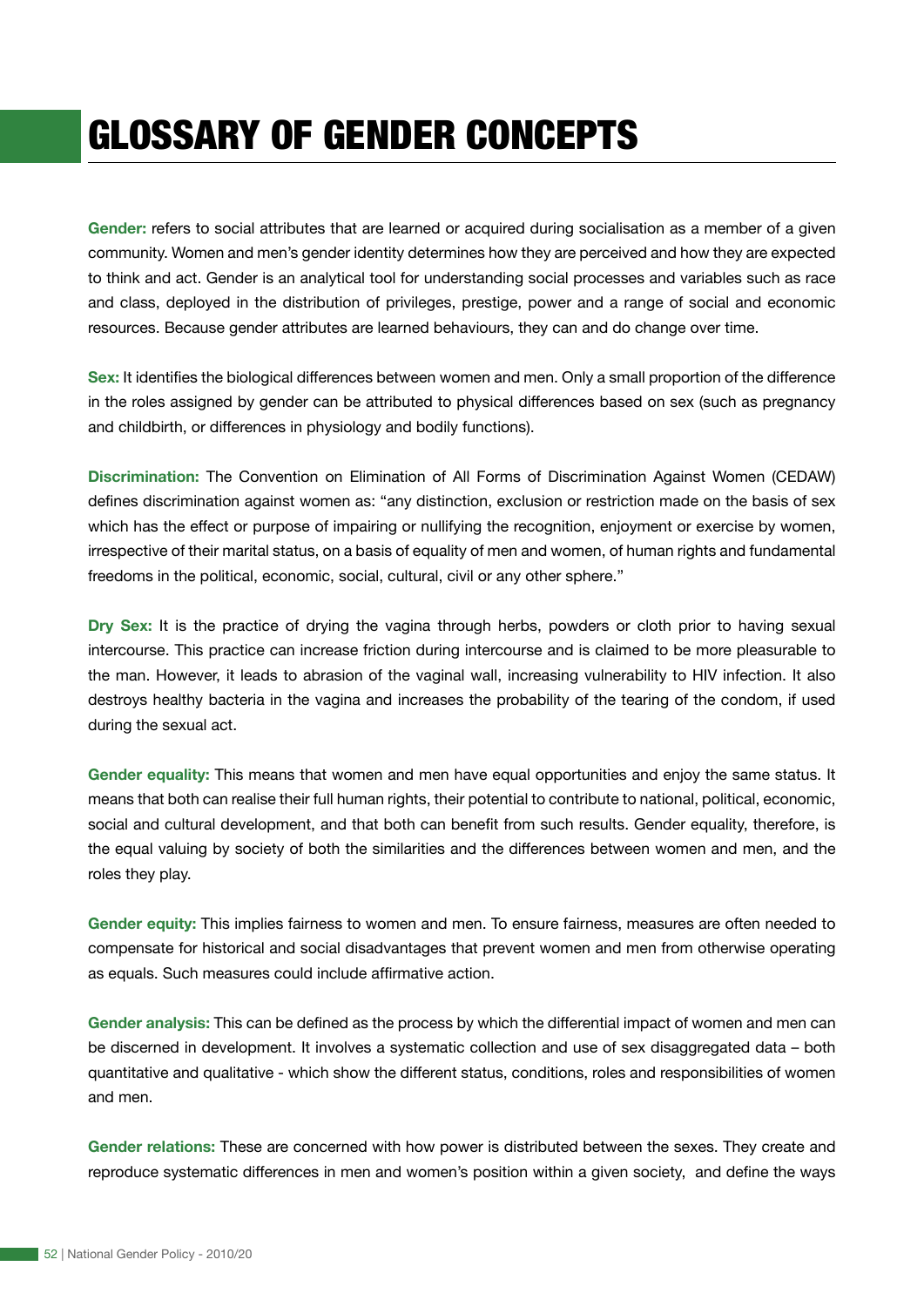# GLOSSARY OF GENDER CONCEPTS

**Gender:** refers to social attributes that are learned or acquired during socialisation as a member of a given community. Women and men's gender identity determines how they are perceived and how they are expected to think and act. Gender is an analytical tool for understanding social processes and variables such as race and class, deployed in the distribution of privileges, prestige, power and a range of social and economic resources. Because gender attributes are learned behaviours, they can and do change over time.

**Sex:** It identifies the biological differences between women and men. Only a small proportion of the difference in the roles assigned by gender can be attributed to physical differences based on sex (such as pregnancy and childbirth, or differences in physiology and bodily functions).

**Discrimination:** The Convention on Elimination of All Forms of Discrimination Against Women (CEDAW) defines discrimination against women as: "any distinction, exclusion or restriction made on the basis of sex which has the effect or purpose of impairing or nullifying the recognition, enjoyment or exercise by women, irrespective of their marital status, on a basis of equality of men and women, of human rights and fundamental freedoms in the political, economic, social, cultural, civil or any other sphere."

**Dry Sex:** It is the practice of drying the vagina through herbs, powders or cloth prior to having sexual intercourse. This practice can increase friction during intercourse and is claimed to be more pleasurable to the man. However, it leads to abrasion of the vaginal wall, increasing vulnerability to HIV infection. It also destroys healthy bacteria in the vagina and increases the probability of the tearing of the condom, if used during the sexual act.

**Gender equality:** This means that women and men have equal opportunities and enjoy the same status. It means that both can realise their full human rights, their potential to contribute to national, political, economic, social and cultural development, and that both can benefit from such results. Gender equality, therefore, is the equal valuing by society of both the similarities and the differences between women and men, and the roles they play.

**Gender equity:** This implies fairness to women and men. To ensure fairness, measures are often needed to compensate for historical and social disadvantages that prevent women and men from otherwise operating as equals. Such measures could include affirmative action.

**Gender analysis:** This can be defined as the process by which the differential impact of women and men can be discerned in development. It involves a systematic collection and use of sex disaggregated data – both quantitative and qualitative - which show the different status, conditions, roles and responsibilities of women and men.

**Gender relations:** These are concerned with how power is distributed between the sexes. They create and reproduce systematic differences in men and women's position within a given society, and define the ways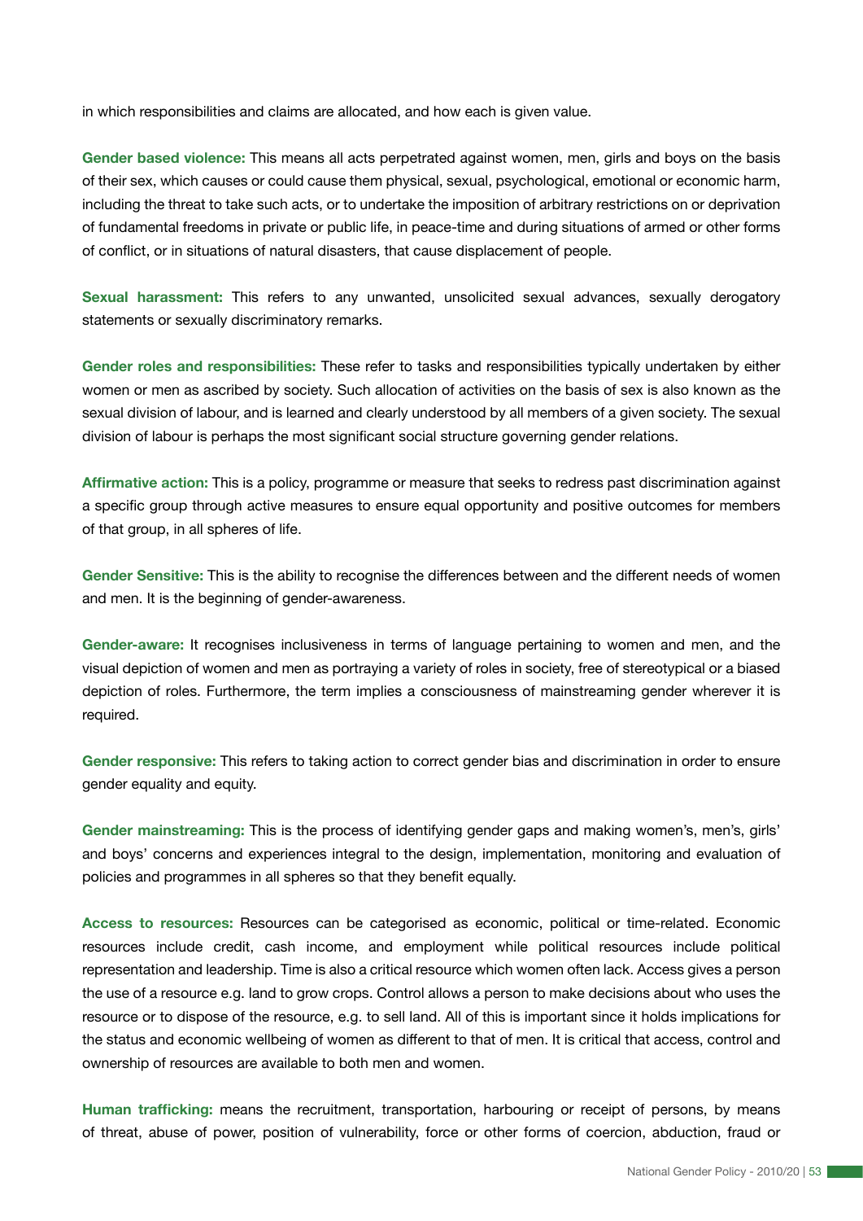in which responsibilities and claims are allocated, and how each is given value.

**Gender based violence:** This means all acts perpetrated against women, men, girls and boys on the basis of their sex, which causes or could cause them physical, sexual, psychological, emotional or economic harm, including the threat to take such acts, or to undertake the imposition of arbitrary restrictions on or deprivation of fundamental freedoms in private or public life, in peace-time and during situations of armed or other forms of conflict, or in situations of natural disasters, that cause displacement of people.

**Sexual harassment:** This refers to any unwanted, unsolicited sexual advances, sexually derogatory statements or sexually discriminatory remarks.

**Gender roles and responsibilities:** These refer to tasks and responsibilities typically undertaken by either women or men as ascribed by society. Such allocation of activities on the basis of sex is also known as the sexual division of labour, and is learned and clearly understood by all members of a given society. The sexual division of labour is perhaps the most significant social structure governing gender relations.

**Affirmative action:** This is a policy, programme or measure that seeks to redress past discrimination against a specific group through active measures to ensure equal opportunity and positive outcomes for members of that group, in all spheres of life.

**Gender Sensitive:** This is the ability to recognise the differences between and the different needs of women and men. It is the beginning of gender-awareness.

**Gender-aware:** It recognises inclusiveness in terms of language pertaining to women and men, and the visual depiction of women and men as portraying a variety of roles in society, free of stereotypical or a biased depiction of roles. Furthermore, the term implies a consciousness of mainstreaming gender wherever it is required.

**Gender responsive:** This refers to taking action to correct gender bias and discrimination in order to ensure gender equality and equity.

**Gender mainstreaming:** This is the process of identifying gender gaps and making women's, men's, girls' and boys' concerns and experiences integral to the design, implementation, monitoring and evaluation of policies and programmes in all spheres so that they benefit equally.

**Access to resources:** Resources can be categorised as economic, political or time-related. Economic resources include credit, cash income, and employment while political resources include political representation and leadership. Time is also a critical resource which women often lack. Access gives a person the use of a resource e.g. land to grow crops. Control allows a person to make decisions about who uses the resource or to dispose of the resource, e.g. to sell land. All of this is important since it holds implications for the status and economic wellbeing of women as different to that of men. It is critical that access, control and ownership of resources are available to both men and women.

**Human trafficking:** means the recruitment, transportation, harbouring or receipt of persons, by means of threat, abuse of power, position of vulnerability, force or other forms of coercion, abduction, fraud or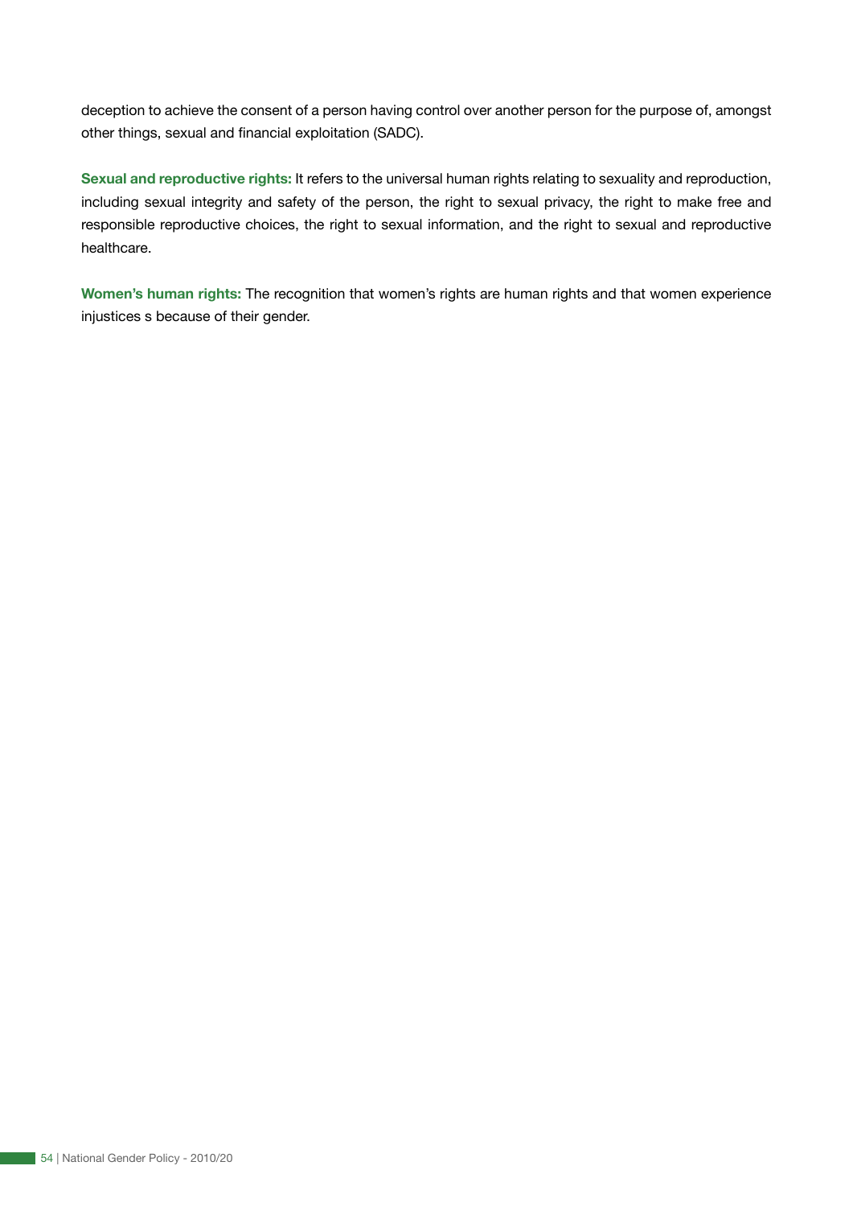deception to achieve the consent of a person having control over another person for the purpose of, amongst other things, sexual and financial exploitation (SADC).

**Sexual and reproductive rights:** It refers to the universal human rights relating to sexuality and reproduction, including sexual integrity and safety of the person, the right to sexual privacy, the right to make free and responsible reproductive choices, the right to sexual information, and the right to sexual and reproductive healthcare.

**Women's human rights:** The recognition that women's rights are human rights and that women experience injustices s because of their gender.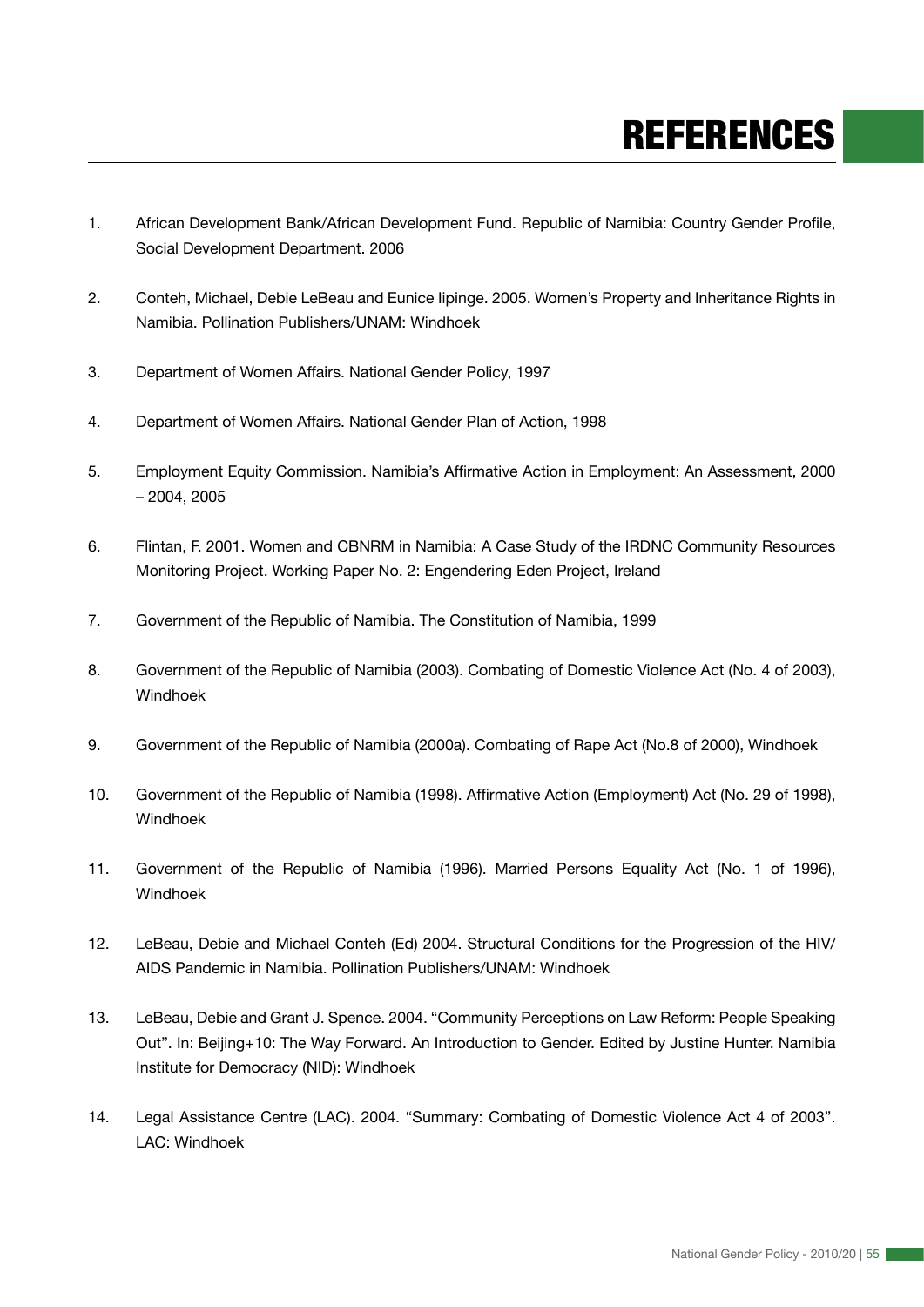# REFERENCES

1. African Development Bank/African Development Fund. Republic of Namibia: Country Gender Profile, Social Development Department. 2006

2. Conteh, Michael, Debie LeBeau and Eunice Iipinge. 2005. Women's Property and Inheritance Rights in Namibia. Pollination Publishers/UNAM: Windhoek

3. Department of Women Affairs. National Gender Policy, 1997

4. Department of Women Affairs. National Gender Plan of Action, 1998

5. Employment Equity Commission. Namibia's Affirmative Action in Employment: An Assessment, 2000 – 2004, 2005

6. Flintan, F. 2001. Women and CBNRM in Namibia: A Case Study of the IRDNC Community Resources Monitoring Project. Working Paper No. 2: Engendering Eden Project, Ireland

7. Government of the Republic of Namibia. The Constitution of Namibia, 1999

8. Government of the Republic of Namibia (2003). Combating of Domestic Violence Act (No. 4 of 2003), Windhoek

9. Government of the Republic of Namibia (2000a). Combating of Rape Act (No.8 of 2000), Windhoek

10. Government of the Republic of Namibia (1998). Affirmative Action (Employment) Act (No. 29 of 1998), Windhoek

11. Government of the Republic of Namibia (1996). Married Persons Equality Act (No. 1 of 1996), Windhoek

12. LeBeau, Debie and Michael Conteh (Ed) 2004. Structural Conditions for the Progression of the HIV/AIDS Pandemic in Namibia. Pollination Publishers/UNAM: Windhoek

13. LeBeau, Debie and Grant J. Spence. 2004. "Community Perceptions on Law Reform: People Speaking Out". In: Beijing+10: The Way Forward. An Introduction to Gender. Edited by Justine Hunter. Namibia Institute for Democracy (NID): Windhoek

14. Legal Assistance Centre (LAC). 2004. "Summary: Combating of Domestic Violence Act 4 of 2003". LAC: Windhoek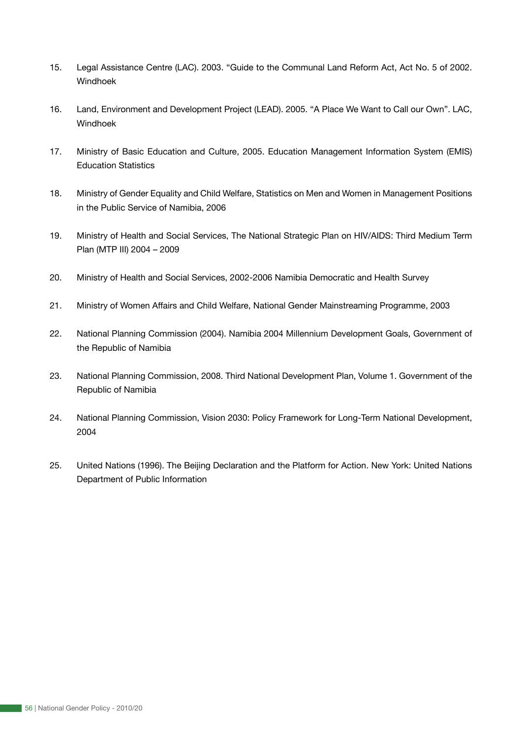15. Legal Assistance Centre (LAC). 2003. “Guide to the Communal Land Reform Act, Act No. 5 of 2002. Windhoek

16. Land, Environment and Development Project (LEAD). 2005. “A Place We Want to Call our Own”. LAC, Windhoek

17. Ministry of Basic Education and Culture, 2005. Education Management Information System (EMIS) Education Statistics

18. Ministry of Gender Equality and Child Welfare, Statistics on Men and Women in Management Positions in the Public Service of Namibia, 2006

19. Ministry of Health and Social Services, The National Strategic Plan on HIV/AIDS: Third Medium Term Plan (MTP III) 2004 – 2009

20. Ministry of Health and Social Services, 2002-2006 Namibia Democratic and Health Survey

21. Ministry of Women Affairs and Child Welfare, National Gender Mainstreaming Programme, 2003

22. National Planning Commission (2004). Namibia 2004 Millennium Development Goals, Government of the Republic of Namibia

23. National Planning Commission, 2008. Third National Development Plan, Volume 1. Government of the Republic of Namibia

24. National Planning Commission, Vision 2030: Policy Framework for Long-Term National Development, 2004

25. United Nations (1996). The Beijing Declaration and the Platform for Action. New York: United Nations Department of Public Information